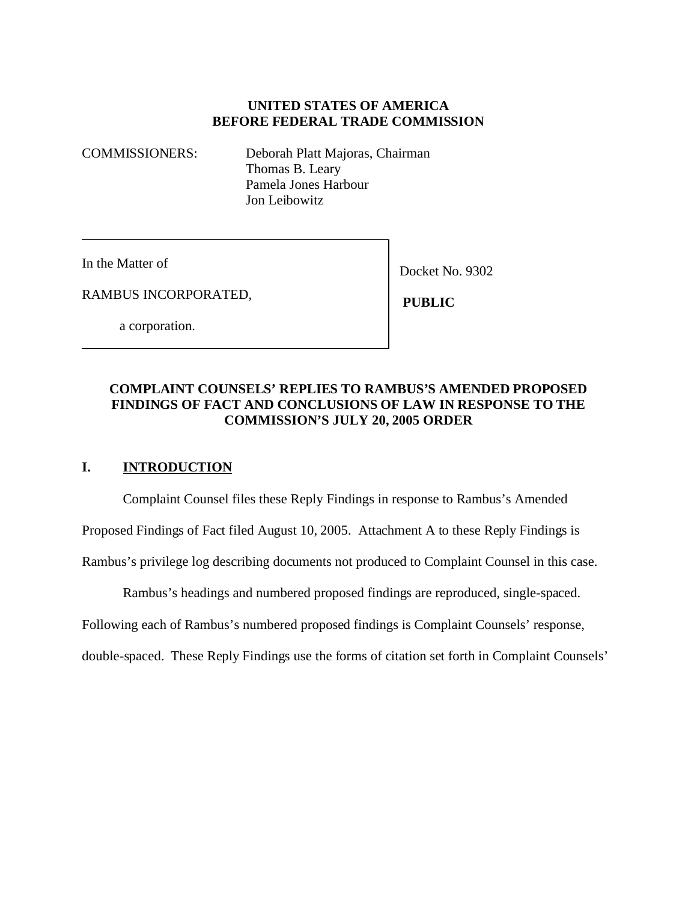**UNITED STATES OF AMERICA**
**BEFORE FEDERAL TRADE COMMISSION**

COMMISSIONERS: Deborah Platt Majoras, Chairman
Thomas B. Leary
Pamela Jones Harbour
Jon Leibowitz

| | |
|---|---|
| In the Matter of<br><br>RAMBUS INCORPORATED,<br><br>a corporation. | Docket No. 9302<br><br>**PUBLIC** |

**COMPLAINT COUNSELS' REPLIES TO RAMBUS'S AMENDED PROPOSED FINDINGS OF FACT AND CONCLUSIONS OF LAW IN RESPONSE TO THE COMMISSION'S JULY 20, 2005 ORDER**

## I. INTRODUCTION

Complaint Counsel files these Reply Findings in response to Rambus's Amended Proposed Findings of Fact filed August 10, 2005. Attachment A to these Reply Findings is Rambus's privilege log describing documents not produced to Complaint Counsel in this case.

Rambus's headings and numbered proposed findings are reproduced, single-spaced. Following each of Rambus's numbered proposed findings is Complaint Counsels' response, double-spaced. These Reply Findings use the forms of citation set forth in Complaint Counsels'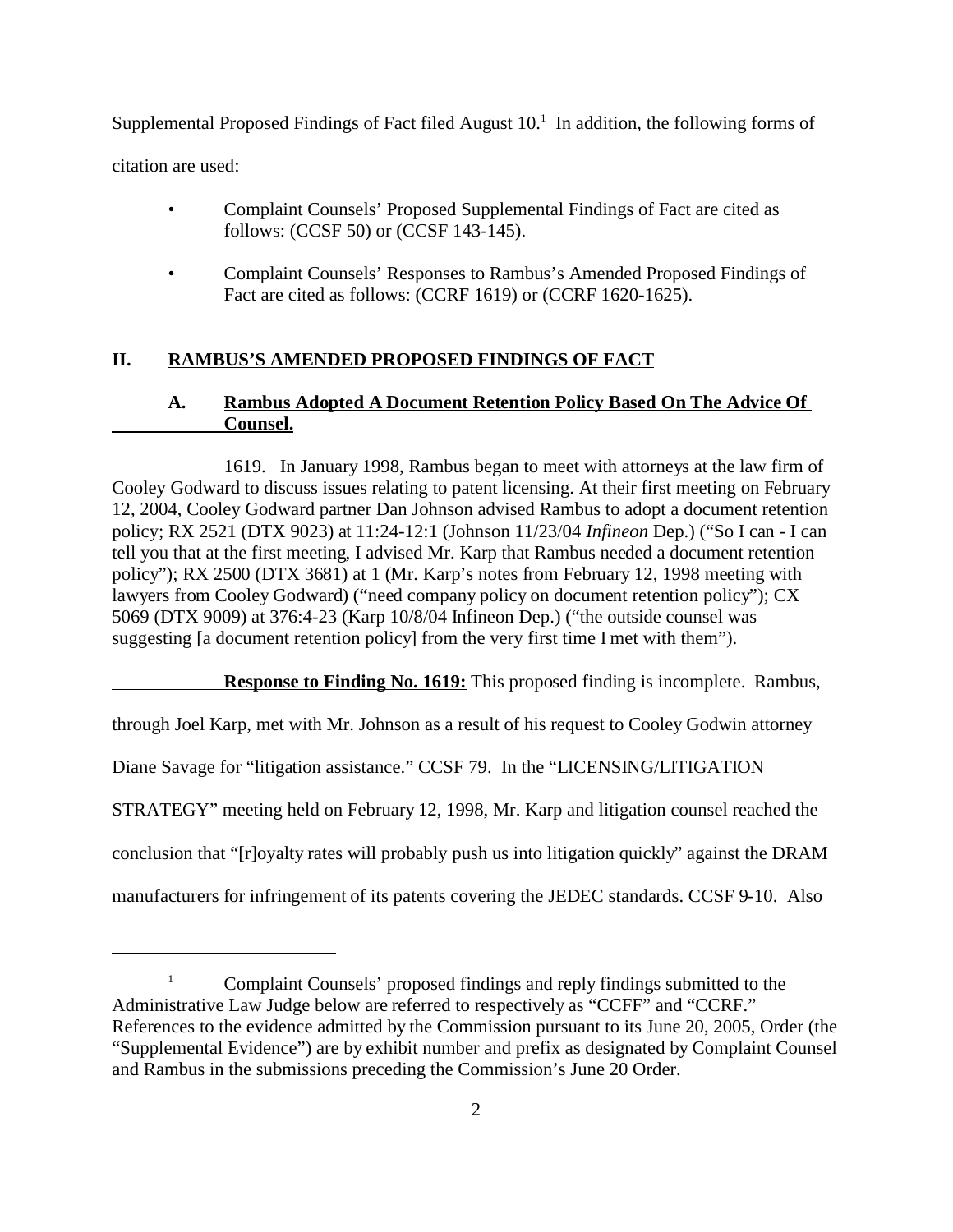Supplemental Proposed Findings of Fact filed August 10.[1] In addition, the following forms of citation are used:

- Complaint Counsels' Proposed Supplemental Findings of Fact are cited as follows: (CCSF 50) or (CCSF 143-145).
- Complaint Counsels' Responses to Rambus's Amended Proposed Findings of Fact are cited as follows: (CCRF 1619) or (CCRF 1620-1625).

## II. RAMBUS'S AMENDED PROPOSED FINDINGS OF FACT

### A. Rambus Adopted A Document Retention Policy Based On The Advice Of Counsel.

1619. In January 1998, Rambus began to meet with attorneys at the law firm of Cooley Godward to discuss issues relating to patent licensing. At their first meeting on February 12, 2004, Cooley Godward partner Dan Johnson advised Rambus to adopt a document retention policy; RX 2521 (DTX 9023) at 11:24-12:1 (Johnson 11/23/04 *Infineon* Dep.) ("So I can - I can tell you that at the first meeting, I advised Mr. Karp that Rambus needed a document retention policy"); RX 2500 (DTX 3681) at 1 (Mr. Karp's notes from February 12, 1998 meeting with lawyers from Cooley Godward) ("need company policy on document retention policy"); CX 5069 (DTX 9009) at 376:4-23 (Karp 10/8/04 Infineon Dep.) ("the outside counsel was suggesting [a document retention policy] from the very first time I met with them").

**Response to Finding No. 1619:** This proposed finding is incomplete. Rambus, through Joel Karp, met with Mr. Johnson as a result of his request to Cooley Godwin attorney Diane Savage for "litigation assistance." CCSF 79. In the "LICENSING/LITIGATION STRATEGY" meeting held on February 12, 1998, Mr. Karp and litigation counsel reached the conclusion that "[r]oyalty rates will probably push us into litigation quickly" against the DRAM manufacturers for infringement of its patents covering the JEDEC standards. CCSF 9-10. Also

---

[1] Complaint Counsels' proposed findings and reply findings submitted to the Administrative Law Judge below are referred to respectively as "CCFF" and "CCRF." References to the evidence admitted by the Commission pursuant to its June 20, 2005, Order (the "Supplemental Evidence") are by exhibit number and prefix as designated by Complaint Counsel and Rambus in the submissions preceding the Commission's June 20 Order.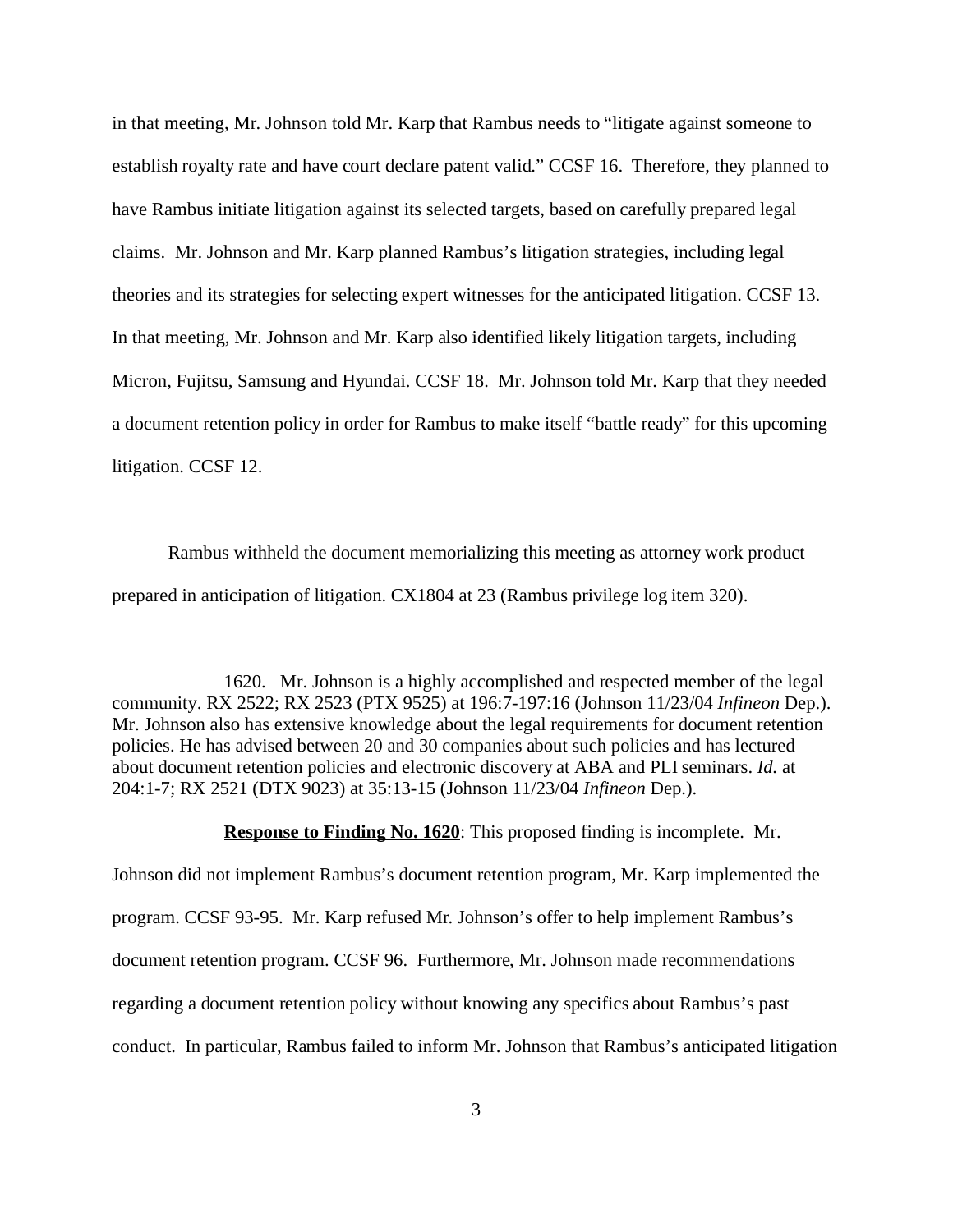in that meeting, Mr. Johnson told Mr. Karp that Rambus needs to "litigate against someone to establish royalty rate and have court declare patent valid." CCSF 16. Therefore, they planned to have Rambus initiate litigation against its selected targets, based on carefully prepared legal claims. Mr. Johnson and Mr. Karp planned Rambus's litigation strategies, including legal theories and its strategies for selecting expert witnesses for the anticipated litigation. CCSF 13. In that meeting, Mr. Johnson and Mr. Karp also identified likely litigation targets, including Micron, Fujitsu, Samsung and Hyundai. CCSF 18. Mr. Johnson told Mr. Karp that they needed a document retention policy in order for Rambus to make itself "battle ready" for this upcoming litigation. CCSF 12.

Rambus withheld the document memorializing this meeting as attorney work product prepared in anticipation of litigation. CX1804 at 23 (Rambus privilege log item 320).

1620. Mr. Johnson is a highly accomplished and respected member of the legal community. RX 2522; RX 2523 (PTX 9525) at 196:7-197:16 (Johnson 11/23/04 *Infineon* Dep.). Mr. Johnson also has extensive knowledge about the legal requirements for document retention policies. He has advised between 20 and 30 companies about such policies and has lectured about document retention policies and electronic discovery at ABA and PLI seminars. *Id.* at 204:1-7; RX 2521 (DTX 9023) at 35:13-15 (Johnson 11/23/04 *Infineon* Dep.).

**Response to Finding No. 1620**: This proposed finding is incomplete. Mr. Johnson did not implement Rambus's document retention program, Mr. Karp implemented the program. CCSF 93-95. Mr. Karp refused Mr. Johnson's offer to help implement Rambus's document retention program. CCSF 96. Furthermore, Mr. Johnson made recommendations regarding a document retention policy without knowing any specifics about Rambus's past conduct. In particular, Rambus failed to inform Mr. Johnson that Rambus's anticipated litigation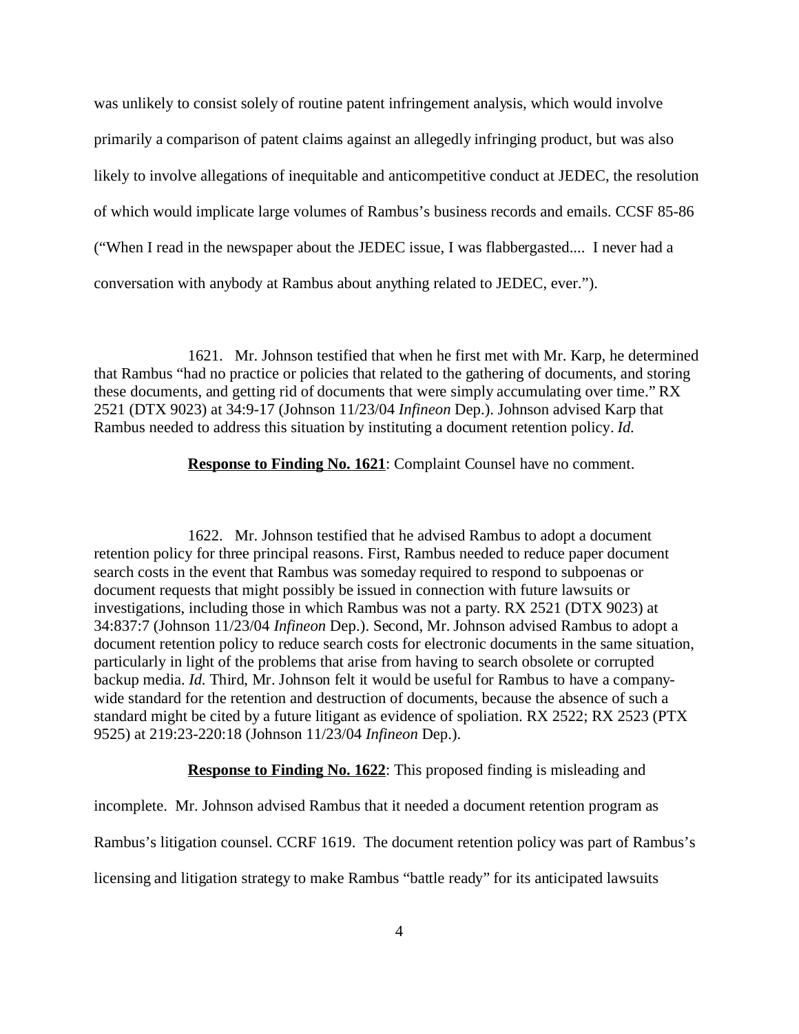was unlikely to consist solely of routine patent infringement analysis, which would involve primarily a comparison of patent claims against an allegedly infringing product, but was also likely to involve allegations of inequitable and anticompetitive conduct at JEDEC, the resolution of which would implicate large volumes of Rambus's business records and emails. CCSF 85-86 ("When I read in the newspaper about the JEDEC issue, I was flabbergasted.... I never had a conversation with anybody at Rambus about anything related to JEDEC, ever.").

1621. Mr. Johnson testified that when he first met with Mr. Karp, he determined that Rambus "had no practice or policies that related to the gathering of documents, and storing these documents, and getting rid of documents that were simply accumulating over time." RX 2521 (DTX 9023) at 34:9-17 (Johnson 11/23/04 *Infineon* Dep.). Johnson advised Karp that Rambus needed to address this situation by instituting a document retention policy. *Id.*

**Response to Finding No. 1621**: Complaint Counsel have no comment.

1622. Mr. Johnson testified that he advised Rambus to adopt a document retention policy for three principal reasons. First, Rambus needed to reduce paper document search costs in the event that Rambus was someday required to respond to subpoenas or document requests that might possibly be issued in connection with future lawsuits or investigations, including those in which Rambus was not a party. RX 2521 (DTX 9023) at 34:837:7 (Johnson 11/23/04 *Infineon* Dep.). Second, Mr. Johnson advised Rambus to adopt a document retention policy to reduce search costs for electronic documents in the same situation, particularly in light of the problems that arise from having to search obsolete or corrupted backup media. *Id.* Third, Mr. Johnson felt it would be useful for Rambus to have a company-wide standard for the retention and destruction of documents, because the absence of such a standard might be cited by a future litigant as evidence of spoliation. RX 2522; RX 2523 (PTX 9525) at 219:23-220:18 (Johnson 11/23/04 *Infineon* Dep.).

**Response to Finding No. 1622**: This proposed finding is misleading and incomplete. Mr. Johnson advised Rambus that it needed a document retention program as Rambus's litigation counsel. CCRF 1619. The document retention policy was part of Rambus's licensing and litigation strategy to make Rambus "battle ready" for its anticipated lawsuits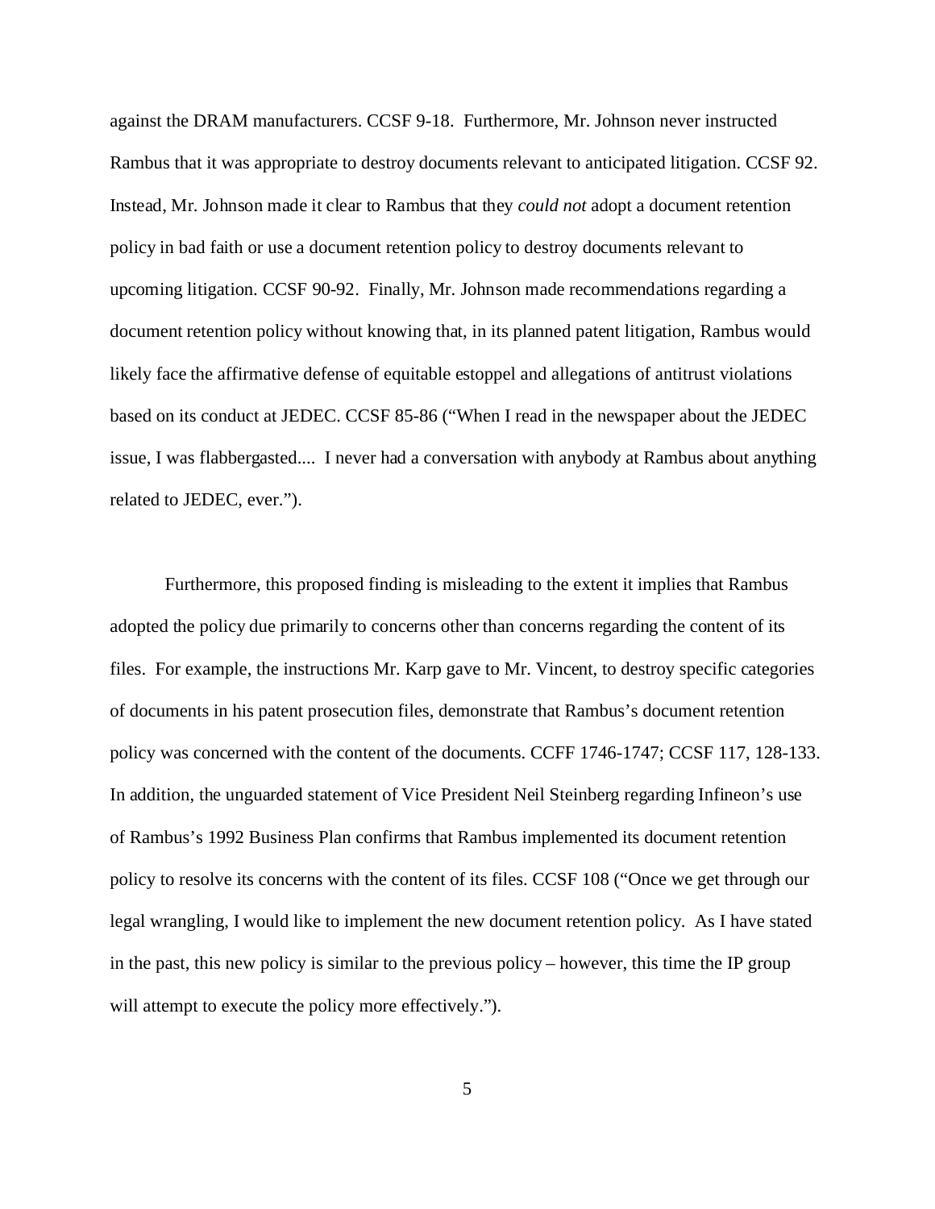against the DRAM manufacturers. CCSF 9-18. Furthermore, Mr. Johnson never instructed Rambus that it was appropriate to destroy documents relevant to anticipated litigation. CCSF 92. Instead, Mr. Johnson made it clear to Rambus that they *could not* adopt a document retention policy in bad faith or use a document retention policy to destroy documents relevant to upcoming litigation. CCSF 90-92. Finally, Mr. Johnson made recommendations regarding a document retention policy without knowing that, in its planned patent litigation, Rambus would likely face the affirmative defense of equitable estoppel and allegations of antitrust violations based on its conduct at JEDEC. CCSF 85-86 ("When I read in the newspaper about the JEDEC issue, I was flabbergasted.... I never had a conversation with anybody at Rambus about anything related to JEDEC, ever.").

Furthermore, this proposed finding is misleading to the extent it implies that Rambus adopted the policy due primarily to concerns other than concerns regarding the content of its files. For example, the instructions Mr. Karp gave to Mr. Vincent, to destroy specific categories of documents in his patent prosecution files, demonstrate that Rambus's document retention policy was concerned with the content of the documents. CCFF 1746-1747; CCSF 117, 128-133. In addition, the unguarded statement of Vice President Neil Steinberg regarding Infineon's use of Rambus's 1992 Business Plan confirms that Rambus implemented its document retention policy to resolve its concerns with the content of its files. CCSF 108 ("Once we get through our legal wrangling, I would like to implement the new document retention policy. As I have stated in the past, this new policy is similar to the previous policy – however, this time the IP group will attempt to execute the policy more effectively.").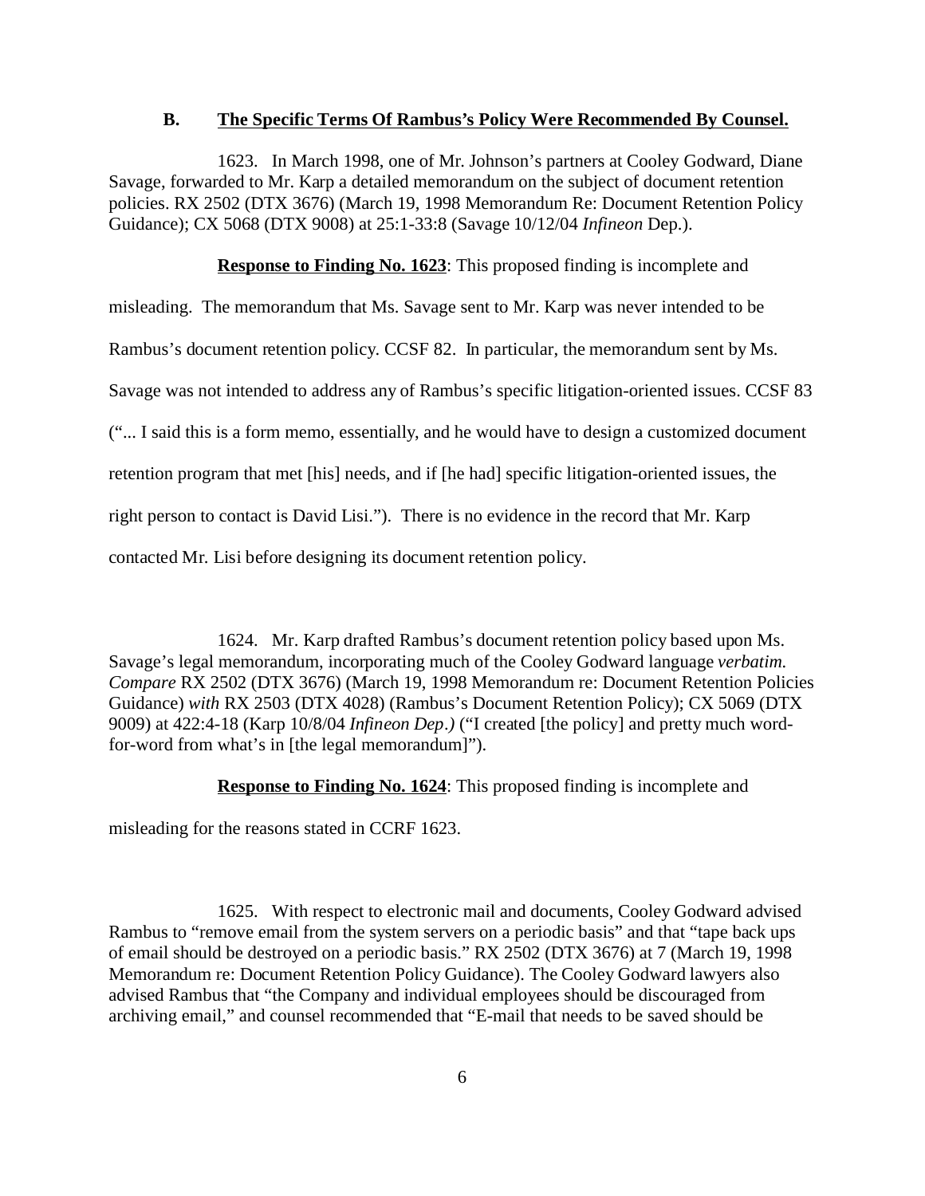### B. The Specific Terms Of Rambus's Policy Were Recommended By Counsel.

1623. In March 1998, one of Mr. Johnson's partners at Cooley Godward, Diane Savage, forwarded to Mr. Karp a detailed memorandum on the subject of document retention policies. RX 2502 (DTX 3676) (March 19, 1998 Memorandum Re: Document Retention Policy Guidance); CX 5068 (DTX 9008) at 25:1-33:8 (Savage 10/12/04 *Infineon* Dep.).

**Response to Finding No. 1623**: This proposed finding is incomplete and misleading. The memorandum that Ms. Savage sent to Mr. Karp was never intended to be Rambus's document retention policy. CCSF 82. In particular, the memorandum sent by Ms. Savage was not intended to address any of Rambus's specific litigation-oriented issues. CCSF 83 ("... I said this is a form memo, essentially, and he would have to design a customized document retention program that met [his] needs, and if [he had] specific litigation-oriented issues, the right person to contact is David Lisi."). There is no evidence in the record that Mr. Karp contacted Mr. Lisi before designing its document retention policy.

1624. Mr. Karp drafted Rambus's document retention policy based upon Ms. Savage's legal memorandum, incorporating much of the Cooley Godward language *verbatim*. *Compare* RX 2502 (DTX 3676) (March 19, 1998 Memorandum re: Document Retention Policies Guidance) *with* RX 2503 (DTX 4028) (Rambus's Document Retention Policy); CX 5069 (DTX 9009) at 422:4-18 (Karp 10/8/04 *Infineon Dep.)* ("I created [the policy] and pretty much word-for-word from what's in [the legal memorandum]").

**Response to Finding No. 1624**: This proposed finding is incomplete and misleading for the reasons stated in CCRF 1623.

1625. With respect to electronic mail and documents, Cooley Godward advised Rambus to "remove email from the system servers on a periodic basis" and that "tape back ups of email should be destroyed on a periodic basis." RX 2502 (DTX 3676) at 7 (March 19, 1998 Memorandum re: Document Retention Policy Guidance). The Cooley Godward lawyers also advised Rambus that "the Company and individual employees should be discouraged from archiving email," and counsel recommended that "E-mail that needs to be saved should be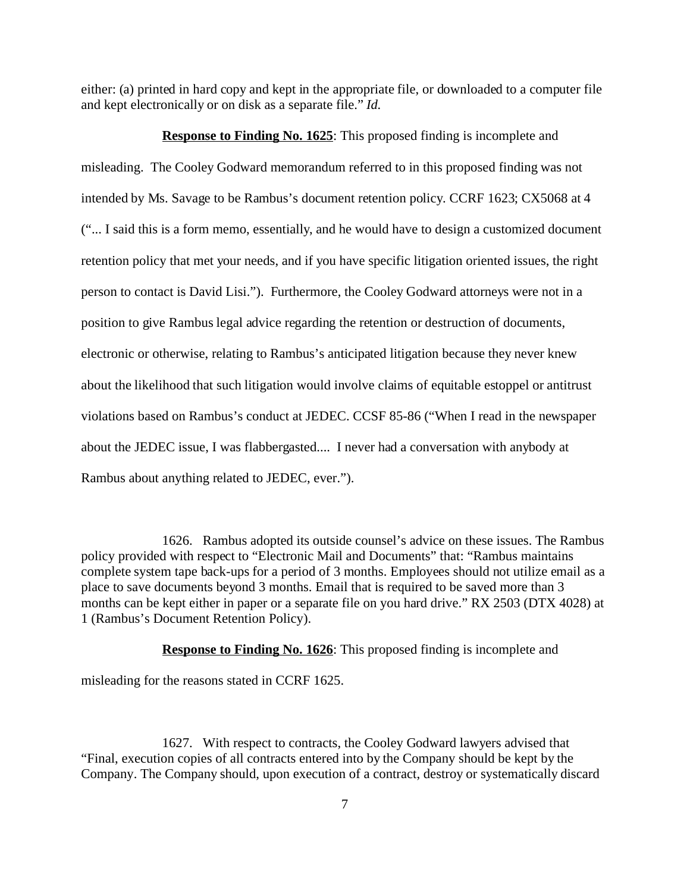either: (a) printed in hard copy and kept in the appropriate file, or downloaded to a computer file and kept electronically or on disk as a separate file." *Id.*

**Response to Finding No. 1625**: This proposed finding is incomplete and misleading. The Cooley Godward memorandum referred to in this proposed finding was not intended by Ms. Savage to be Rambus's document retention policy. CCRF 1623; CX5068 at 4 ("... I said this is a form memo, essentially, and he would have to design a customized document retention policy that met your needs, and if you have specific litigation oriented issues, the right person to contact is David Lisi."). Furthermore, the Cooley Godward attorneys were not in a position to give Rambus legal advice regarding the retention or destruction of documents, electronic or otherwise, relating to Rambus's anticipated litigation because they never knew about the likelihood that such litigation would involve claims of equitable estoppel or antitrust violations based on Rambus's conduct at JEDEC. CCSF 85-86 ("When I read in the newspaper about the JEDEC issue, I was flabbergasted.... I never had a conversation with anybody at Rambus about anything related to JEDEC, ever.").

1626. Rambus adopted its outside counsel's advice on these issues. The Rambus policy provided with respect to "Electronic Mail and Documents" that: "Rambus maintains complete system tape back-ups for a period of 3 months. Employees should not utilize email as a place to save documents beyond 3 months. Email that is required to be saved more than 3 months can be kept either in paper or a separate file on you hard drive." RX 2503 (DTX 4028) at 1 (Rambus's Document Retention Policy).

**Response to Finding No. 1626**: This proposed finding is incomplete and misleading for the reasons stated in CCRF 1625.

1627. With respect to contracts, the Cooley Godward lawyers advised that "Final, execution copies of all contracts entered into by the Company should be kept by the Company. The Company should, upon execution of a contract, destroy or systematically discard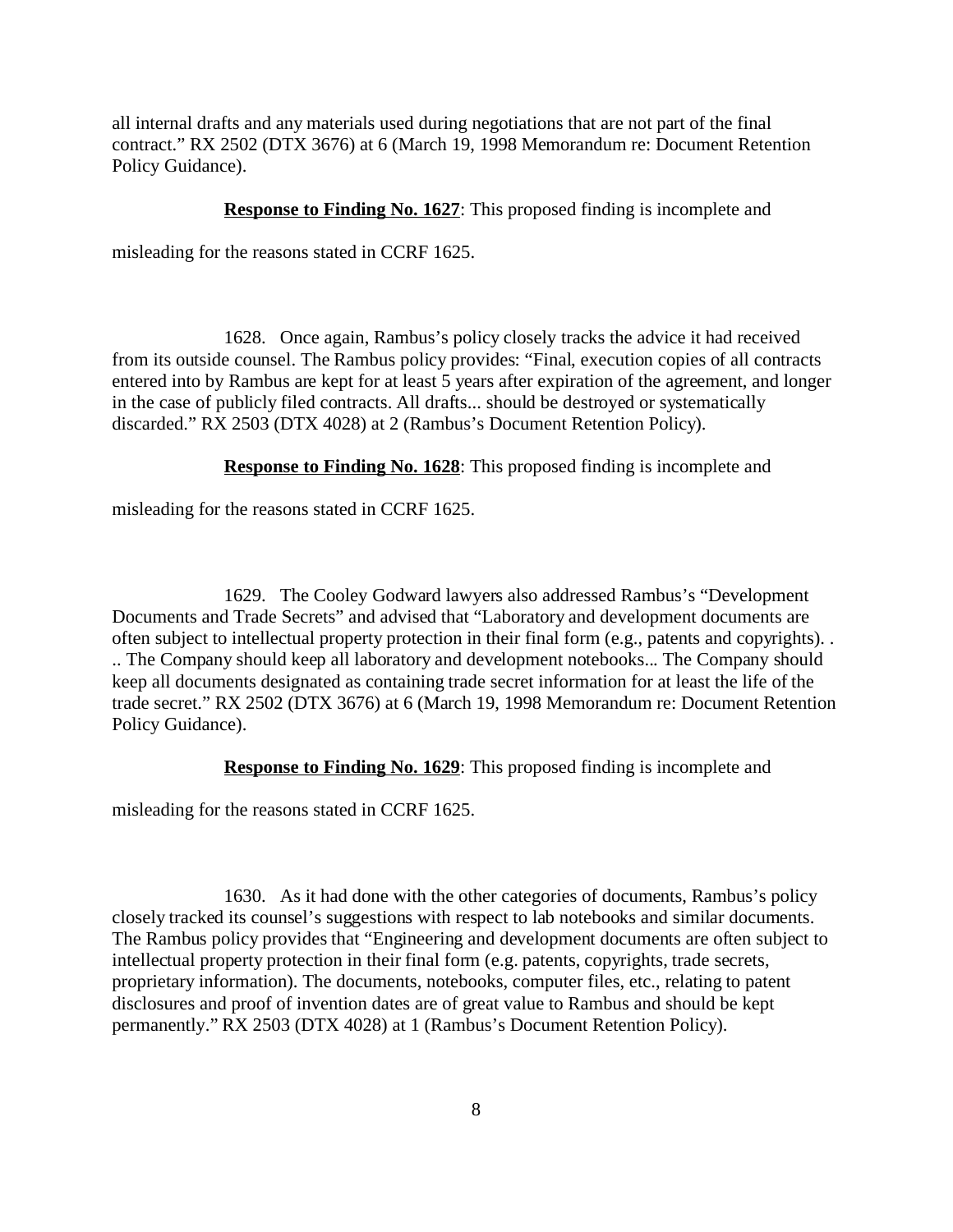all internal drafts and any materials used during negotiations that are not part of the final contract." RX 2502 (DTX 3676) at 6 (March 19, 1998 Memorandum re: Document Retention Policy Guidance).

**Response to Finding No. 1627**: This proposed finding is incomplete and misleading for the reasons stated in CCRF 1625.

1628. Once again, Rambus's policy closely tracks the advice it had received from its outside counsel. The Rambus policy provides: "Final, execution copies of all contracts entered into by Rambus are kept for at least 5 years after expiration of the agreement, and longer in the case of publicly filed contracts. All drafts... should be destroyed or systematically discarded." RX 2503 (DTX 4028) at 2 (Rambus's Document Retention Policy).

**Response to Finding No. 1628**: This proposed finding is incomplete and misleading for the reasons stated in CCRF 1625.

1629. The Cooley Godward lawyers also addressed Rambus's "Development Documents and Trade Secrets" and advised that "Laboratory and development documents are often subject to intellectual property protection in their final form (e.g., patents and copyrights). . .. The Company should keep all laboratory and development notebooks... The Company should keep all documents designated as containing trade secret information for at least the life of the trade secret." RX 2502 (DTX 3676) at 6 (March 19, 1998 Memorandum re: Document Retention Policy Guidance).

**Response to Finding No. 1629**: This proposed finding is incomplete and misleading for the reasons stated in CCRF 1625.

1630. As it had done with the other categories of documents, Rambus's policy closely tracked its counsel's suggestions with respect to lab notebooks and similar documents. The Rambus policy provides that "Engineering and development documents are often subject to intellectual property protection in their final form (e.g. patents, copyrights, trade secrets, proprietary information). The documents, notebooks, computer files, etc., relating to patent disclosures and proof of invention dates are of great value to Rambus and should be kept permanently." RX 2503 (DTX 4028) at 1 (Rambus's Document Retention Policy).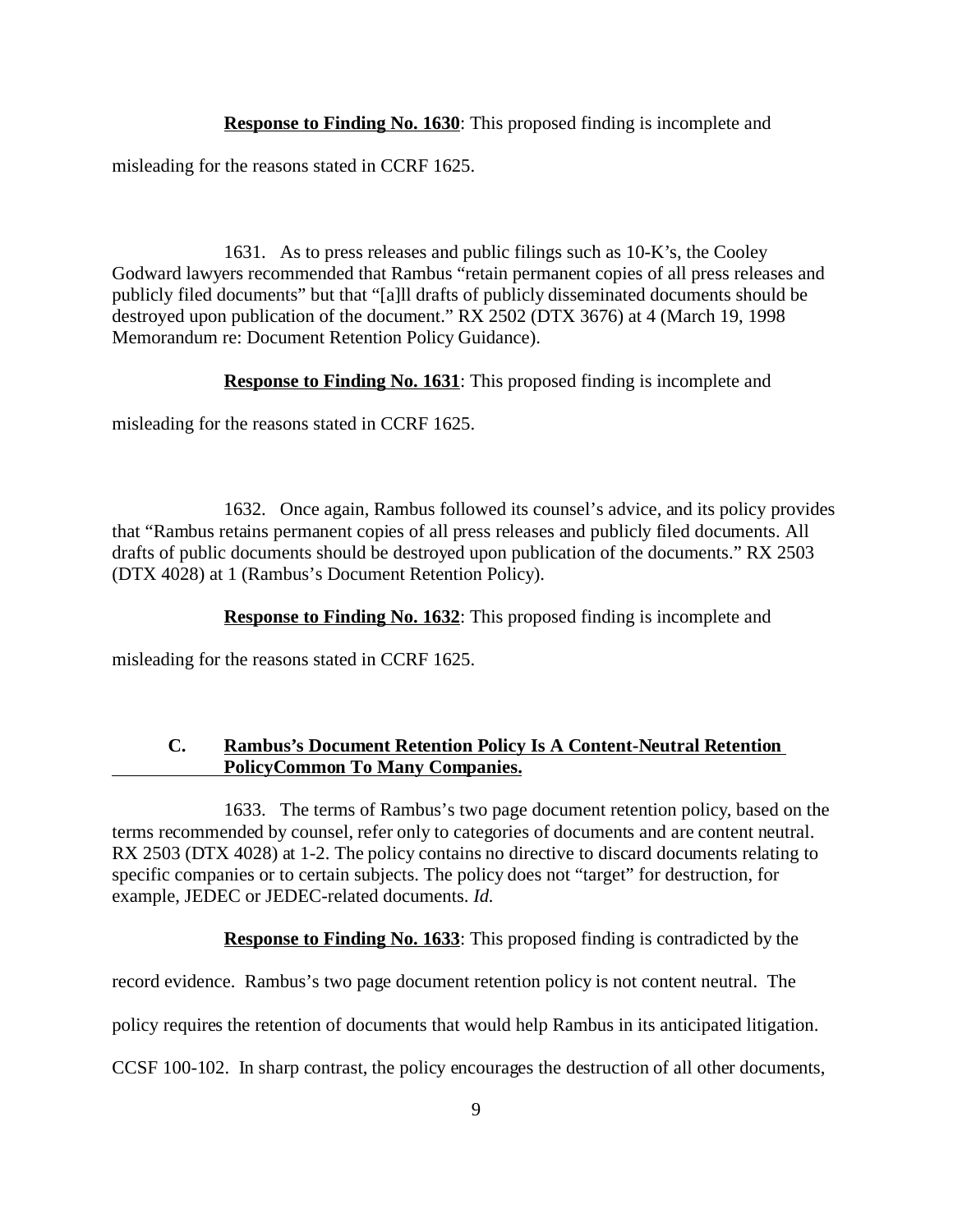**Response to Finding No. 1630**: This proposed finding is incomplete and misleading for the reasons stated in CCRF 1625.

1631. As to press releases and public filings such as 10-K's, the Cooley Godward lawyers recommended that Rambus "retain permanent copies of all press releases and publicly filed documents" but that "[a]ll drafts of publicly disseminated documents should be destroyed upon publication of the document." RX 2502 (DTX 3676) at 4 (March 19, 1998 Memorandum re: Document Retention Policy Guidance).

**Response to Finding No. 1631**: This proposed finding is incomplete and misleading for the reasons stated in CCRF 1625.

1632. Once again, Rambus followed its counsel's advice, and its policy provides that "Rambus retains permanent copies of all press releases and publicly filed documents. All drafts of public documents should be destroyed upon publication of the documents." RX 2503 (DTX 4028) at 1 (Rambus's Document Retention Policy).

**Response to Finding No. 1632**: This proposed finding is incomplete and misleading for the reasons stated in CCRF 1625.

### C. Rambus's Document Retention Policy Is A Content-Neutral Retention PolicyCommon To Many Companies.

1633. The terms of Rambus's two page document retention policy, based on the terms recommended by counsel, refer only to categories of documents and are content neutral. RX 2503 (DTX 4028) at 1-2. The policy contains no directive to discard documents relating to specific companies or to certain subjects. The policy does not "target" for destruction, for example, JEDEC or JEDEC-related documents. *Id.*

**Response to Finding No. 1633**: This proposed finding is contradicted by the record evidence. Rambus's two page document retention policy is not content neutral. The policy requires the retention of documents that would help Rambus in its anticipated litigation. CCSF 100-102. In sharp contrast, the policy encourages the destruction of all other documents,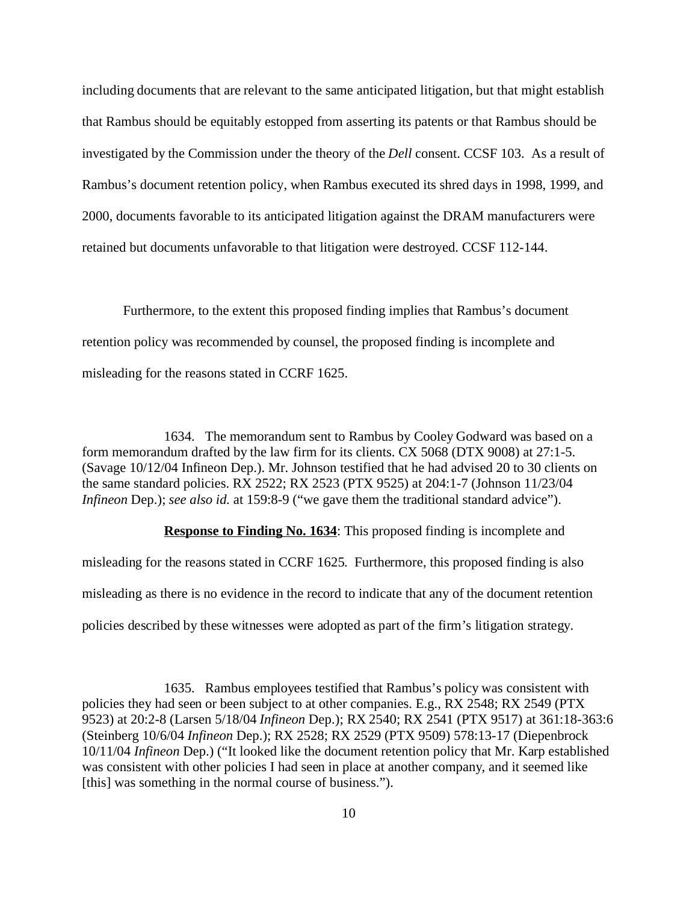including documents that are relevant to the same anticipated litigation, but that might establish that Rambus should be equitably estopped from asserting its patents or that Rambus should be investigated by the Commission under the theory of the *Dell* consent. CCSF 103. As a result of Rambus's document retention policy, when Rambus executed its shred days in 1998, 1999, and 2000, documents favorable to its anticipated litigation against the DRAM manufacturers were retained but documents unfavorable to that litigation were destroyed. CCSF 112-144.

Furthermore, to the extent this proposed finding implies that Rambus's document retention policy was recommended by counsel, the proposed finding is incomplete and misleading for the reasons stated in CCRF 1625.

1634. The memorandum sent to Rambus by Cooley Godward was based on a form memorandum drafted by the law firm for its clients. CX 5068 (DTX 9008) at 27:1-5. (Savage 10/12/04 Infineon Dep.). Mr. Johnson testified that he had advised 20 to 30 clients on the same standard policies. RX 2522; RX 2523 (PTX 9525) at 204:1-7 (Johnson 11/23/04 *Infineon* Dep.); *see also id.* at 159:8-9 ("we gave them the traditional standard advice").

**Response to Finding No. 1634**: This proposed finding is incomplete and misleading for the reasons stated in CCRF 1625. Furthermore, this proposed finding is also misleading as there is no evidence in the record to indicate that any of the document retention policies described by these witnesses were adopted as part of the firm's litigation strategy.

1635. Rambus employees testified that Rambus's policy was consistent with policies they had seen or been subject to at other companies. E.g., RX 2548; RX 2549 (PTX 9523) at 20:2-8 (Larsen 5/18/04 *Infineon* Dep.); RX 2540; RX 2541 (PTX 9517) at 361:18-363:6 (Steinberg 10/6/04 *Infineon* Dep.); RX 2528; RX 2529 (PTX 9509) 578:13-17 (Diepenbrock 10/11/04 *Infineon* Dep.) ("It looked like the document retention policy that Mr. Karp established was consistent with other policies I had seen in place at another company, and it seemed like [this] was something in the normal course of business.").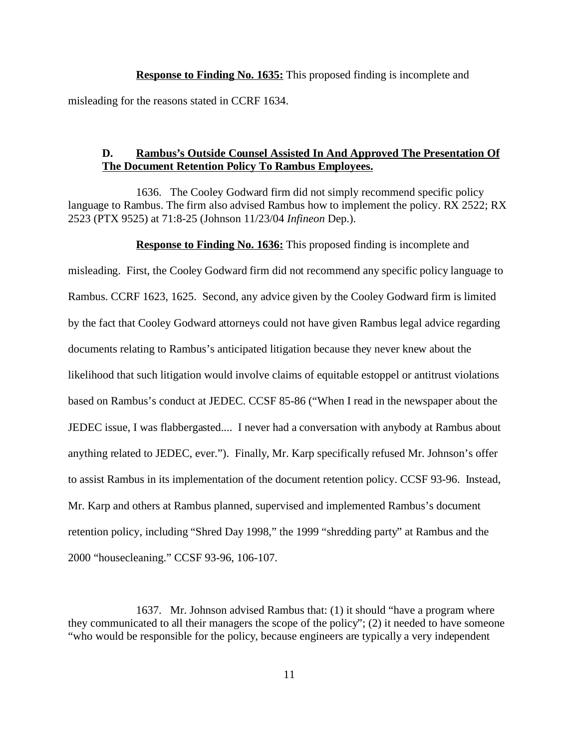**Response to Finding No. 1635:** This proposed finding is incomplete and misleading for the reasons stated in CCRF 1634.

## D. Rambus's Outside Counsel Assisted In And Approved The Presentation Of The Document Retention Policy To Rambus Employees.

1636. The Cooley Godward firm did not simply recommend specific policy language to Rambus. The firm also advised Rambus how to implement the policy. RX 2522; RX 2523 (PTX 9525) at 71:8-25 (Johnson 11/23/04 *Infineon* Dep.).

**Response to Finding No. 1636:** This proposed finding is incomplete and misleading. First, the Cooley Godward firm did not recommend any specific policy language to Rambus. CCRF 1623, 1625. Second, any advice given by the Cooley Godward firm is limited by the fact that Cooley Godward attorneys could not have given Rambus legal advice regarding documents relating to Rambus's anticipated litigation because they never knew about the likelihood that such litigation would involve claims of equitable estoppel or antitrust violations based on Rambus's conduct at JEDEC. CCSF 85-86 ("When I read in the newspaper about the JEDEC issue, I was flabbergasted.... I never had a conversation with anybody at Rambus about anything related to JEDEC, ever."). Finally, Mr. Karp specifically refused Mr. Johnson's offer to assist Rambus in its implementation of the document retention policy. CCSF 93-96. Instead, Mr. Karp and others at Rambus planned, supervised and implemented Rambus's document retention policy, including "Shred Day 1998," the 1999 "shredding party" at Rambus and the 2000 "housecleaning." CCSF 93-96, 106-107.

1637. Mr. Johnson advised Rambus that: (1) it should "have a program where they communicated to all their managers the scope of the policy"; (2) it needed to have someone "who would be responsible for the policy, because engineers are typically a very independent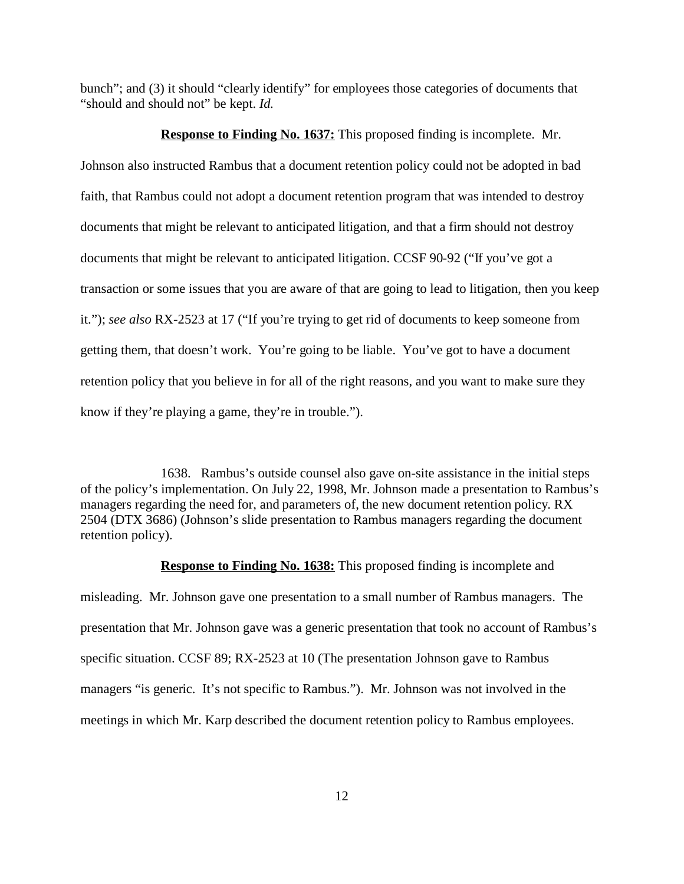bunch"; and (3) it should "clearly identify" for employees those categories of documents that "should and should not" be kept. *Id.*

**Response to Finding No. 1637:** This proposed finding is incomplete. Mr. Johnson also instructed Rambus that a document retention policy could not be adopted in bad faith, that Rambus could not adopt a document retention program that was intended to destroy documents that might be relevant to anticipated litigation, and that a firm should not destroy documents that might be relevant to anticipated litigation. CCSF 90-92 ("If you've got a transaction or some issues that you are aware of that are going to lead to litigation, then you keep it."); *see also* RX-2523 at 17 ("If you're trying to get rid of documents to keep someone from getting them, that doesn't work. You're going to be liable. You've got to have a document retention policy that you believe in for all of the right reasons, and you want to make sure they know if they're playing a game, they're in trouble.").

1638. Rambus's outside counsel also gave on-site assistance in the initial steps of the policy's implementation. On July 22, 1998, Mr. Johnson made a presentation to Rambus's managers regarding the need for, and parameters of, the new document retention policy. RX 2504 (DTX 3686) (Johnson's slide presentation to Rambus managers regarding the document retention policy).

**Response to Finding No. 1638:** This proposed finding is incomplete and misleading. Mr. Johnson gave one presentation to a small number of Rambus managers. The presentation that Mr. Johnson gave was a generic presentation that took no account of Rambus's specific situation. CCSF 89; RX-2523 at 10 (The presentation Johnson gave to Rambus managers "is generic. It's not specific to Rambus."). Mr. Johnson was not involved in the meetings in which Mr. Karp described the document retention policy to Rambus employees.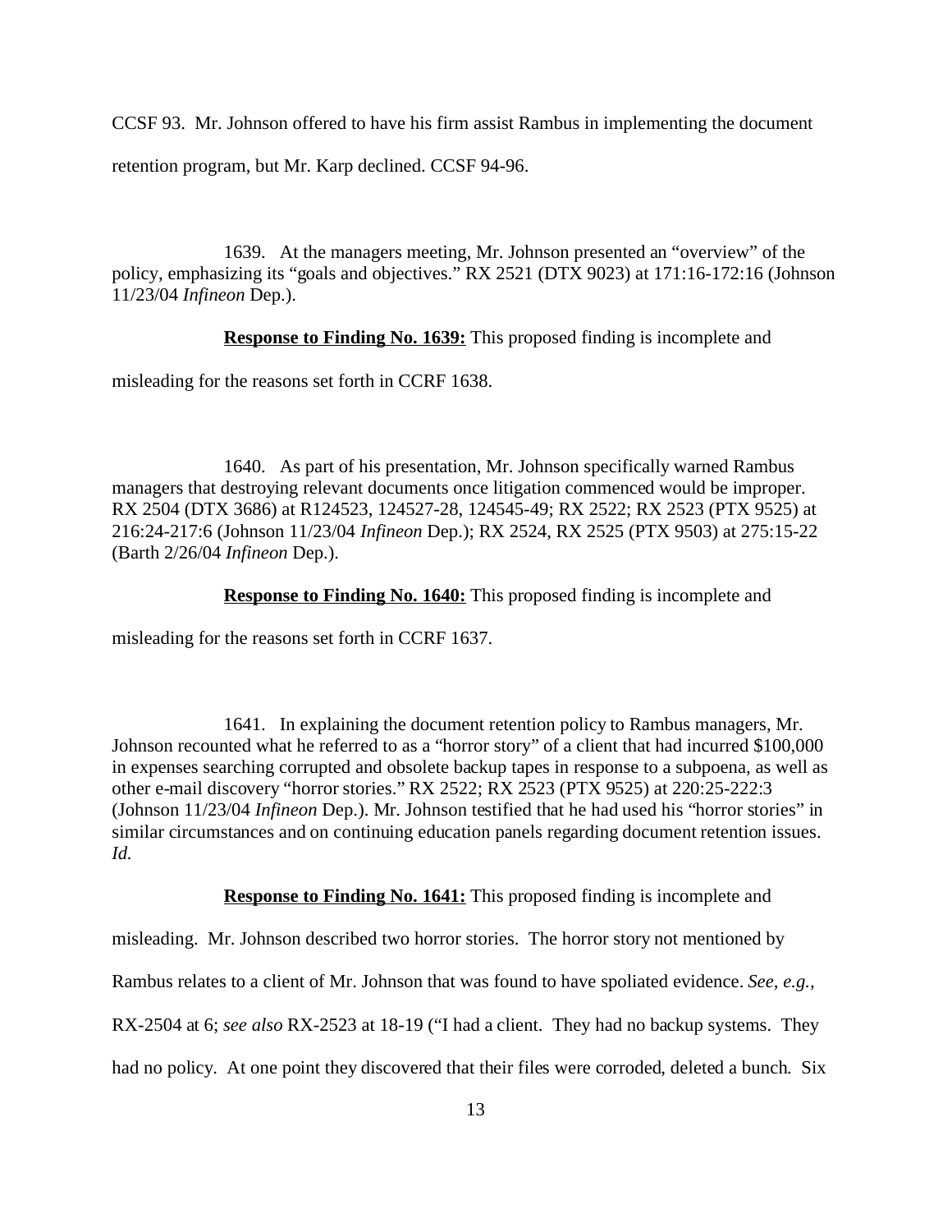CCSF 93. Mr. Johnson offered to have his firm assist Rambus in implementing the document retention program, but Mr. Karp declined. CCSF 94-96.

1639. At the managers meeting, Mr. Johnson presented an "overview" of the policy, emphasizing its "goals and objectives." RX 2521 (DTX 9023) at 171:16-172:16 (Johnson 11/23/04 *Infineon* Dep.).

**Response to Finding No. 1639:** This proposed finding is incomplete and misleading for the reasons set forth in CCRF 1638.

1640. As part of his presentation, Mr. Johnson specifically warned Rambus managers that destroying relevant documents once litigation commenced would be improper. RX 2504 (DTX 3686) at R124523, 124527-28, 124545-49; RX 2522; RX 2523 (PTX 9525) at 216:24-217:6 (Johnson 11/23/04 *Infineon* Dep.); RX 2524, RX 2525 (PTX 9503) at 275:15-22 (Barth 2/26/04 *Infineon* Dep.).

**Response to Finding No. 1640:** This proposed finding is incomplete and misleading for the reasons set forth in CCRF 1637.

1641. In explaining the document retention policy to Rambus managers, Mr. Johnson recounted what he referred to as a "horror story" of a client that had incurred $100,000 in expenses searching corrupted and obsolete backup tapes in response to a subpoena, as well as other e-mail discovery "horror stories." RX 2522; RX 2523 (PTX 9525) at 220:25-222:3 (Johnson 11/23/04 *Infineon* Dep.). Mr. Johnson testified that he had used his "horror stories" in similar circumstances and on continuing education panels regarding document retention issues. *Id.*

**Response to Finding No. 1641:** This proposed finding is incomplete and misleading. Mr. Johnson described two horror stories. The horror story not mentioned by Rambus relates to a client of Mr. Johnson that was found to have spoliated evidence. *See, e.g.*, RX-2504 at 6; *see also* RX-2523 at 18-19 ("I had a client. They had no backup systems. They had no policy. At one point they discovered that their files were corroded, deleted a bunch. Six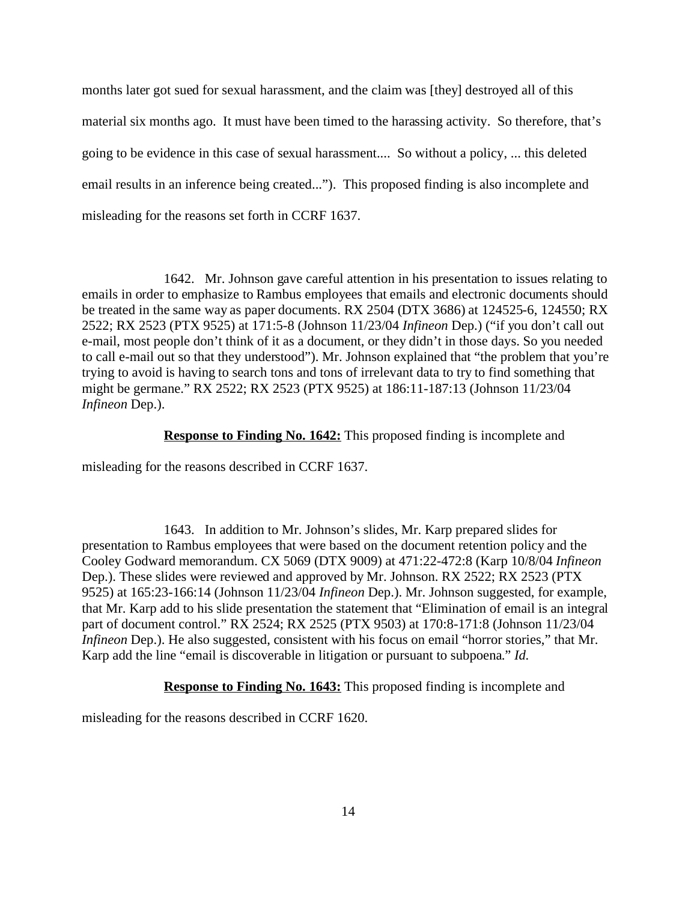months later got sued for sexual harassment, and the claim was [they] destroyed all of this material six months ago. It must have been timed to the harassing activity. So therefore, that's going to be evidence in this case of sexual harassment.... So without a policy, ... this deleted email results in an inference being created..."). This proposed finding is also incomplete and misleading for the reasons set forth in CCRF 1637.

1642. Mr. Johnson gave careful attention in his presentation to issues relating to emails in order to emphasize to Rambus employees that emails and electronic documents should be treated in the same way as paper documents. RX 2504 (DTX 3686) at 124525-6, 124550; RX 2522; RX 2523 (PTX 9525) at 171:5-8 (Johnson 11/23/04 *Infineon* Dep.) ("if you don't call out e-mail, most people don't think of it as a document, or they didn't in those days. So you needed to call e-mail out so that they understood"). Mr. Johnson explained that "the problem that you're trying to avoid is having to search tons and tons of irrelevant data to try to find something that might be germane." RX 2522; RX 2523 (PTX 9525) at 186:11-187:13 (Johnson 11/23/04 *Infineon* Dep.).

**Response to Finding No. 1642:** This proposed finding is incomplete and misleading for the reasons described in CCRF 1637.

1643. In addition to Mr. Johnson's slides, Mr. Karp prepared slides for presentation to Rambus employees that were based on the document retention policy and the Cooley Godward memorandum. CX 5069 (DTX 9009) at 471:22-472:8 (Karp 10/8/04 *Infineon* Dep.). These slides were reviewed and approved by Mr. Johnson. RX 2522; RX 2523 (PTX 9525) at 165:23-166:14 (Johnson 11/23/04 *Infineon* Dep.). Mr. Johnson suggested, for example, that Mr. Karp add to his slide presentation the statement that "Elimination of email is an integral part of document control." RX 2524; RX 2525 (PTX 9503) at 170:8-171:8 (Johnson 11/23/04 *Infineon* Dep.). He also suggested, consistent with his focus on email "horror stories," that Mr. Karp add the line "email is discoverable in litigation or pursuant to subpoena." *Id.*

**Response to Finding No. 1643:** This proposed finding is incomplete and misleading for the reasons described in CCRF 1620.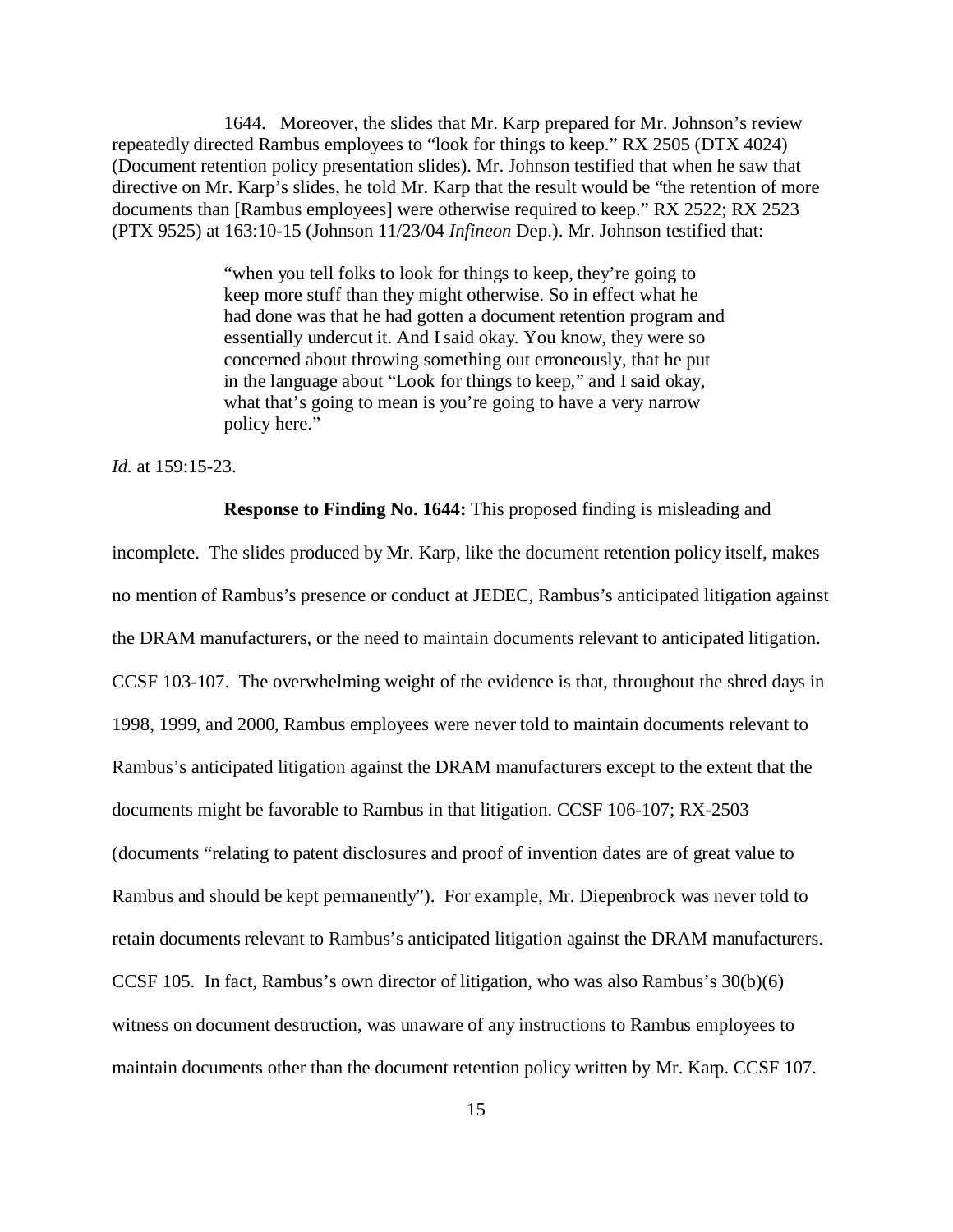1644. Moreover, the slides that Mr. Karp prepared for Mr. Johnson's review repeatedly directed Rambus employees to "look for things to keep." RX 2505 (DTX 4024) (Document retention policy presentation slides). Mr. Johnson testified that when he saw that directive on Mr. Karp's slides, he told Mr. Karp that the result would be "the retention of more documents than [Rambus employees] were otherwise required to keep." RX 2522; RX 2523 (PTX 9525) at 163:10-15 (Johnson 11/23/04 *Infineon* Dep.). Mr. Johnson testified that:

> "when you tell folks to look for things to keep, they're going to keep more stuff than they might otherwise. So in effect what he had done was that he had gotten a document retention program and essentially undercut it. And I said okay. You know, they were so concerned about throwing something out erroneously, that he put in the language about "Look for things to keep," and I said okay, what that's going to mean is you're going to have a very narrow policy here."

*Id.* at 159:15-23.

**Response to Finding No. 1644:** This proposed finding is misleading and incomplete. The slides produced by Mr. Karp, like the document retention policy itself, makes no mention of Rambus's presence or conduct at JEDEC, Rambus's anticipated litigation against the DRAM manufacturers, or the need to maintain documents relevant to anticipated litigation. CCSF 103-107. The overwhelming weight of the evidence is that, throughout the shred days in 1998, 1999, and 2000, Rambus employees were never told to maintain documents relevant to Rambus's anticipated litigation against the DRAM manufacturers except to the extent that the documents might be favorable to Rambus in that litigation. CCSF 106-107; RX-2503 (documents "relating to patent disclosures and proof of invention dates are of great value to Rambus and should be kept permanently"). For example, Mr. Diepenbrock was never told to retain documents relevant to Rambus's anticipated litigation against the DRAM manufacturers. CCSF 105. In fact, Rambus's own director of litigation, who was also Rambus's 30(b)(6) witness on document destruction, was unaware of any instructions to Rambus employees to maintain documents other than the document retention policy written by Mr. Karp. CCSF 107.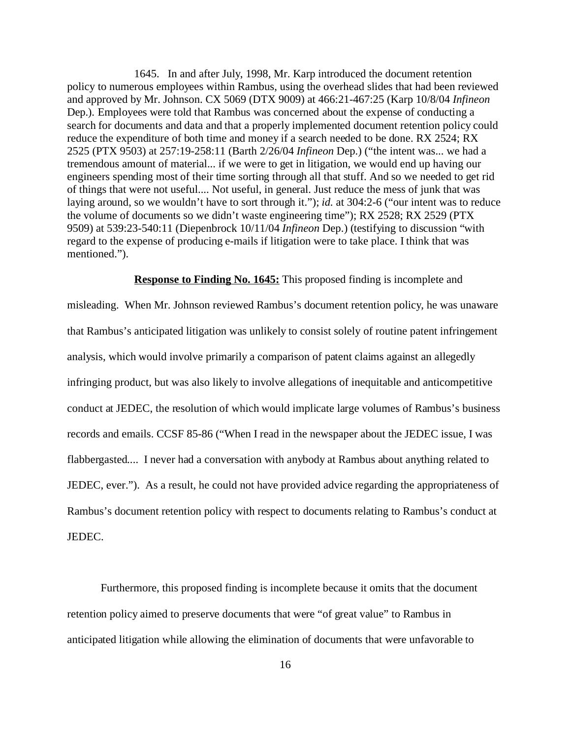1645. In and after July, 1998, Mr. Karp introduced the document retention policy to numerous employees within Rambus, using the overhead slides that had been reviewed and approved by Mr. Johnson. CX 5069 (DTX 9009) at 466:21-467:25 (Karp 10/8/04 *Infineon* Dep.). Employees were told that Rambus was concerned about the expense of conducting a search for documents and data and that a properly implemented document retention policy could reduce the expenditure of both time and money if a search needed to be done. RX 2524; RX 2525 (PTX 9503) at 257:19-258:11 (Barth 2/26/04 *Infineon* Dep.) ("the intent was... we had a tremendous amount of material... if we were to get in litigation, we would end up having our engineers spending most of their time sorting through all that stuff. And so we needed to get rid of things that were not useful.... Not useful, in general. Just reduce the mess of junk that was laying around, so we wouldn't have to sort through it."); *id.* at 304:2-6 ("our intent was to reduce the volume of documents so we didn't waste engineering time"); RX 2528; RX 2529 (PTX 9509) at 539:23-540:11 (Diepenbrock 10/11/04 *Infineon* Dep.) (testifying to discussion "with regard to the expense of producing e-mails if litigation were to take place. I think that was mentioned.").

**Response to Finding No. 1645:** This proposed finding is incomplete and misleading. When Mr. Johnson reviewed Rambus's document retention policy, he was unaware that Rambus's anticipated litigation was unlikely to consist solely of routine patent infringement analysis, which would involve primarily a comparison of patent claims against an allegedly infringing product, but was also likely to involve allegations of inequitable and anticompetitive conduct at JEDEC, the resolution of which would implicate large volumes of Rambus's business records and emails. CCSF 85-86 ("When I read in the newspaper about the JEDEC issue, I was flabbergasted.... I never had a conversation with anybody at Rambus about anything related to JEDEC, ever."). As a result, he could not have provided advice regarding the appropriateness of Rambus's document retention policy with respect to documents relating to Rambus's conduct at JEDEC.

Furthermore, this proposed finding is incomplete because it omits that the document retention policy aimed to preserve documents that were "of great value" to Rambus in anticipated litigation while allowing the elimination of documents that were unfavorable to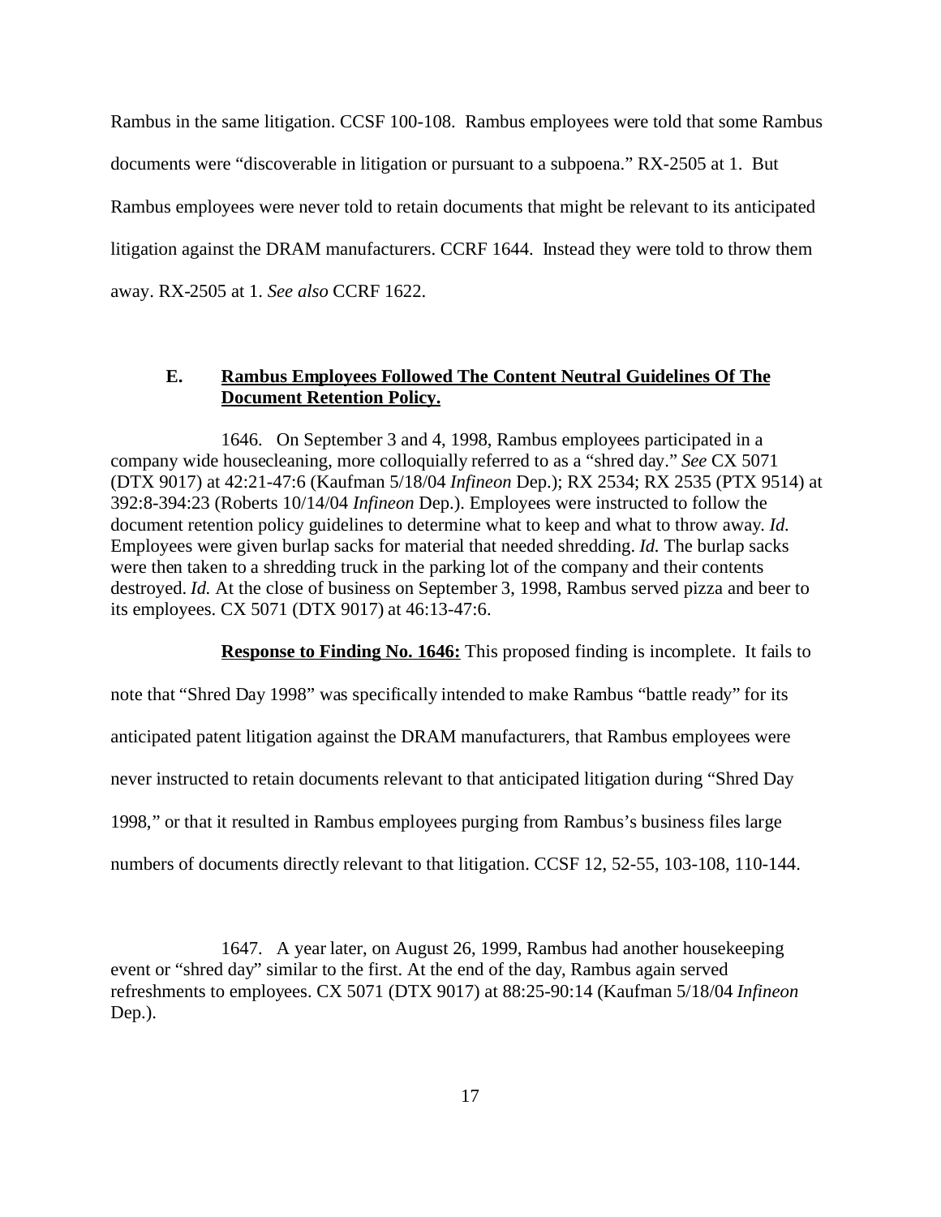Rambus in the same litigation. CCSF 100-108. Rambus employees were told that some Rambus documents were "discoverable in litigation or pursuant to a subpoena." RX-2505 at 1. But Rambus employees were never told to retain documents that might be relevant to its anticipated litigation against the DRAM manufacturers. CCRF 1644. Instead they were told to throw them away. RX-2505 at 1. *See also* CCRF 1622.

### E. Rambus Employees Followed The Content Neutral Guidelines Of The Document Retention Policy.

1646. On September 3 and 4, 1998, Rambus employees participated in a company wide housecleaning, more colloquially referred to as a "shred day." *See* CX 5071 (DTX 9017) at 42:21-47:6 (Kaufman 5/18/04 *Infineon* Dep.); RX 2534; RX 2535 (PTX 9514) at 392:8-394:23 (Roberts 10/14/04 *Infineon* Dep.). Employees were instructed to follow the document retention policy guidelines to determine what to keep and what to throw away. *Id.* Employees were given burlap sacks for material that needed shredding. *Id.* The burlap sacks were then taken to a shredding truck in the parking lot of the company and their contents destroyed. *Id.* At the close of business on September 3, 1998, Rambus served pizza and beer to its employees. CX 5071 (DTX 9017) at 46:13-47:6.

**Response to Finding No. 1646:** This proposed finding is incomplete. It fails to note that "Shred Day 1998" was specifically intended to make Rambus "battle ready" for its anticipated patent litigation against the DRAM manufacturers, that Rambus employees were never instructed to retain documents relevant to that anticipated litigation during "Shred Day 1998," or that it resulted in Rambus employees purging from Rambus's business files large numbers of documents directly relevant to that litigation. CCSF 12, 52-55, 103-108, 110-144.

1647. A year later, on August 26, 1999, Rambus had another housekeeping event or "shred day" similar to the first. At the end of the day, Rambus again served refreshments to employees. CX 5071 (DTX 9017) at 88:25-90:14 (Kaufman 5/18/04 *Infineon* Dep.).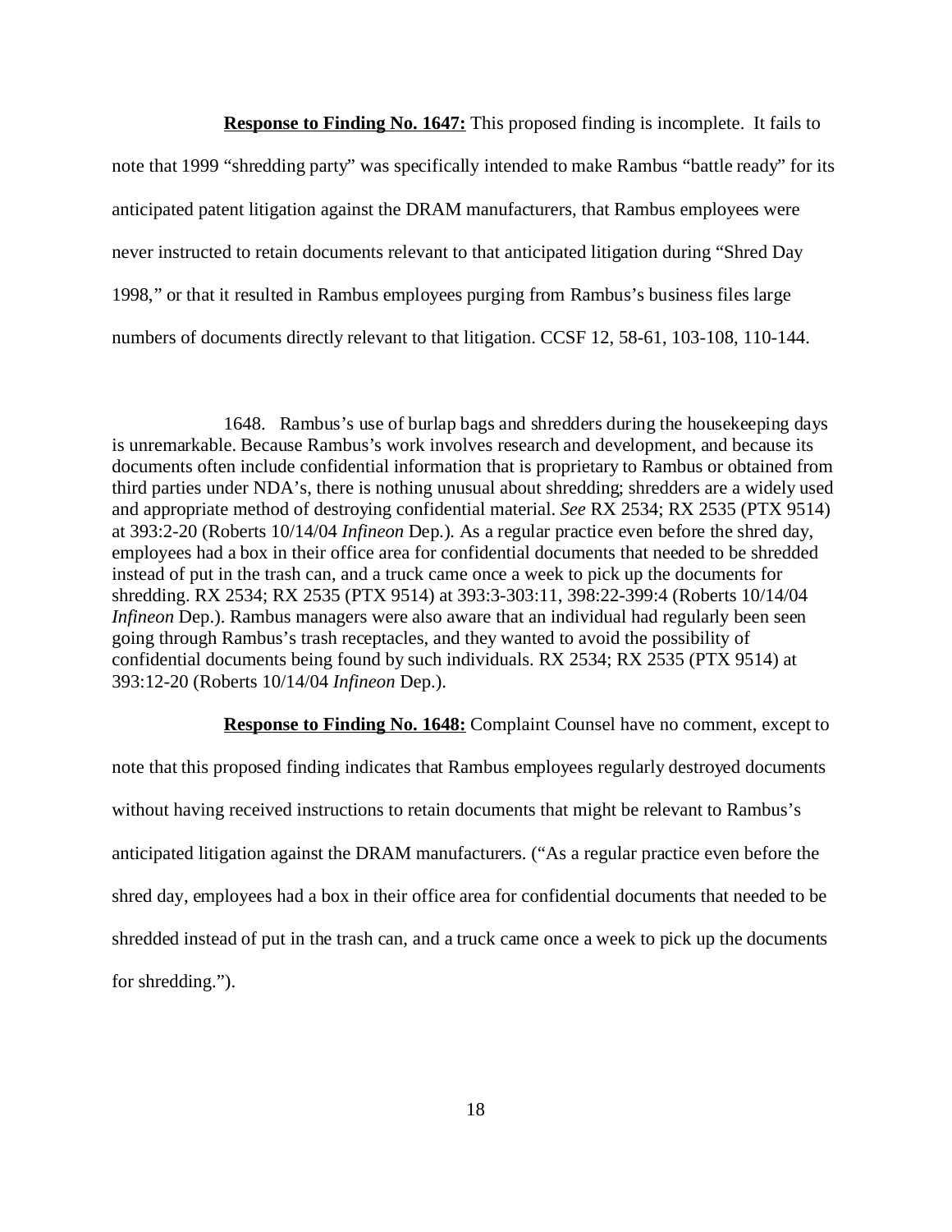**Response to Finding No. 1647:** This proposed finding is incomplete. It fails to note that 1999 "shredding party" was specifically intended to make Rambus "battle ready" for its anticipated patent litigation against the DRAM manufacturers, that Rambus employees were never instructed to retain documents relevant to that anticipated litigation during "Shred Day 1998," or that it resulted in Rambus employees purging from Rambus's business files large numbers of documents directly relevant to that litigation. CCSF 12, 58-61, 103-108, 110-144.

1648. Rambus's use of burlap bags and shredders during the housekeeping days is unremarkable. Because Rambus's work involves research and development, and because its documents often include confidential information that is proprietary to Rambus or obtained from third parties under NDA's, there is nothing unusual about shredding; shredders are a widely used and appropriate method of destroying confidential material. *See* RX 2534; RX 2535 (PTX 9514) at 393:2-20 (Roberts 10/14/04 *Infineon* Dep.). As a regular practice even before the shred day, employees had a box in their office area for confidential documents that needed to be shredded instead of put in the trash can, and a truck came once a week to pick up the documents for shredding. RX 2534; RX 2535 (PTX 9514) at 393:3-303:11, 398:22-399:4 (Roberts 10/14/04 *Infineon* Dep.). Rambus managers were also aware that an individual had regularly been seen going through Rambus's trash receptacles, and they wanted to avoid the possibility of confidential documents being found by such individuals. RX 2534; RX 2535 (PTX 9514) at 393:12-20 (Roberts 10/14/04 *Infineon* Dep.).

**Response to Finding No. 1648:** Complaint Counsel have no comment, except to note that this proposed finding indicates that Rambus employees regularly destroyed documents without having received instructions to retain documents that might be relevant to Rambus's anticipated litigation against the DRAM manufacturers. ("As a regular practice even before the shred day, employees had a box in their office area for confidential documents that needed to be shredded instead of put in the trash can, and a truck came once a week to pick up the documents for shredding.").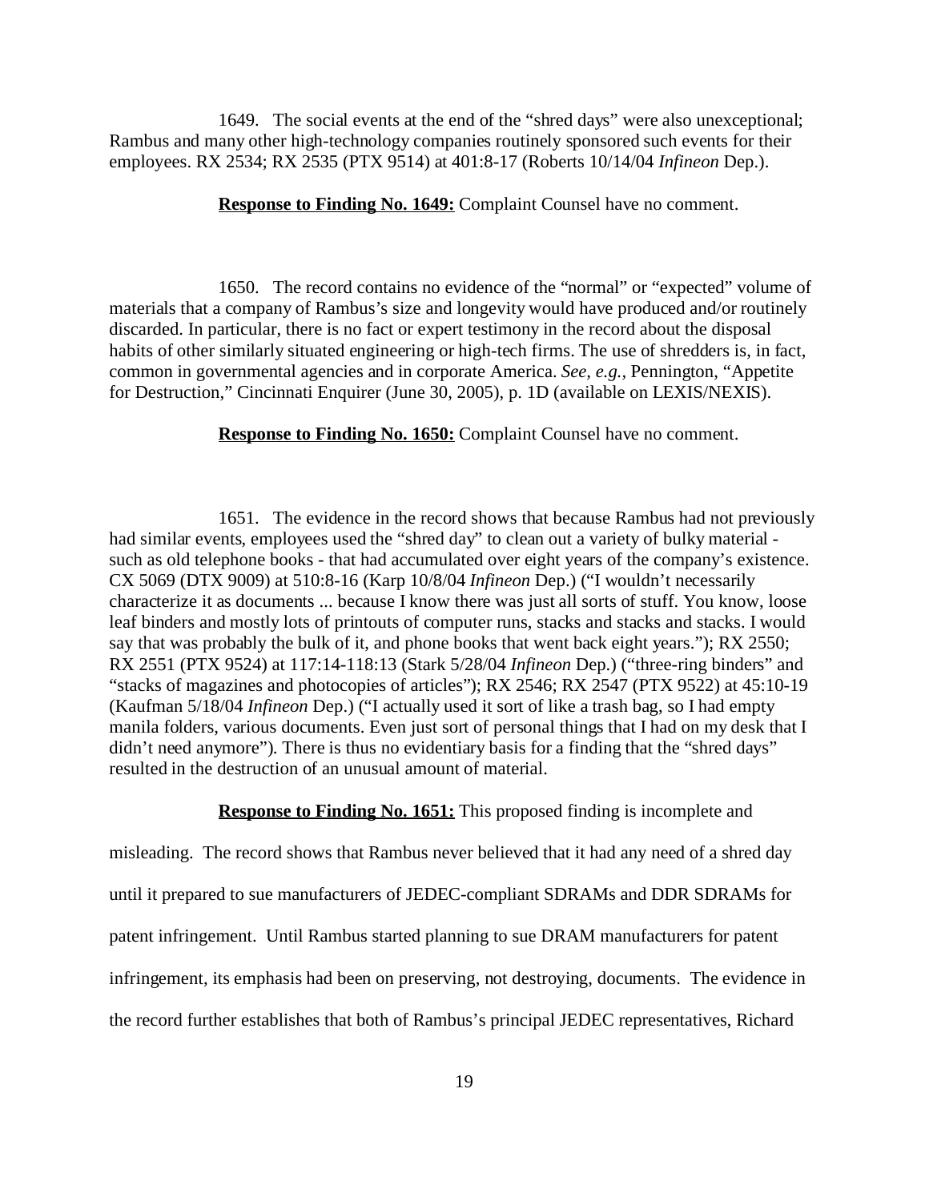1649. The social events at the end of the "shred days" were also unexceptional; Rambus and many other high-technology companies routinely sponsored such events for their employees. RX 2534; RX 2535 (PTX 9514) at 401:8-17 (Roberts 10/14/04 *Infineon* Dep.).

**<u>Response to Finding No. 1649:</u>** Complaint Counsel have no comment.

1650. The record contains no evidence of the "normal" or "expected" volume of materials that a company of Rambus's size and longevity would have produced and/or routinely discarded. In particular, there is no fact or expert testimony in the record about the disposal habits of other similarly situated engineering or high-tech firms. The use of shredders is, in fact, common in governmental agencies and in corporate America. *See, e.g.*, Pennington, "Appetite for Destruction," Cincinnati Enquirer (June 30, 2005), p. 1D (available on LEXIS/NEXIS).

**<u>Response to Finding No. 1650:</u>** Complaint Counsel have no comment.

1651. The evidence in the record shows that because Rambus had not previously had similar events, employees used the "shred day" to clean out a variety of bulky material - such as old telephone books - that had accumulated over eight years of the company's existence. CX 5069 (DTX 9009) at 510:8-16 (Karp 10/8/04 *Infineon* Dep.) ("I wouldn't necessarily characterize it as documents ... because I know there was just all sorts of stuff. You know, loose leaf binders and mostly lots of printouts of computer runs, stacks and stacks and stacks. I would say that was probably the bulk of it, and phone books that went back eight years."); RX 2550; RX 2551 (PTX 9524) at 117:14-118:13 (Stark 5/28/04 *Infineon* Dep.) ("three-ring binders" and "stacks of magazines and photocopies of articles"); RX 2546; RX 2547 (PTX 9522) at 45:10-19 (Kaufman 5/18/04 *Infineon* Dep.) ("I actually used it sort of like a trash bag, so I had empty manila folders, various documents. Even just sort of personal things that I had on my desk that I didn't need anymore"). There is thus no evidentiary basis for a finding that the "shred days" resulted in the destruction of an unusual amount of material.

**<u>Response to Finding No. 1651:</u>** This proposed finding is incomplete and misleading. The record shows that Rambus never believed that it had any need of a shred day until it prepared to sue manufacturers of JEDEC-compliant SDRAMs and DDR SDRAMs for patent infringement. Until Rambus started planning to sue DRAM manufacturers for patent infringement, its emphasis had been on preserving, not destroying, documents. The evidence in the record further establishes that both of Rambus's principal JEDEC representatives, Richard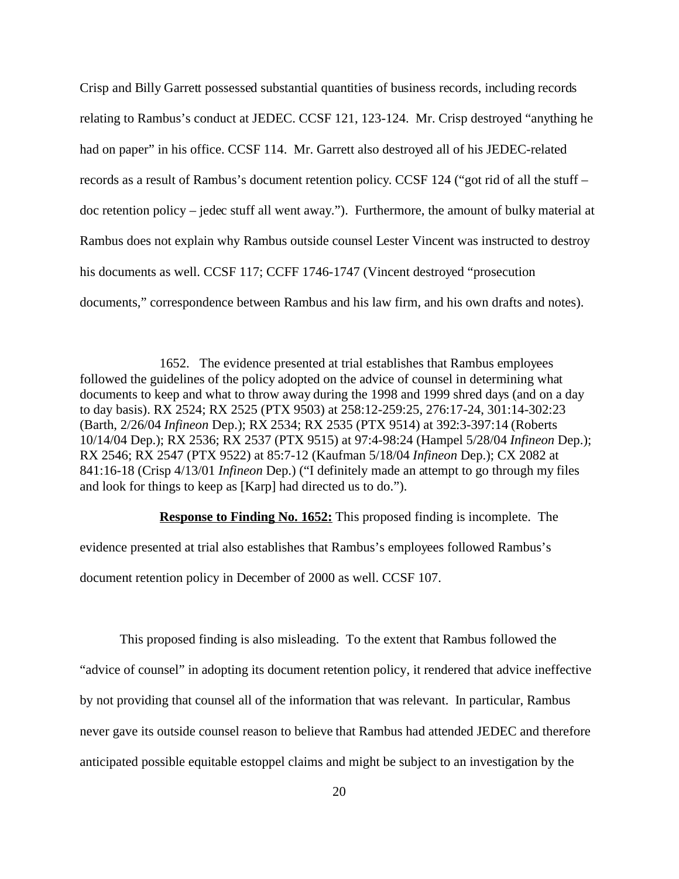Crisp and Billy Garrett possessed substantial quantities of business records, including records relating to Rambus's conduct at JEDEC. CCSF 121, 123-124. Mr. Crisp destroyed "anything he had on paper" in his office. CCSF 114. Mr. Garrett also destroyed all of his JEDEC-related records as a result of Rambus's document retention policy. CCSF 124 ("got rid of all the stuff – doc retention policy – jedec stuff all went away."). Furthermore, the amount of bulky material at Rambus does not explain why Rambus outside counsel Lester Vincent was instructed to destroy his documents as well. CCSF 117; CCFF 1746-1747 (Vincent destroyed "prosecution documents," correspondence between Rambus and his law firm, and his own drafts and notes).

1652. The evidence presented at trial establishes that Rambus employees followed the guidelines of the policy adopted on the advice of counsel in determining what documents to keep and what to throw away during the 1998 and 1999 shred days (and on a day to day basis). RX 2524; RX 2525 (PTX 9503) at 258:12-259:25, 276:17-24, 301:14-302:23 (Barth, 2/26/04 *Infineon* Dep.); RX 2534; RX 2535 (PTX 9514) at 392:3-397:14 (Roberts 10/14/04 Dep.); RX 2536; RX 2537 (PTX 9515) at 97:4-98:24 (Hampel 5/28/04 *Infineon* Dep.); RX 2546; RX 2547 (PTX 9522) at 85:7-12 (Kaufman 5/18/04 *Infineon* Dep.); CX 2082 at 841:16-18 (Crisp 4/13/01 *Infineon* Dep.) ("I definitely made an attempt to go through my files and look for things to keep as [Karp] had directed us to do.").

**Response to Finding No. 1652:** This proposed finding is incomplete. The evidence presented at trial also establishes that Rambus's employees followed Rambus's document retention policy in December of 2000 as well. CCSF 107.

This proposed finding is also misleading. To the extent that Rambus followed the "advice of counsel" in adopting its document retention policy, it rendered that advice ineffective by not providing that counsel all of the information that was relevant. In particular, Rambus never gave its outside counsel reason to believe that Rambus had attended JEDEC and therefore anticipated possible equitable estoppel claims and might be subject to an investigation by the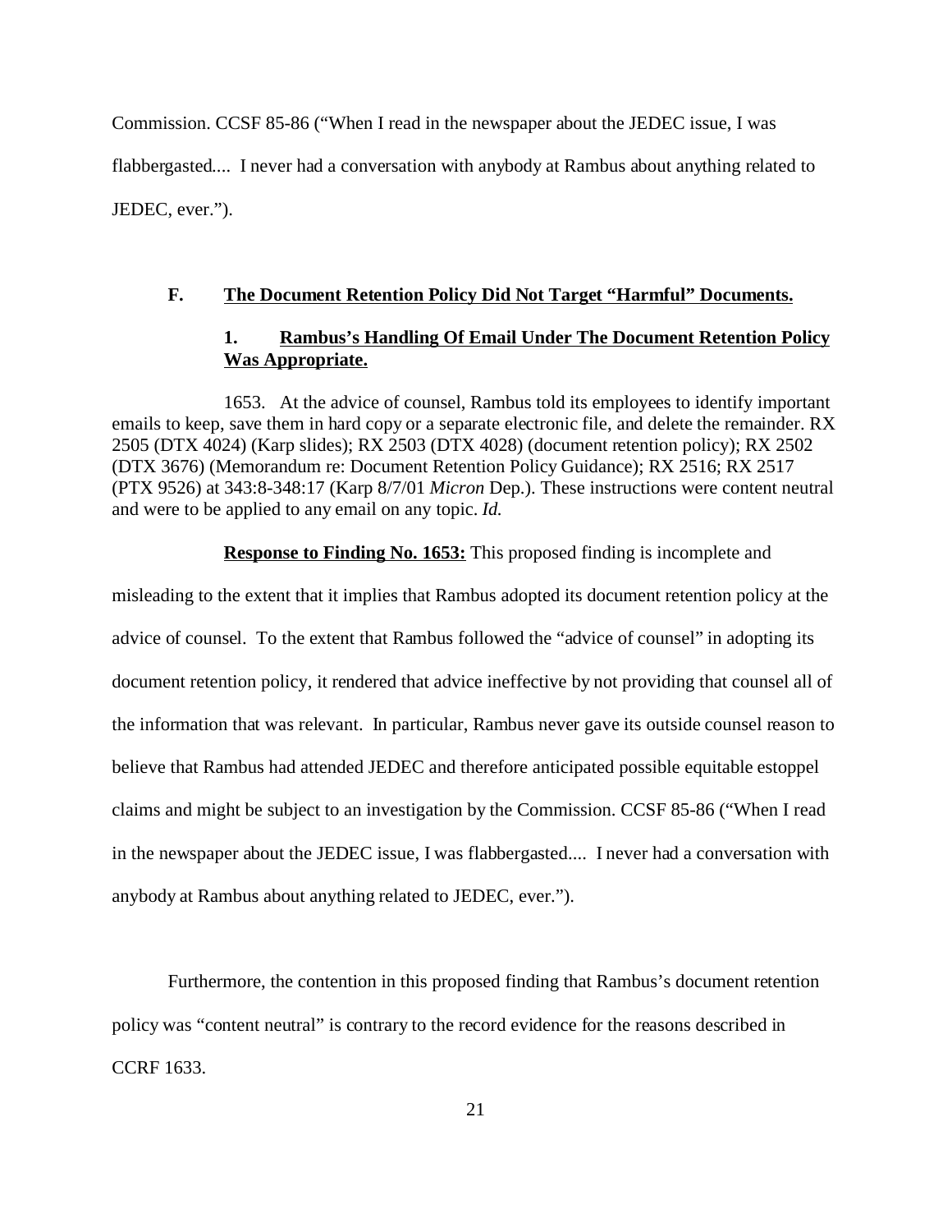Commission. CCSF 85-86 ("When I read in the newspaper about the JEDEC issue, I was flabbergasted.... I never had a conversation with anybody at Rambus about anything related to JEDEC, ever.").

### F. The Document Retention Policy Did Not Target "Harmful" Documents.

#### 1. Rambus's Handling Of Email Under The Document Retention Policy Was Appropriate.

1653. At the advice of counsel, Rambus told its employees to identify important emails to keep, save them in hard copy or a separate electronic file, and delete the remainder. RX 2505 (DTX 4024) (Karp slides); RX 2503 (DTX 4028) (document retention policy); RX 2502 (DTX 3676) (Memorandum re: Document Retention Policy Guidance); RX 2516; RX 2517 (PTX 9526) at 343:8-348:17 (Karp 8/7/01 *Micron* Dep.). These instructions were content neutral and were to be applied to any email on any topic. *Id.*

**Response to Finding No. 1653:** This proposed finding is incomplete and misleading to the extent that it implies that Rambus adopted its document retention policy at the advice of counsel. To the extent that Rambus followed the "advice of counsel" in adopting its document retention policy, it rendered that advice ineffective by not providing that counsel all of the information that was relevant. In particular, Rambus never gave its outside counsel reason to believe that Rambus had attended JEDEC and therefore anticipated possible equitable estoppel claims and might be subject to an investigation by the Commission. CCSF 85-86 ("When I read in the newspaper about the JEDEC issue, I was flabbergasted.... I never had a conversation with anybody at Rambus about anything related to JEDEC, ever.").

Furthermore, the contention in this proposed finding that Rambus's document retention policy was "content neutral" is contrary to the record evidence for the reasons described in CCRF 1633.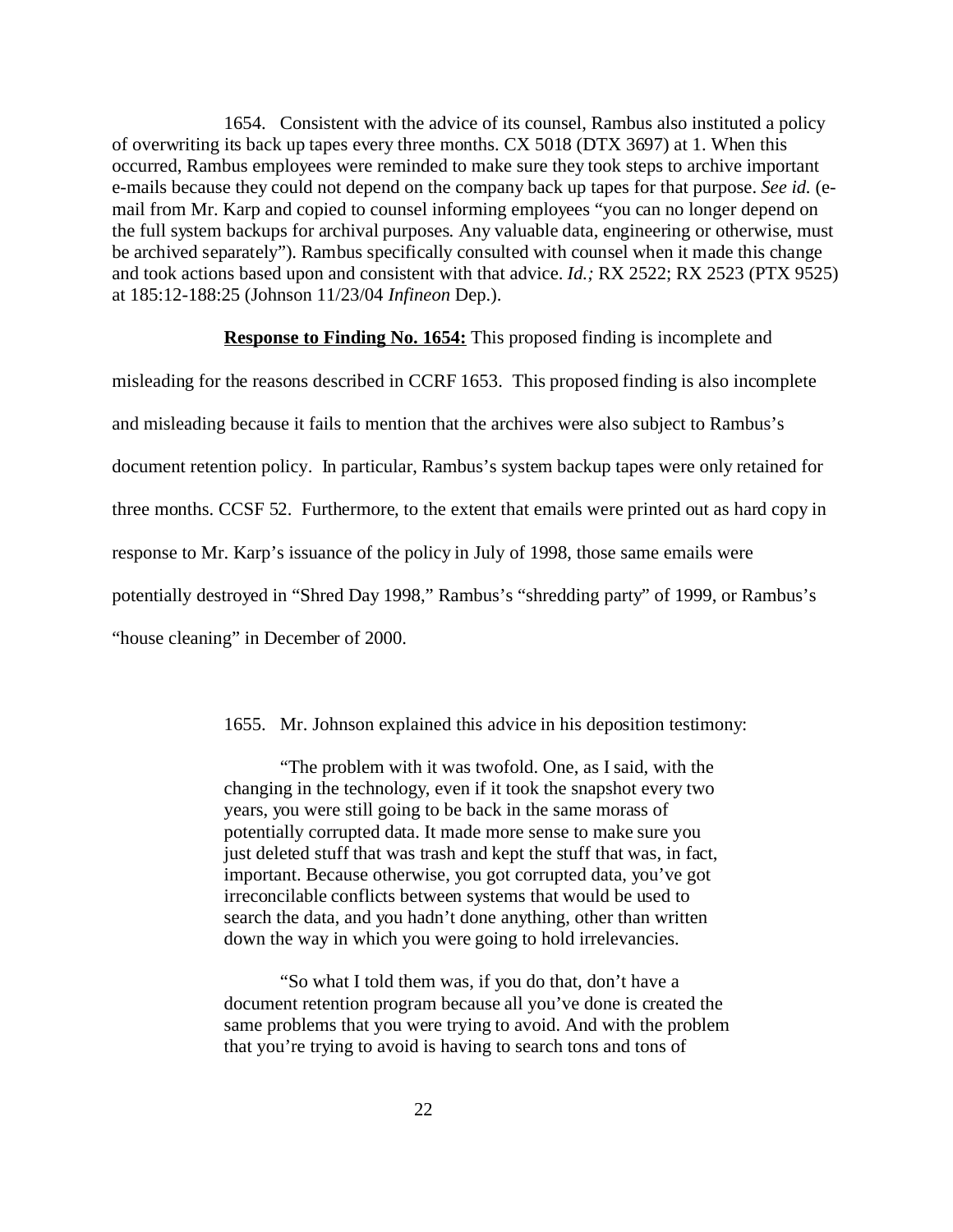1654. Consistent with the advice of its counsel, Rambus also instituted a policy of overwriting its back up tapes every three months. CX 5018 (DTX 3697) at 1. When this occurred, Rambus employees were reminded to make sure they took steps to archive important e-mails because they could not depend on the company back up tapes for that purpose. *See id.* (e-mail from Mr. Karp and copied to counsel informing employees "you can no longer depend on the full system backups for archival purposes. Any valuable data, engineering or otherwise, must be archived separately"). Rambus specifically consulted with counsel when it made this change and took actions based upon and consistent with that advice. *Id.;* RX 2522; RX 2523 (PTX 9525) at 185:12-188:25 (Johnson 11/23/04 *Infineon* Dep.).

**Response to Finding No. 1654:** This proposed finding is incomplete and misleading for the reasons described in CCRF 1653. This proposed finding is also incomplete and misleading because it fails to mention that the archives were also subject to Rambus's document retention policy. In particular, Rambus's system backup tapes were only retained for three months. CCSF 52. Furthermore, to the extent that emails were printed out as hard copy in response to Mr. Karp's issuance of the policy in July of 1998, those same emails were potentially destroyed in "Shred Day 1998," Rambus's "shredding party" of 1999, or Rambus's "house cleaning" in December of 2000.

1655. Mr. Johnson explained this advice in his deposition testimony:

> "The problem with it was twofold. One, as I said, with the changing in the technology, even if it took the snapshot every two years, you were still going to be back in the same morass of potentially corrupted data. It made more sense to make sure you just deleted stuff that was trash and kept the stuff that was, in fact, important. Because otherwise, you got corrupted data, you've got irreconcilable conflicts between systems that would be used to search the data, and you hadn't done anything, other than written down the way in which you were going to hold irrelevancies.
>
> "So what I told them was, if you do that, don't have a document retention program because all you've done is created the same problems that you were trying to avoid. And with the problem that you're trying to avoid is having to search tons and tons of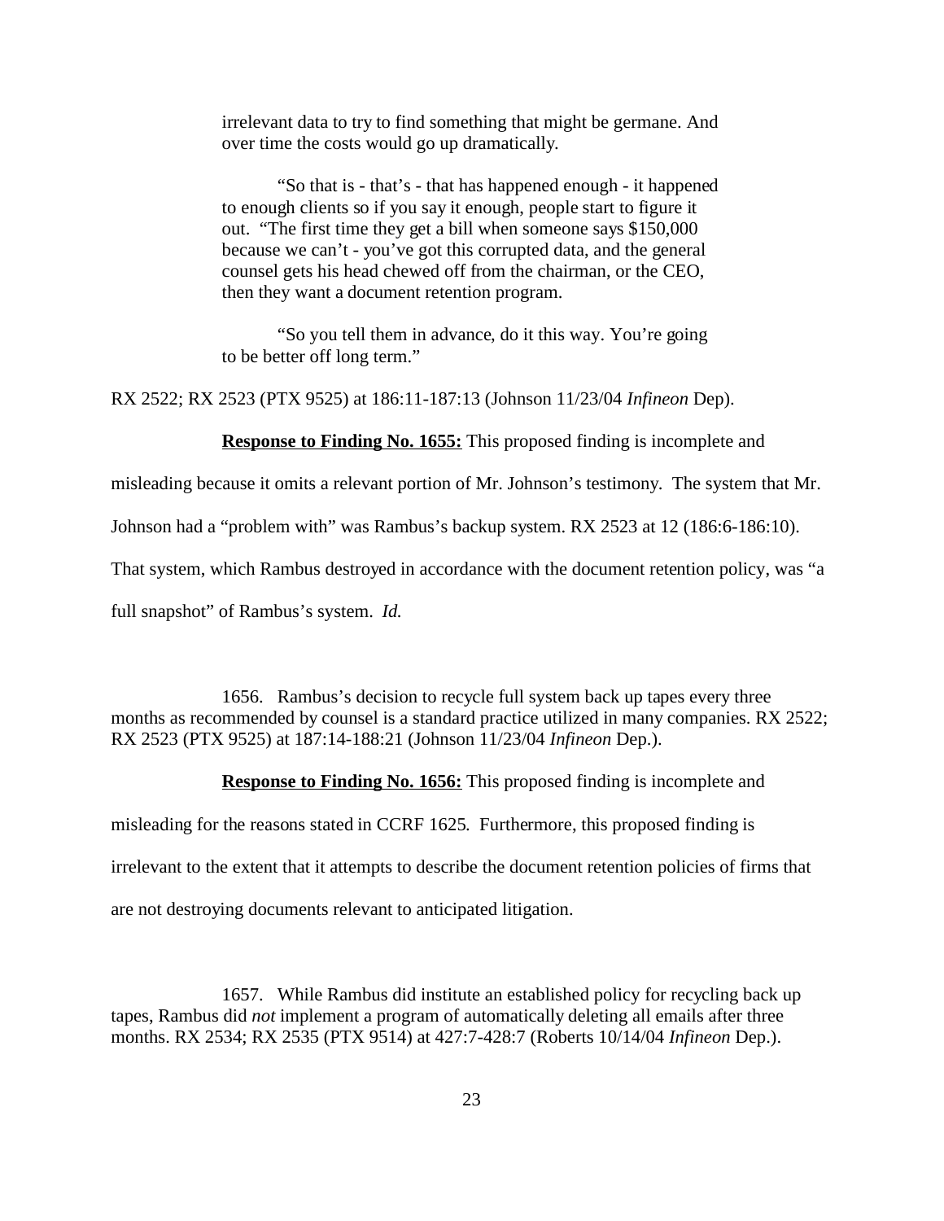> irrelevant data to try to find something that might be germane. And over time the costs would go up dramatically.
>
> "So that is - that's - that has happened enough - it happened to enough clients so if you say it enough, people start to figure it out. "The first time they get a bill when someone says $150,000 because we can't - you've got this corrupted data, and the general counsel gets his head chewed off from the chairman, or the CEO, then they want a document retention program.
>
> "So you tell them in advance, do it this way. You're going to be better off long term."

RX 2522; RX 2523 (PTX 9525) at 186:11-187:13 (Johnson 11/23/04 *Infineon* Dep).

**Response to Finding No. 1655:** This proposed finding is incomplete and misleading because it omits a relevant portion of Mr. Johnson's testimony. The system that Mr. Johnson had a "problem with" was Rambus's backup system. RX 2523 at 12 (186:6-186:10). That system, which Rambus destroyed in accordance with the document retention policy, was "a full snapshot" of Rambus's system. *Id.*

1656. Rambus's decision to recycle full system back up tapes every three months as recommended by counsel is a standard practice utilized in many companies. RX 2522; RX 2523 (PTX 9525) at 187:14-188:21 (Johnson 11/23/04 *Infineon* Dep.).

**Response to Finding No. 1656:** This proposed finding is incomplete and misleading for the reasons stated in CCRF 1625. Furthermore, this proposed finding is irrelevant to the extent that it attempts to describe the document retention policies of firms that are not destroying documents relevant to anticipated litigation.

1657. While Rambus did institute an established policy for recycling back up tapes, Rambus did *not* implement a program of automatically deleting all emails after three months. RX 2534; RX 2535 (PTX 9514) at 427:7-428:7 (Roberts 10/14/04 *Infineon* Dep.).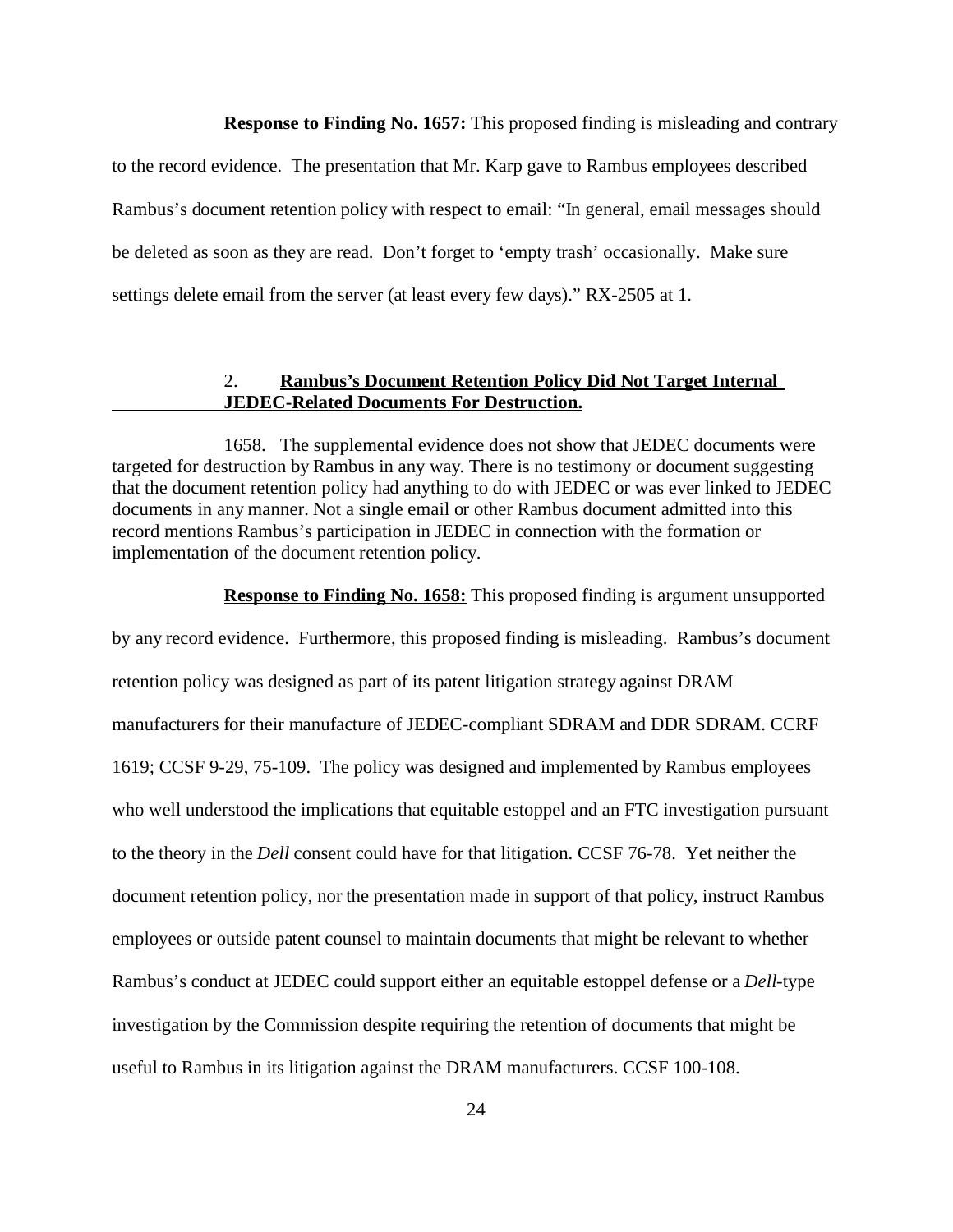**Response to Finding No. 1657:** This proposed finding is misleading and contrary to the record evidence. The presentation that Mr. Karp gave to Rambus employees described Rambus's document retention policy with respect to email: "In general, email messages should be deleted as soon as they are read. Don't forget to 'empty trash' occasionally. Make sure settings delete email from the server (at least every few days)." RX-2505 at 1.

### 2. Rambus's Document Retention Policy Did Not Target Internal JEDEC-Related Documents For Destruction.

1658. The supplemental evidence does not show that JEDEC documents were targeted for destruction by Rambus in any way. There is no testimony or document suggesting that the document retention policy had anything to do with JEDEC or was ever linked to JEDEC documents in any manner. Not a single email or other Rambus document admitted into this record mentions Rambus's participation in JEDEC in connection with the formation or implementation of the document retention policy.

**Response to Finding No. 1658:** This proposed finding is argument unsupported by any record evidence. Furthermore, this proposed finding is misleading. Rambus's document retention policy was designed as part of its patent litigation strategy against DRAM manufacturers for their manufacture of JEDEC-compliant SDRAM and DDR SDRAM. CCRF 1619; CCSF 9-29, 75-109. The policy was designed and implemented by Rambus employees who well understood the implications that equitable estoppel and an FTC investigation pursuant to the theory in the *Dell* consent could have for that litigation. CCSF 76-78. Yet neither the document retention policy, nor the presentation made in support of that policy, instruct Rambus employees or outside patent counsel to maintain documents that might be relevant to whether Rambus's conduct at JEDEC could support either an equitable estoppel defense or a *Dell*-type investigation by the Commission despite requiring the retention of documents that might be useful to Rambus in its litigation against the DRAM manufacturers. CCSF 100-108.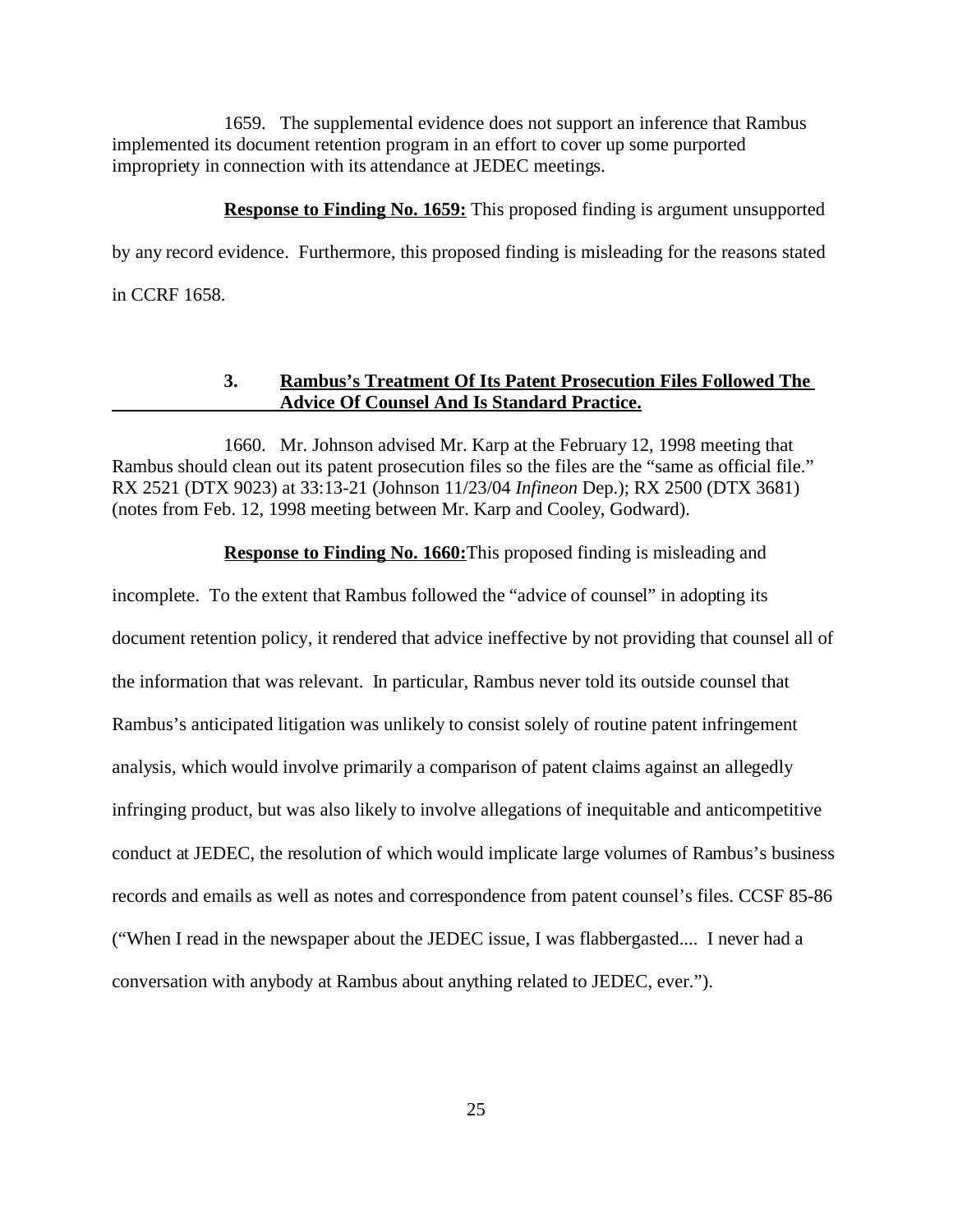1659. The supplemental evidence does not support an inference that Rambus implemented its document retention program in an effort to cover up some purported impropriety in connection with its attendance at JEDEC meetings.

**Response to Finding No. 1659:** This proposed finding is argument unsupported by any record evidence. Furthermore, this proposed finding is misleading for the reasons stated in CCRF 1658.

### 3. Rambus's Treatment Of Its Patent Prosecution Files Followed The Advice Of Counsel And Is Standard Practice.

1660. Mr. Johnson advised Mr. Karp at the February 12, 1998 meeting that Rambus should clean out its patent prosecution files so the files are the "same as official file." RX 2521 (DTX 9023) at 33:13-21 (Johnson 11/23/04 *Infineon* Dep.); RX 2500 (DTX 3681) (notes from Feb. 12, 1998 meeting between Mr. Karp and Cooley, Godward).

**Response to Finding No. 1660:** This proposed finding is misleading and incomplete. To the extent that Rambus followed the "advice of counsel" in adopting its document retention policy, it rendered that advice ineffective by not providing that counsel all of the information that was relevant. In particular, Rambus never told its outside counsel that Rambus's anticipated litigation was unlikely to consist solely of routine patent infringement analysis, which would involve primarily a comparison of patent claims against an allegedly infringing product, but was also likely to involve allegations of inequitable and anticompetitive conduct at JEDEC, the resolution of which would implicate large volumes of Rambus's business records and emails as well as notes and correspondence from patent counsel's files. CCSF 85-86 ("When I read in the newspaper about the JEDEC issue, I was flabbergasted.... I never had a conversation with anybody at Rambus about anything related to JEDEC, ever.").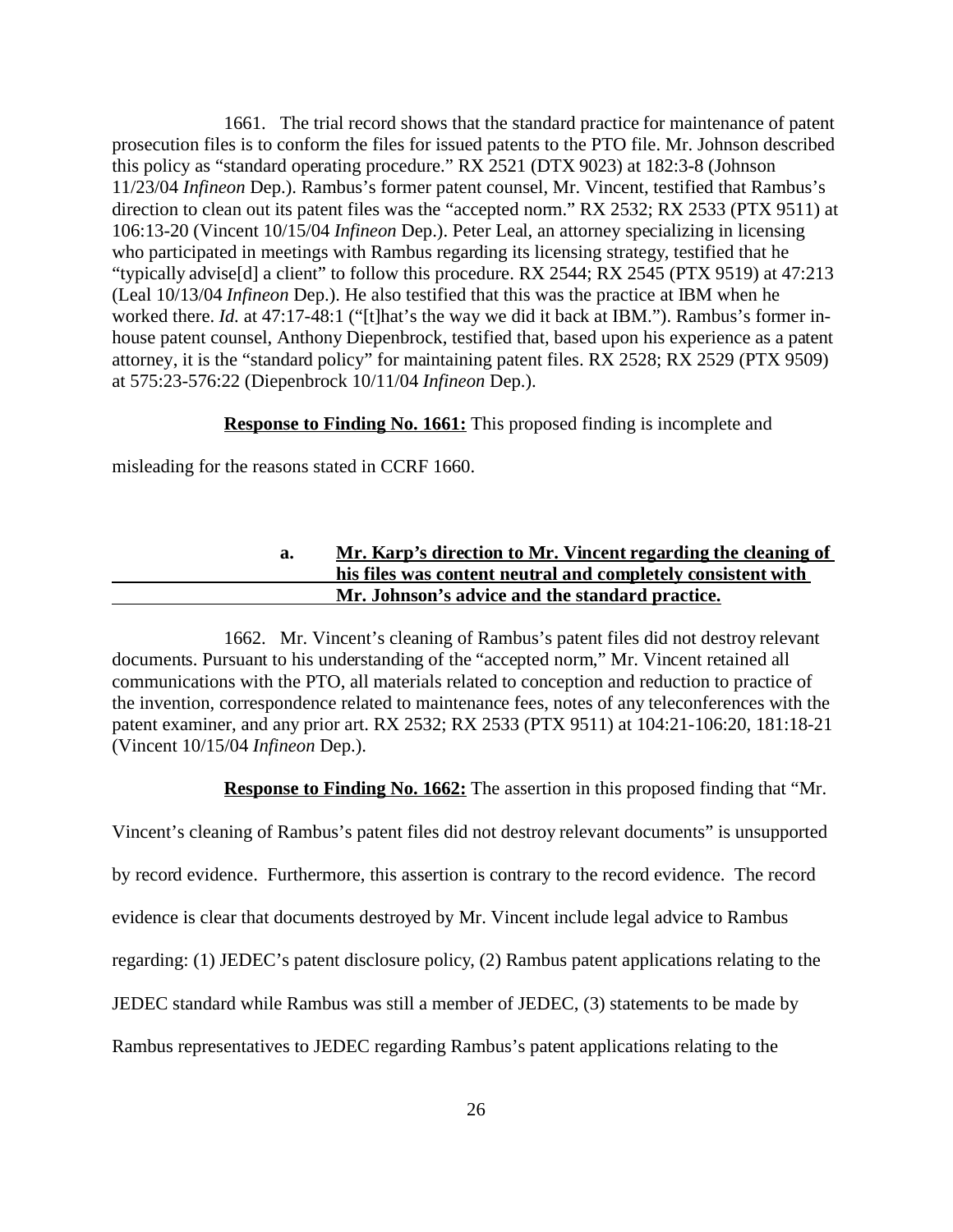1661. The trial record shows that the standard practice for maintenance of patent prosecution files is to conform the files for issued patents to the PTO file. Mr. Johnson described this policy as "standard operating procedure." RX 2521 (DTX 9023) at 182:3-8 (Johnson 11/23/04 *Infineon* Dep.). Rambus's former patent counsel, Mr. Vincent, testified that Rambus's direction to clean out its patent files was the "accepted norm." RX 2532; RX 2533 (PTX 9511) at 106:13-20 (Vincent 10/15/04 *Infineon* Dep.). Peter Leal, an attorney specializing in licensing who participated in meetings with Rambus regarding its licensing strategy, testified that he "typically advise[d] a client" to follow this procedure. RX 2544; RX 2545 (PTX 9519) at 47:213 (Leal 10/13/04 *Infineon* Dep.). He also testified that this was the practice at IBM when he worked there. *Id.* at 47:17-48:1 ("[t]hat's the way we did it back at IBM."). Rambus's former in-house patent counsel, Anthony Diepenbrock, testified that, based upon his experience as a patent attorney, it is the "standard policy" for maintaining patent files. RX 2528; RX 2529 (PTX 9509) at 575:23-576:22 (Diepenbrock 10/11/04 *Infineon* Dep.).

**Response to Finding No. 1661:** This proposed finding is incomplete and misleading for the reasons stated in CCRF 1660.

**a. Mr. Karp's direction to Mr. Vincent regarding the cleaning of his files was content neutral and completely consistent with Mr. Johnson's advice and the standard practice.**

1662. Mr. Vincent's cleaning of Rambus's patent files did not destroy relevant documents. Pursuant to his understanding of the "accepted norm," Mr. Vincent retained all communications with the PTO, all materials related to conception and reduction to practice of the invention, correspondence related to maintenance fees, notes of any teleconferences with the patent examiner, and any prior art. RX 2532; RX 2533 (PTX 9511) at 104:21-106:20, 181:18-21 (Vincent 10/15/04 *Infineon* Dep.).

**Response to Finding No. 1662:** The assertion in this proposed finding that "Mr. Vincent's cleaning of Rambus's patent files did not destroy relevant documents" is unsupported by record evidence. Furthermore, this assertion is contrary to the record evidence. The record evidence is clear that documents destroyed by Mr. Vincent include legal advice to Rambus regarding: (1) JEDEC's patent disclosure policy, (2) Rambus patent applications relating to the JEDEC standard while Rambus was still a member of JEDEC, (3) statements to be made by Rambus representatives to JEDEC regarding Rambus's patent applications relating to the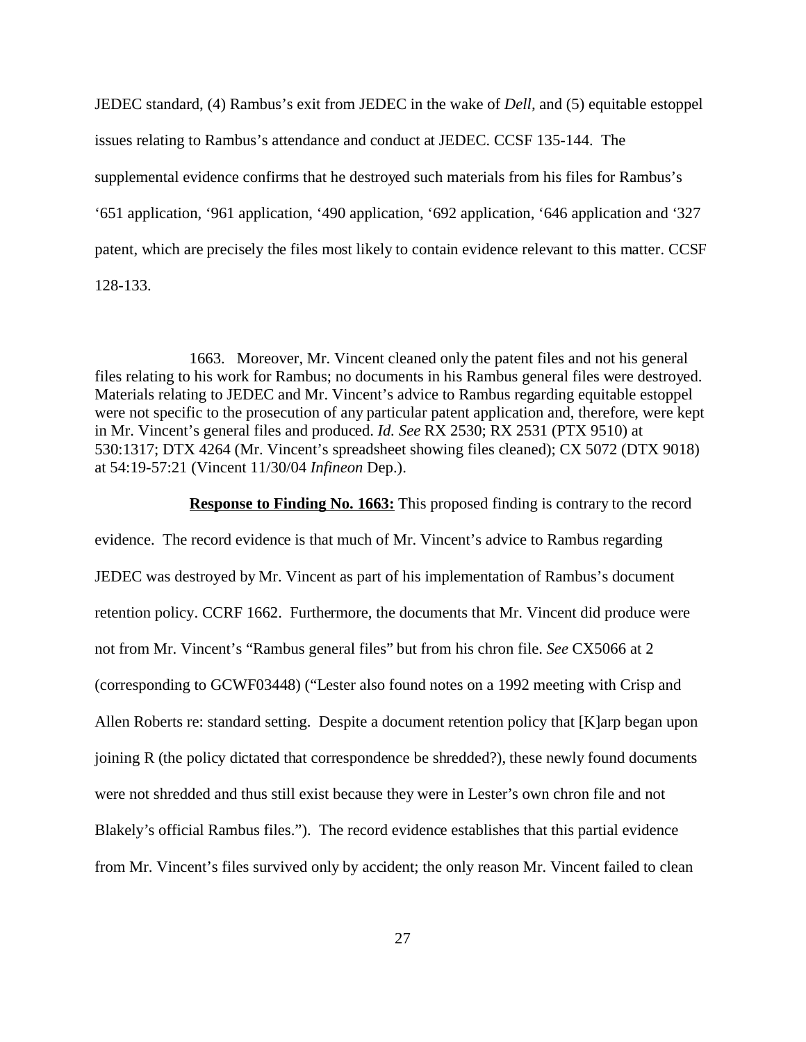JEDEC standard, (4) Rambus's exit from JEDEC in the wake of *Dell*, and (5) equitable estoppel issues relating to Rambus's attendance and conduct at JEDEC. CCSF 135-144. The supplemental evidence confirms that he destroyed such materials from his files for Rambus's '651 application, '961 application, '490 application, '692 application, '646 application and '327 patent, which are precisely the files most likely to contain evidence relevant to this matter. CCSF 128-133.

1663. Moreover, Mr. Vincent cleaned only the patent files and not his general files relating to his work for Rambus; no documents in his Rambus general files were destroyed. Materials relating to JEDEC and Mr. Vincent's advice to Rambus regarding equitable estoppel were not specific to the prosecution of any particular patent application and, therefore, were kept in Mr. Vincent's general files and produced. *Id. See* RX 2530; RX 2531 (PTX 9510) at 530:1317; DTX 4264 (Mr. Vincent's spreadsheet showing files cleaned); CX 5072 (DTX 9018) at 54:19-57:21 (Vincent 11/30/04 *Infineon* Dep.).

**Response to Finding No. 1663:** This proposed finding is contrary to the record evidence. The record evidence is that much of Mr. Vincent's advice to Rambus regarding JEDEC was destroyed by Mr. Vincent as part of his implementation of Rambus's document retention policy. CCRF 1662. Furthermore, the documents that Mr. Vincent did produce were not from Mr. Vincent's "Rambus general files" but from his chron file. *See* CX5066 at 2 (corresponding to GCWF03448) ("Lester also found notes on a 1992 meeting with Crisp and Allen Roberts re: standard setting. Despite a document retention policy that [K]arp began upon joining R (the policy dictated that correspondence be shredded?), these newly found documents were not shredded and thus still exist because they were in Lester's own chron file and not Blakely's official Rambus files."). The record evidence establishes that this partial evidence from Mr. Vincent's files survived only by accident; the only reason Mr. Vincent failed to clean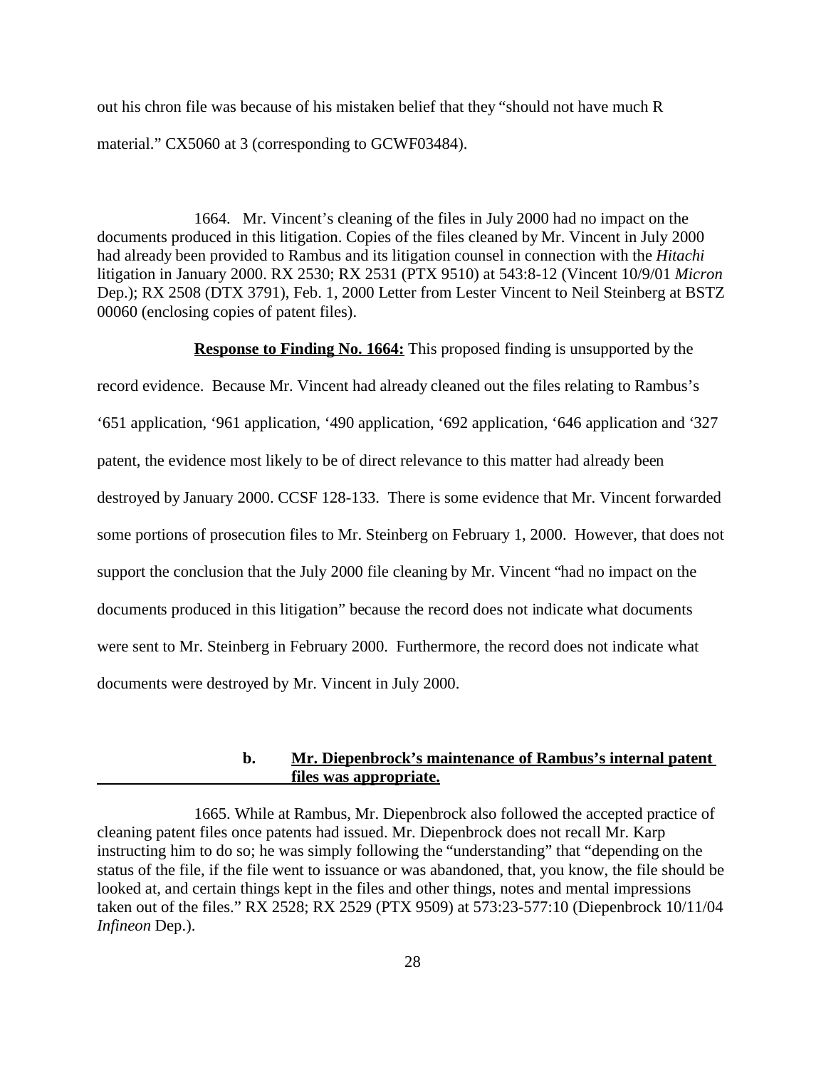out his chron file was because of his mistaken belief that they "should not have much R material." CX5060 at 3 (corresponding to GCWF03484).

1664. Mr. Vincent's cleaning of the files in July 2000 had no impact on the documents produced in this litigation. Copies of the files cleaned by Mr. Vincent in July 2000 had already been provided to Rambus and its litigation counsel in connection with the *Hitachi* litigation in January 2000. RX 2530; RX 2531 (PTX 9510) at 543:8-12 (Vincent 10/9/01 *Micron* Dep.); RX 2508 (DTX 3791), Feb. 1, 2000 Letter from Lester Vincent to Neil Steinberg at BSTZ 00060 (enclosing copies of patent files).

**Response to Finding No. 1664:** This proposed finding is unsupported by the record evidence. Because Mr. Vincent had already cleaned out the files relating to Rambus's '651 application, '961 application, '490 application, '692 application, '646 application and '327 patent, the evidence most likely to be of direct relevance to this matter had already been destroyed by January 2000. CCSF 128-133. There is some evidence that Mr. Vincent forwarded some portions of prosecution files to Mr. Steinberg on February 1, 2000. However, that does not support the conclusion that the July 2000 file cleaning by Mr. Vincent "had no impact on the documents produced in this litigation" because the record does not indicate what documents were sent to Mr. Steinberg in February 2000. Furthermore, the record does not indicate what documents were destroyed by Mr. Vincent in July 2000.

#### b. Mr. Diepenbrock's maintenance of Rambus's internal patent files was appropriate.

1665. While at Rambus, Mr. Diepenbrock also followed the accepted practice of cleaning patent files once patents had issued. Mr. Diepenbrock does not recall Mr. Karp instructing him to do so; he was simply following the "understanding" that "depending on the status of the file, if the file went to issuance or was abandoned, that, you know, the file should be looked at, and certain things kept in the files and other things, notes and mental impressions taken out of the files." RX 2528; RX 2529 (PTX 9509) at 573:23-577:10 (Diepenbrock 10/11/04 *Infineon* Dep.).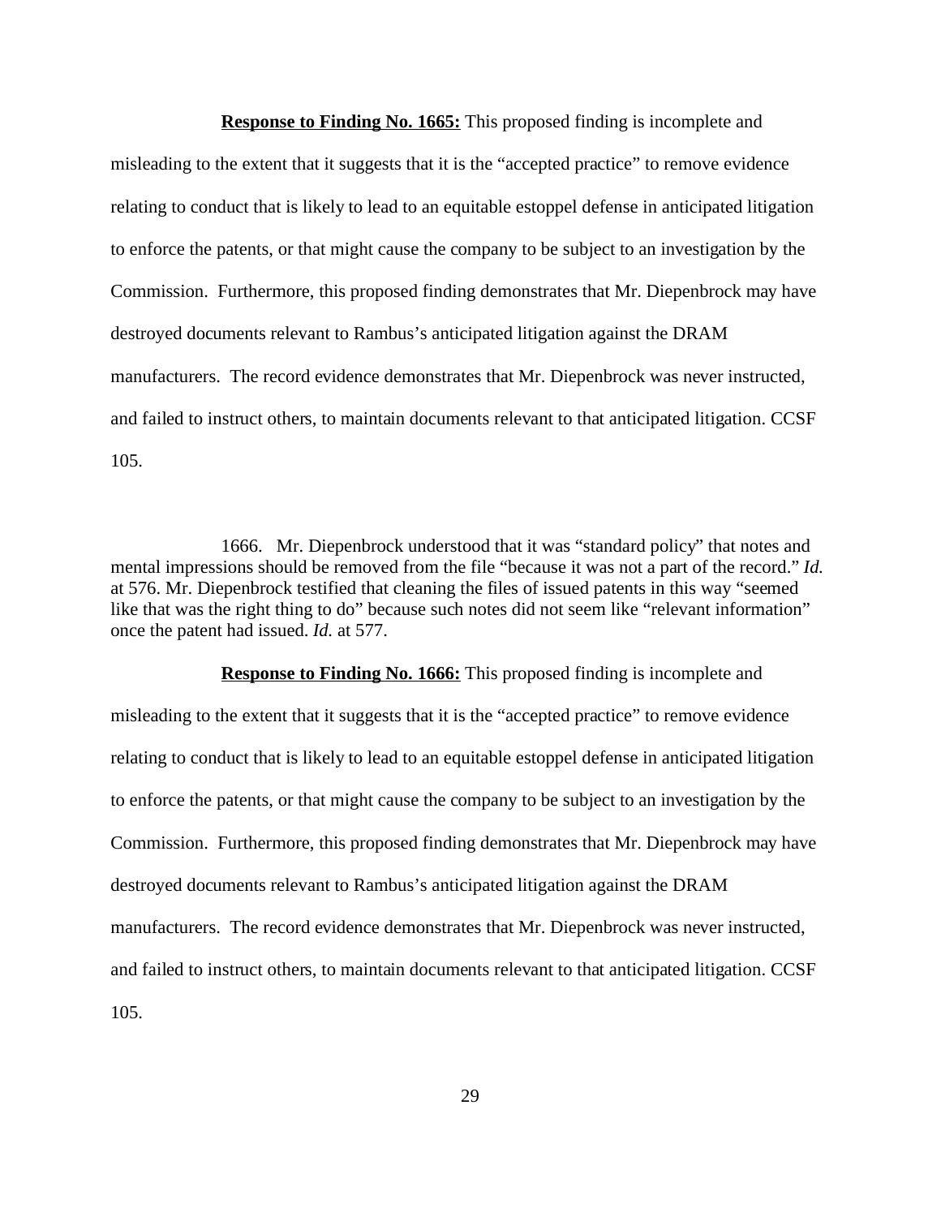**<u>Response to Finding No. 1665:</u>** This proposed finding is incomplete and misleading to the extent that it suggests that it is the "accepted practice" to remove evidence relating to conduct that is likely to lead to an equitable estoppel defense in anticipated litigation to enforce the patents, or that might cause the company to be subject to an investigation by the Commission. Furthermore, this proposed finding demonstrates that Mr. Diepenbrock may have destroyed documents relevant to Rambus's anticipated litigation against the DRAM manufacturers. The record evidence demonstrates that Mr. Diepenbrock was never instructed, and failed to instruct others, to maintain documents relevant to that anticipated litigation. CCSF 105.

1666. Mr. Diepenbrock understood that it was "standard policy" that notes and mental impressions should be removed from the file "because it was not a part of the record." *Id.* at 576. Mr. Diepenbrock testified that cleaning the files of issued patents in this way "seemed like that was the right thing to do" because such notes did not seem like "relevant information" once the patent had issued. *Id.* at 577.

**<u>Response to Finding No. 1666:</u>** This proposed finding is incomplete and misleading to the extent that it suggests that it is the "accepted practice" to remove evidence relating to conduct that is likely to lead to an equitable estoppel defense in anticipated litigation to enforce the patents, or that might cause the company to be subject to an investigation by the Commission. Furthermore, this proposed finding demonstrates that Mr. Diepenbrock may have destroyed documents relevant to Rambus's anticipated litigation against the DRAM manufacturers. The record evidence demonstrates that Mr. Diepenbrock was never instructed, and failed to instruct others, to maintain documents relevant to that anticipated litigation. CCSF 105.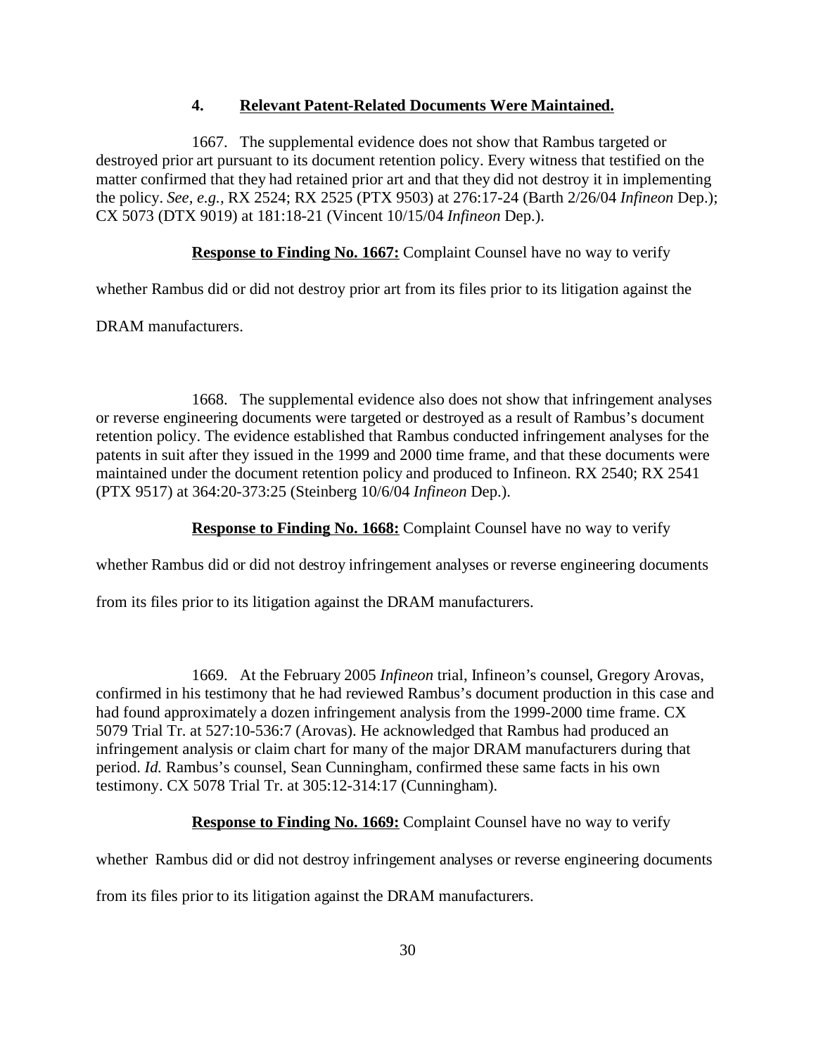### 4. **Relevant Patent-Related Documents Were Maintained.**

1667. The supplemental evidence does not show that Rambus targeted or destroyed prior art pursuant to its document retention policy. Every witness that testified on the matter confirmed that they had retained prior art and that they did not destroy it in implementing the policy. *See, e.g.,* RX 2524; RX 2525 (PTX 9503) at 276:17-24 (Barth 2/26/04 *Infineon* Dep.); CX 5073 (DTX 9019) at 181:18-21 (Vincent 10/15/04 *Infineon* Dep.).

**Response to Finding No. 1667:** Complaint Counsel have no way to verify whether Rambus did or did not destroy prior art from its files prior to its litigation against the DRAM manufacturers.

1668. The supplemental evidence also does not show that infringement analyses or reverse engineering documents were targeted or destroyed as a result of Rambus's document retention policy. The evidence established that Rambus conducted infringement analyses for the patents in suit after they issued in the 1999 and 2000 time frame, and that these documents were maintained under the document retention policy and produced to Infineon. RX 2540; RX 2541 (PTX 9517) at 364:20-373:25 (Steinberg 10/6/04 *Infineon* Dep.).

**Response to Finding No. 1668:** Complaint Counsel have no way to verify whether Rambus did or did not destroy infringement analyses or reverse engineering documents from its files prior to its litigation against the DRAM manufacturers.

1669. At the February 2005 *Infineon* trial, Infineon's counsel, Gregory Arovas, confirmed in his testimony that he had reviewed Rambus's document production in this case and had found approximately a dozen infringement analysis from the 1999-2000 time frame. CX 5079 Trial Tr. at 527:10-536:7 (Arovas). He acknowledged that Rambus had produced an infringement analysis or claim chart for many of the major DRAM manufacturers during that period. *Id.* Rambus's counsel, Sean Cunningham, confirmed these same facts in his own testimony. CX 5078 Trial Tr. at 305:12-314:17 (Cunningham).

**Response to Finding No. 1669:** Complaint Counsel have no way to verify whether Rambus did or did not destroy infringement analyses or reverse engineering documents from its files prior to its litigation against the DRAM manufacturers.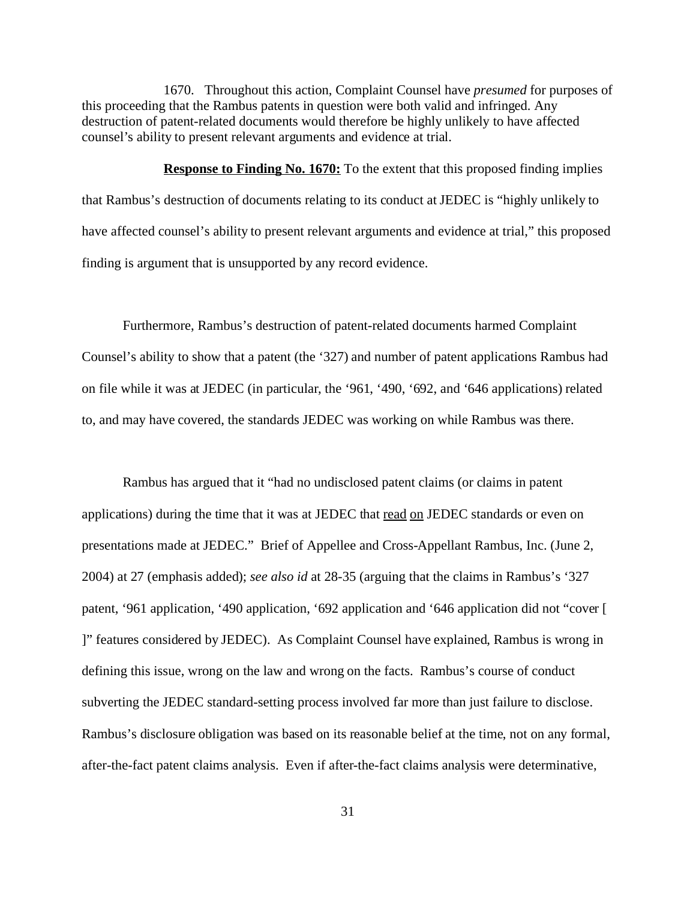1670. Throughout this action, Complaint Counsel have *presumed* for purposes of this proceeding that the Rambus patents in question were both valid and infringed. Any destruction of patent-related documents would therefore be highly unlikely to have affected counsel's ability to present relevant arguments and evidence at trial.

**Response to Finding No. 1670:** To the extent that this proposed finding implies that Rambus's destruction of documents relating to its conduct at JEDEC is "highly unlikely to have affected counsel's ability to present relevant arguments and evidence at trial," this proposed finding is argument that is unsupported by any record evidence.

Furthermore, Rambus's destruction of patent-related documents harmed Complaint Counsel's ability to show that a patent (the '327) and number of patent applications Rambus had on file while it was at JEDEC (in particular, the '961, '490, '692, and '646 applications) related to, and may have covered, the standards JEDEC was working on while Rambus was there.

Rambus has argued that it "had no undisclosed patent claims (or claims in patent applications) during the time that it was at JEDEC that <u>read on</u> JEDEC standards or even on presentations made at JEDEC." Brief of Appellee and Cross-Appellant Rambus, Inc. (June 2, 2004) at 27 (emphasis added); *see also id* at 28-35 (arguing that the claims in Rambus's '327 patent, '961 application, '490 application, '692 application and '646 application did not "cover [ ]" features considered by JEDEC). As Complaint Counsel have explained, Rambus is wrong in defining this issue, wrong on the law and wrong on the facts. Rambus's course of conduct subverting the JEDEC standard-setting process involved far more than just failure to disclose. Rambus's disclosure obligation was based on its reasonable belief at the time, not on any formal, after-the-fact patent claims analysis. Even if after-the-fact claims analysis were determinative,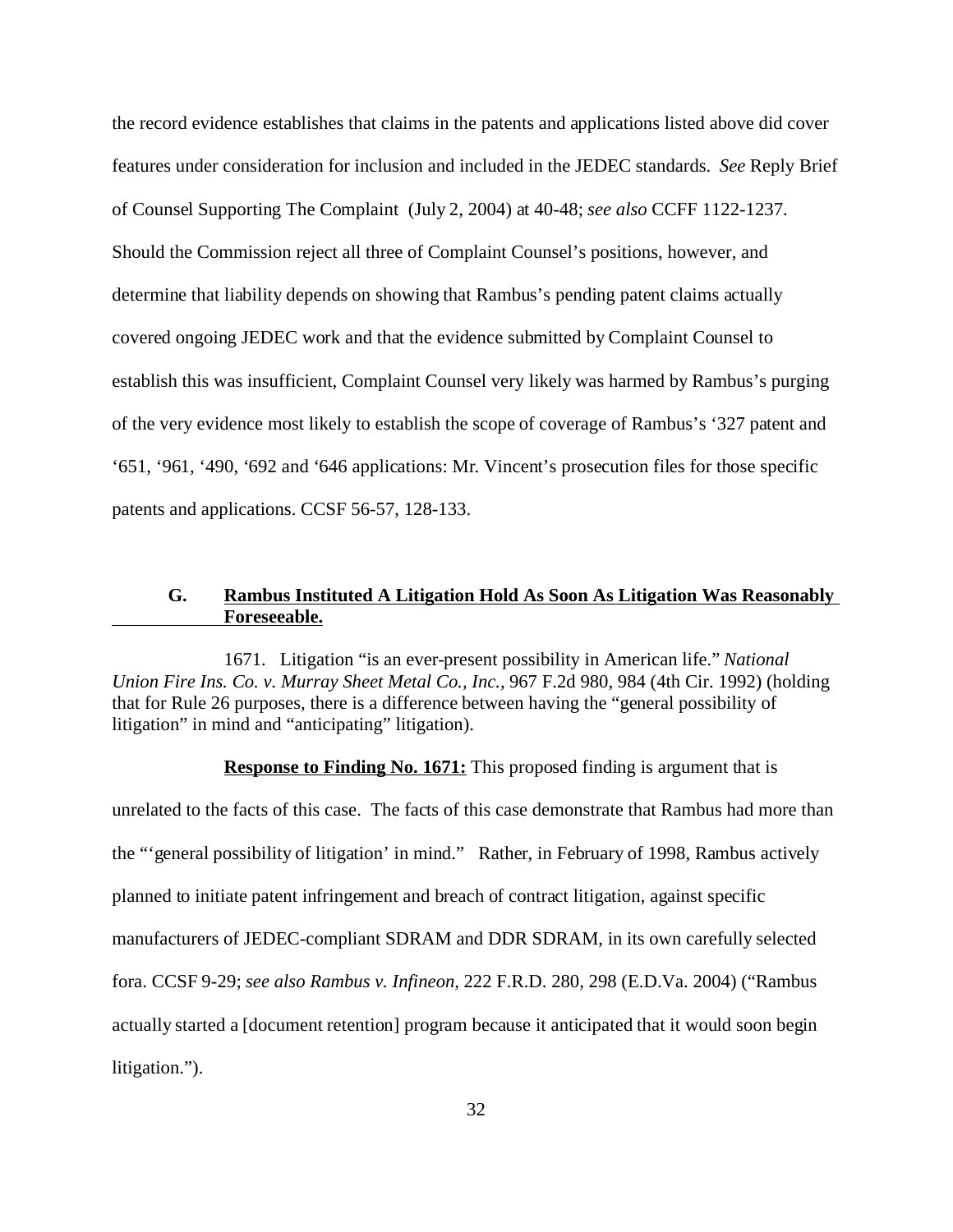the record evidence establishes that claims in the patents and applications listed above did cover features under consideration for inclusion and included in the JEDEC standards. *See* Reply Brief of Counsel Supporting The Complaint (July 2, 2004) at 40-48; *see also* CCFF 1122-1237. Should the Commission reject all three of Complaint Counsel's positions, however, and determine that liability depends on showing that Rambus's pending patent claims actually covered ongoing JEDEC work and that the evidence submitted by Complaint Counsel to establish this was insufficient, Complaint Counsel very likely was harmed by Rambus's purging of the very evidence most likely to establish the scope of coverage of Rambus's '327 patent and '651, '961, '490, '692 and '646 applications: Mr. Vincent's prosecution files for those specific patents and applications. CCSF 56-57, 128-133.

### G. Rambus Instituted A Litigation Hold As Soon As Litigation Was Reasonably Foreseeable.

1671. Litigation "is an ever-present possibility in American life." *National Union Fire Ins. Co. v. Murray Sheet Metal Co., Inc.*, 967 F.2d 980, 984 (4th Cir. 1992) (holding that for Rule 26 purposes, there is a difference between having the "general possibility of litigation" in mind and "anticipating" litigation).

**Response to Finding No. 1671:** This proposed finding is argument that is unrelated to the facts of this case. The facts of this case demonstrate that Rambus had more than the "'general possibility of litigation' in mind." Rather, in February of 1998, Rambus actively planned to initiate patent infringement and breach of contract litigation, against specific manufacturers of JEDEC-compliant SDRAM and DDR SDRAM, in its own carefully selected fora. CCSF 9-29; *see also Rambus v. Infineon*, 222 F.R.D. 280, 298 (E.D.Va. 2004) ("Rambus actually started a [document retention] program because it anticipated that it would soon begin litigation.").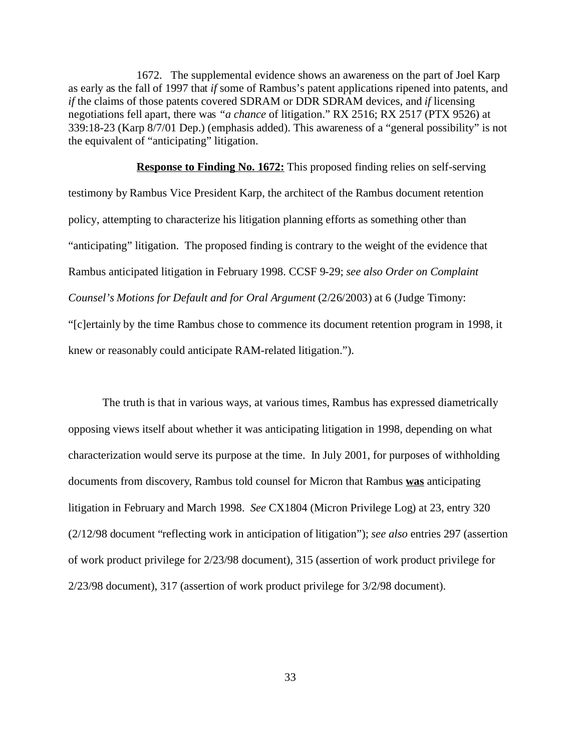1672. The supplemental evidence shows an awareness on the part of Joel Karp as early as the fall of 1997 that *if* some of Rambus's patent applications ripened into patents, and *if* the claims of those patents covered SDRAM or DDR SDRAM devices, and *if* licensing negotiations fell apart, there was *"a chance* of litigation." RX 2516; RX 2517 (PTX 9526) at 339:18-23 (Karp 8/7/01 Dep.) (emphasis added). This awareness of a "general possibility" is not the equivalent of "anticipating" litigation.

**Response to Finding No. 1672:** This proposed finding relies on self-serving testimony by Rambus Vice President Karp, the architect of the Rambus document retention policy, attempting to characterize his litigation planning efforts as something other than "anticipating" litigation. The proposed finding is contrary to the weight of the evidence that Rambus anticipated litigation in February 1998. CCSF 9-29; *see also Order on Complaint Counsel's Motions for Default and for Oral Argument* (2/26/2003) at 6 (Judge Timony: "[c]ertainly by the time Rambus chose to commence its document retention program in 1998, it knew or reasonably could anticipate RAM-related litigation.").

The truth is that in various ways, at various times, Rambus has expressed diametrically opposing views itself about whether it was anticipating litigation in 1998, depending on what characterization would serve its purpose at the time. In July 2001, for purposes of withholding documents from discovery, Rambus told counsel for Micron that Rambus **was** anticipating litigation in February and March 1998. *See* CX1804 (Micron Privilege Log) at 23, entry 320 (2/12/98 document "reflecting work in anticipation of litigation"); *see also* entries 297 (assertion of work product privilege for 2/23/98 document), 315 (assertion of work product privilege for 2/23/98 document), 317 (assertion of work product privilege for 3/2/98 document).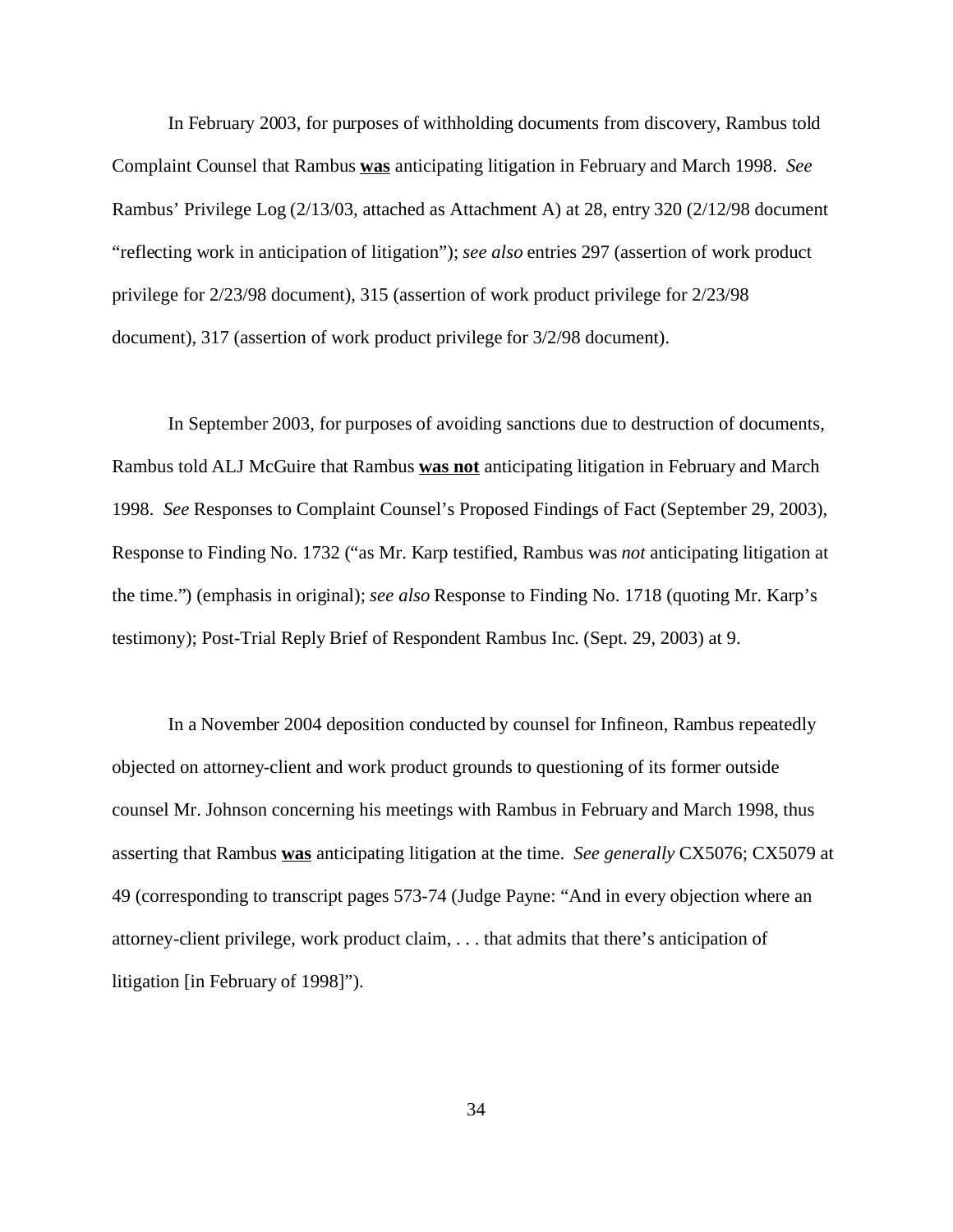In February 2003, for purposes of withholding documents from discovery, Rambus told Complaint Counsel that Rambus **was** anticipating litigation in February and March 1998. *See* Rambus' Privilege Log (2/13/03, attached as Attachment A) at 28, entry 320 (2/12/98 document "reflecting work in anticipation of litigation"); *see also* entries 297 (assertion of work product privilege for 2/23/98 document), 315 (assertion of work product privilege for 2/23/98 document), 317 (assertion of work product privilege for 3/2/98 document).

In September 2003, for purposes of avoiding sanctions due to destruction of documents, Rambus told ALJ McGuire that Rambus **was not** anticipating litigation in February and March 1998. *See* Responses to Complaint Counsel's Proposed Findings of Fact (September 29, 2003), Response to Finding No. 1732 ("as Mr. Karp testified, Rambus was *not* anticipating litigation at the time.") (emphasis in original); *see also* Response to Finding No. 1718 (quoting Mr. Karp's testimony); Post-Trial Reply Brief of Respondent Rambus Inc. (Sept. 29, 2003) at 9.

In a November 2004 deposition conducted by counsel for Infineon, Rambus repeatedly objected on attorney-client and work product grounds to questioning of its former outside counsel Mr. Johnson concerning his meetings with Rambus in February and March 1998, thus asserting that Rambus **was** anticipating litigation at the time. *See generally* CX5076; CX5079 at 49 (corresponding to transcript pages 573-74 (Judge Payne: "And in every objection where an attorney-client privilege, work product claim, . . . that admits that there's anticipation of litigation [in February of 1998]").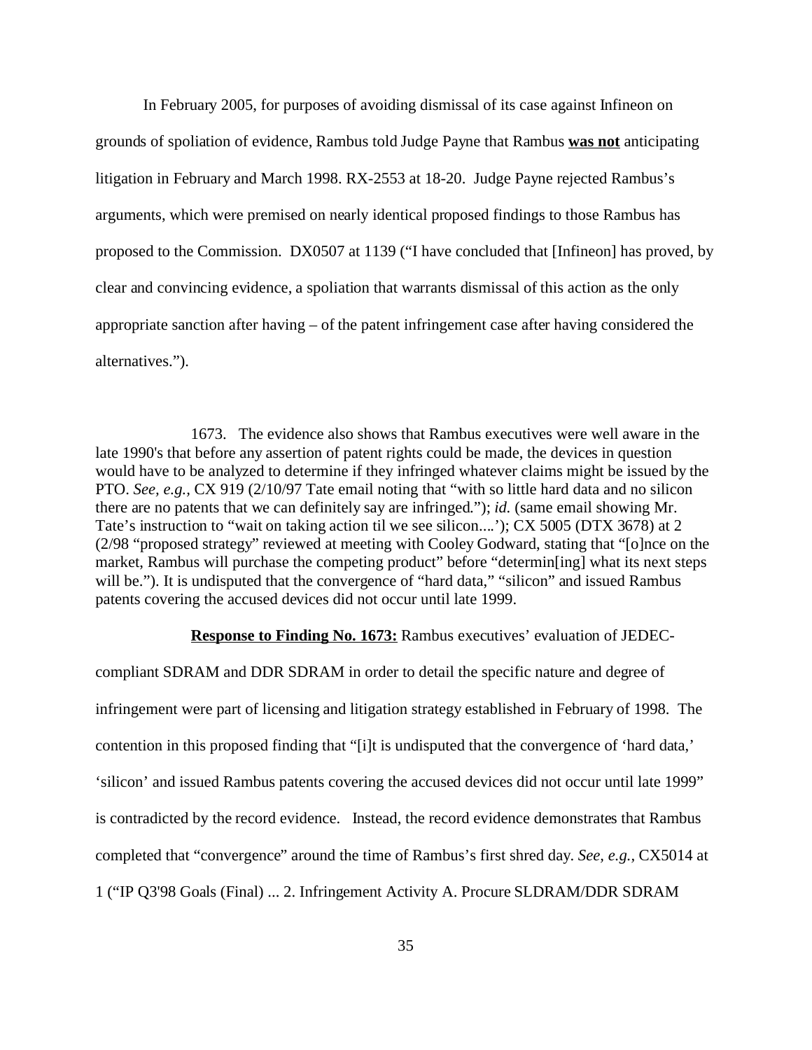In February 2005, for purposes of avoiding dismissal of its case against Infineon on grounds of spoliation of evidence, Rambus told Judge Payne that Rambus **<u>was not</u>** anticipating litigation in February and March 1998. RX-2553 at 18-20. Judge Payne rejected Rambus's arguments, which were premised on nearly identical proposed findings to those Rambus has proposed to the Commission. DX0507 at 1139 ("I have concluded that [Infineon] has proved, by clear and convincing evidence, a spoliation that warrants dismissal of this action as the only appropriate sanction after having – of the patent infringement case after having considered the alternatives.").

1673. The evidence also shows that Rambus executives were well aware in the late 1990's that before any assertion of patent rights could be made, the devices in question would have to be analyzed to determine if they infringed whatever claims might be issued by the PTO. *See, e.g.,* CX 919 (2/10/97 Tate email noting that "with so little hard data and no silicon there are no patents that we can definitely say are infringed."); *id.* (same email showing Mr. Tate's instruction to "wait on taking action til we see silicon....'); CX 5005 (DTX 3678) at 2 (2/98 "proposed strategy" reviewed at meeting with Cooley Godward, stating that "[o]nce on the market, Rambus will purchase the competing product" before "determin[ing] what its next steps will be."). It is undisputed that the convergence of "hard data," "silicon" and issued Rambus patents covering the accused devices did not occur until late 1999.

**<u>Response to Finding No. 1673:</u>** Rambus executives' evaluation of JEDEC-compliant SDRAM and DDR SDRAM in order to detail the specific nature and degree of infringement were part of licensing and litigation strategy established in February of 1998. The contention in this proposed finding that "[i]t is undisputed that the convergence of 'hard data,' 'silicon' and issued Rambus patents covering the accused devices did not occur until late 1999" is contradicted by the record evidence. Instead, the record evidence demonstrates that Rambus completed that "convergence" around the time of Rambus's first shred day. *See, e.g.*, CX5014 at 1 ("IP Q3'98 Goals (Final) ... 2. Infringement Activity A. Procure SLDRAM/DDR SDRAM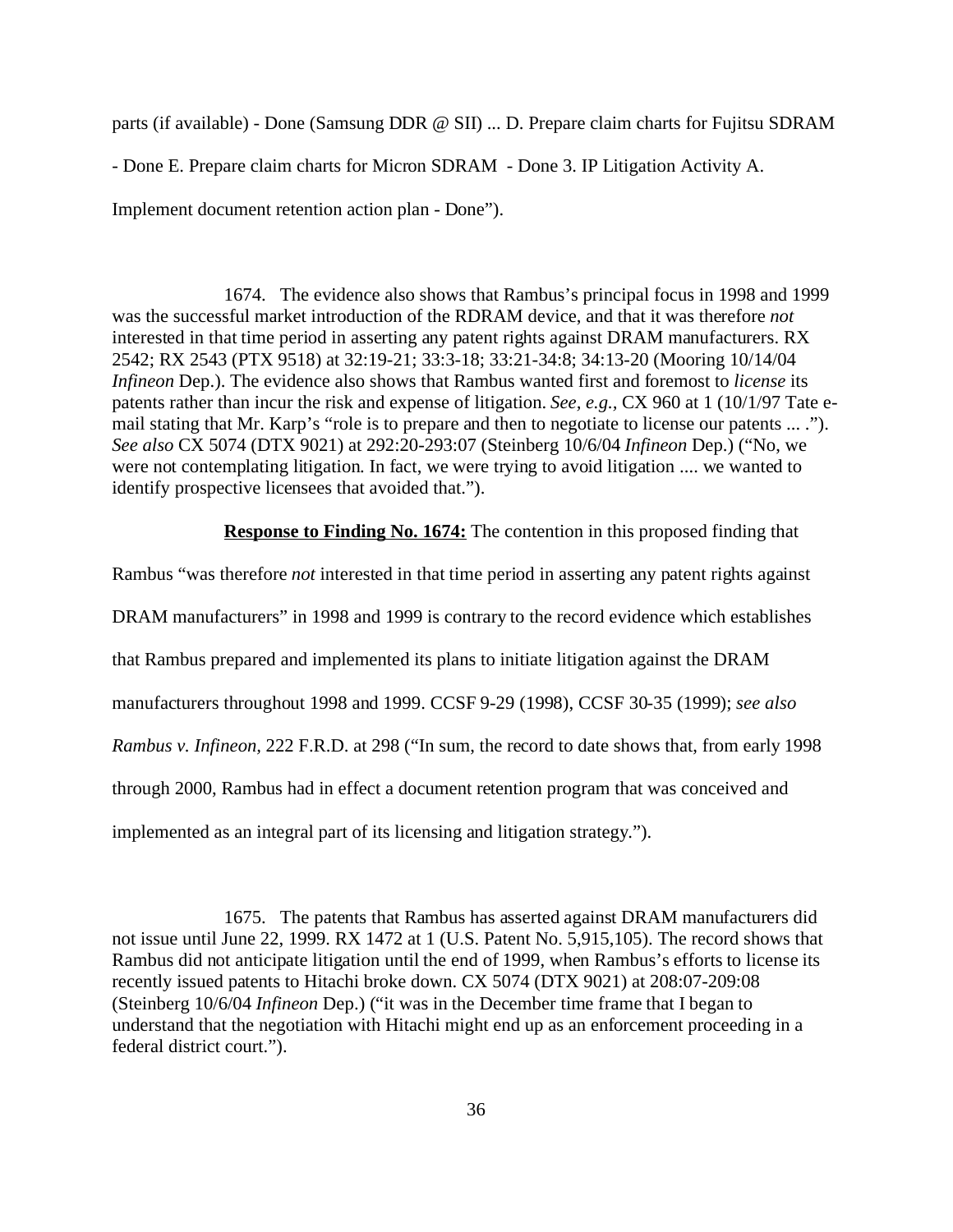parts (if available) - Done (Samsung DDR @ SII) ... D. Prepare claim charts for Fujitsu SDRAM - Done E. Prepare claim charts for Micron SDRAM - Done 3. IP Litigation Activity A. Implement document retention action plan - Done").

1674. The evidence also shows that Rambus's principal focus in 1998 and 1999 was the successful market introduction of the RDRAM device, and that it was therefore *not* interested in that time period in asserting any patent rights against DRAM manufacturers. RX 2542; RX 2543 (PTX 9518) at 32:19-21; 33:3-18; 33:21-34:8; 34:13-20 (Mooring 10/14/04 *Infineon* Dep.). The evidence also shows that Rambus wanted first and foremost to *license* its patents rather than incur the risk and expense of litigation. *See, e.g.*, CX 960 at 1 (10/1/97 Tate e-mail stating that Mr. Karp's "role is to prepare and then to negotiate to license our patents ... ."). *See also* CX 5074 (DTX 9021) at 292:20-293:07 (Steinberg 10/6/04 *Infineon* Dep.) ("No, we were not contemplating litigation. In fact, we were trying to avoid litigation .... we wanted to identify prospective licensees that avoided that.").

**Response to Finding No. 1674:** The contention in this proposed finding that Rambus "was therefore *not* interested in that time period in asserting any patent rights against DRAM manufacturers" in 1998 and 1999 is contrary to the record evidence which establishes that Rambus prepared and implemented its plans to initiate litigation against the DRAM manufacturers throughout 1998 and 1999. CCSF 9-29 (1998), CCSF 30-35 (1999); *see also Rambus v. Infineon,* 222 F.R.D. at 298 ("In sum, the record to date shows that, from early 1998 through 2000, Rambus had in effect a document retention program that was conceived and implemented as an integral part of its licensing and litigation strategy.").

1675. The patents that Rambus has asserted against DRAM manufacturers did not issue until June 22, 1999. RX 1472 at 1 (U.S. Patent No. 5,915,105). The record shows that Rambus did not anticipate litigation until the end of 1999, when Rambus's efforts to license its recently issued patents to Hitachi broke down. CX 5074 (DTX 9021) at 208:07-209:08 (Steinberg 10/6/04 *Infineon* Dep.) ("it was in the December time frame that I began to understand that the negotiation with Hitachi might end up as an enforcement proceeding in a federal district court.").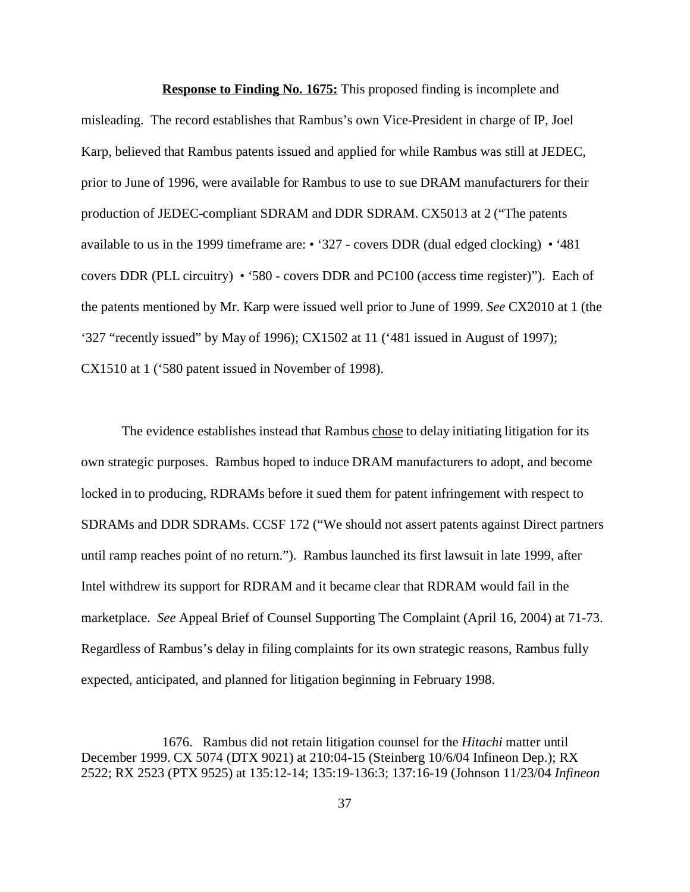**Response to Finding No. 1675:** This proposed finding is incomplete and misleading. The record establishes that Rambus's own Vice-President in charge of IP, Joel Karp, believed that Rambus patents issued and applied for while Rambus was still at JEDEC, prior to June of 1996, were available for Rambus to use to sue DRAM manufacturers for their production of JEDEC-compliant SDRAM and DDR SDRAM. CX5013 at 2 ("The patents available to us in the 1999 timeframe are: • '327 - covers DDR (dual edged clocking) • '481 covers DDR (PLL circuitry) • '580 - covers DDR and PC100 (access time register)"). Each of the patents mentioned by Mr. Karp were issued well prior to June of 1999. *See* CX2010 at 1 (the '327 "recently issued" by May of 1996); CX1502 at 11 ('481 issued in August of 1997); CX1510 at 1 ('580 patent issued in November of 1998).

The evidence establishes instead that Rambus <u>chose</u> to delay initiating litigation for its own strategic purposes. Rambus hoped to induce DRAM manufacturers to adopt, and become locked in to producing, RDRAMs before it sued them for patent infringement with respect to SDRAMs and DDR SDRAMs. CCSF 172 ("We should not assert patents against Direct partners until ramp reaches point of no return."). Rambus launched its first lawsuit in late 1999, after Intel withdrew its support for RDRAM and it became clear that RDRAM would fail in the marketplace. *See* Appeal Brief of Counsel Supporting The Complaint (April 16, 2004) at 71-73. Regardless of Rambus's delay in filing complaints for its own strategic reasons, Rambus fully expected, anticipated, and planned for litigation beginning in February 1998.

1676. Rambus did not retain litigation counsel for the *Hitachi* matter until December 1999. CX 5074 (DTX 9021) at 210:04-15 (Steinberg 10/6/04 Infineon Dep.); RX 2522; RX 2523 (PTX 9525) at 135:12-14; 135:19-136:3; 137:16-19 (Johnson 11/23/04 *Infineon*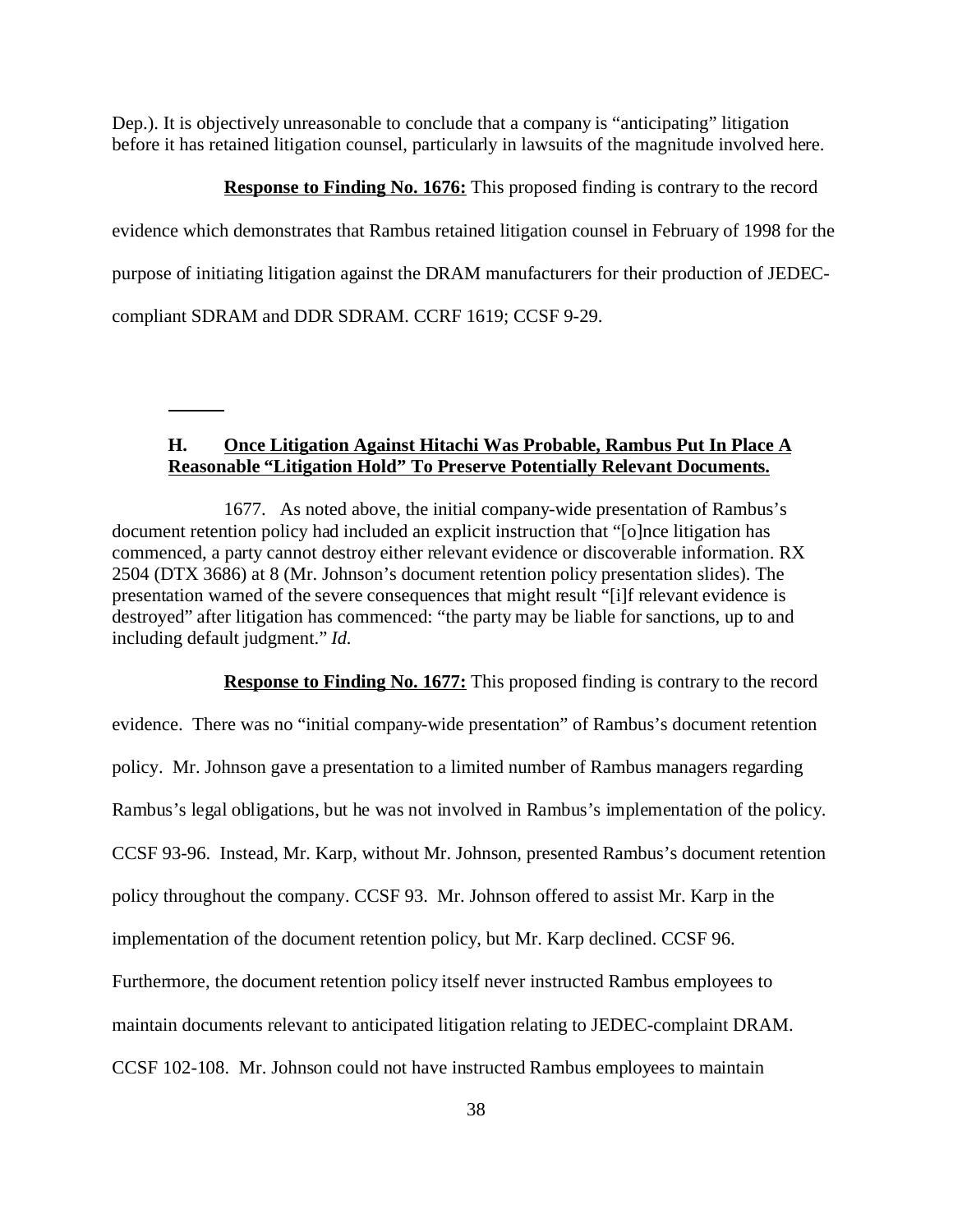Dep.). It is objectively unreasonable to conclude that a company is "anticipating" litigation before it has retained litigation counsel, particularly in lawsuits of the magnitude involved here.

**Response to Finding No. 1676:** This proposed finding is contrary to the record evidence which demonstrates that Rambus retained litigation counsel in February of 1998 for the purpose of initiating litigation against the DRAM manufacturers for their production of JEDEC-compliant SDRAM and DDR SDRAM. CCRF 1619; CCSF 9-29.

---

### H. Once Litigation Against Hitachi Was Probable, Rambus Put In Place A Reasonable "Litigation Hold" To Preserve Potentially Relevant Documents.

1677. As noted above, the initial company-wide presentation of Rambus's document retention policy had included an explicit instruction that "[o]nce litigation has commenced, a party cannot destroy either relevant evidence or discoverable information. RX 2504 (DTX 3686) at 8 (Mr. Johnson's document retention policy presentation slides). The presentation warned of the severe consequences that might result "[i]f relevant evidence is destroyed" after litigation has commenced: "the party may be liable for sanctions, up to and including default judgment." *Id.*

**Response to Finding No. 1677:** This proposed finding is contrary to the record evidence. There was no "initial company-wide presentation" of Rambus's document retention policy. Mr. Johnson gave a presentation to a limited number of Rambus managers regarding Rambus's legal obligations, but he was not involved in Rambus's implementation of the policy. CCSF 93-96. Instead, Mr. Karp, without Mr. Johnson, presented Rambus's document retention policy throughout the company. CCSF 93. Mr. Johnson offered to assist Mr. Karp in the implementation of the document retention policy, but Mr. Karp declined. CCSF 96. Furthermore, the document retention policy itself never instructed Rambus employees to maintain documents relevant to anticipated litigation relating to JEDEC-complaint DRAM. CCSF 102-108. Mr. Johnson could not have instructed Rambus employees to maintain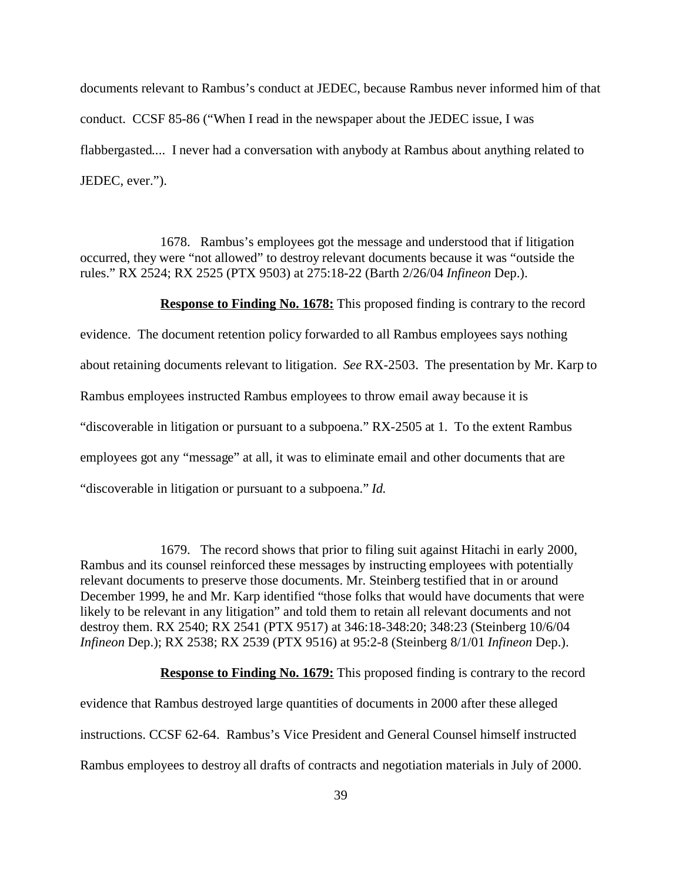documents relevant to Rambus's conduct at JEDEC, because Rambus never informed him of that conduct. CCSF 85-86 ("When I read in the newspaper about the JEDEC issue, I was flabbergasted.... I never had a conversation with anybody at Rambus about anything related to JEDEC, ever.").

1678. Rambus's employees got the message and understood that if litigation occurred, they were "not allowed" to destroy relevant documents because it was "outside the rules." RX 2524; RX 2525 (PTX 9503) at 275:18-22 (Barth 2/26/04 *Infineon* Dep.).

**Response to Finding No. 1678:** This proposed finding is contrary to the record evidence. The document retention policy forwarded to all Rambus employees says nothing about retaining documents relevant to litigation. *See* RX-2503. The presentation by Mr. Karp to Rambus employees instructed Rambus employees to throw email away because it is "discoverable in litigation or pursuant to a subpoena." RX-2505 at 1. To the extent Rambus employees got any "message" at all, it was to eliminate email and other documents that are "discoverable in litigation or pursuant to a subpoena." *Id.*

1679. The record shows that prior to filing suit against Hitachi in early 2000, Rambus and its counsel reinforced these messages by instructing employees with potentially relevant documents to preserve those documents. Mr. Steinberg testified that in or around December 1999, he and Mr. Karp identified "those folks that would have documents that were likely to be relevant in any litigation" and told them to retain all relevant documents and not destroy them. RX 2540; RX 2541 (PTX 9517) at 346:18-348:20; 348:23 (Steinberg 10/6/04 *Infineon* Dep.); RX 2538; RX 2539 (PTX 9516) at 95:2-8 (Steinberg 8/1/01 *Infineon* Dep.).

**Response to Finding No. 1679:** This proposed finding is contrary to the record evidence that Rambus destroyed large quantities of documents in 2000 after these alleged instructions. CCSF 62-64. Rambus's Vice President and General Counsel himself instructed Rambus employees to destroy all drafts of contracts and negotiation materials in July of 2000.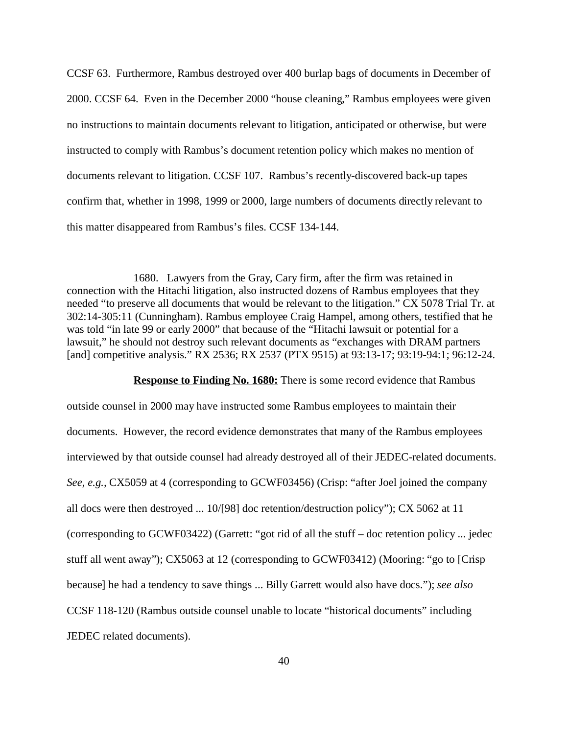CCSF 63. Furthermore, Rambus destroyed over 400 burlap bags of documents in December of 2000. CCSF 64. Even in the December 2000 "house cleaning," Rambus employees were given no instructions to maintain documents relevant to litigation, anticipated or otherwise, but were instructed to comply with Rambus's document retention policy which makes no mention of documents relevant to litigation. CCSF 107. Rambus's recently-discovered back-up tapes confirm that, whether in 1998, 1999 or 2000, large numbers of documents directly relevant to this matter disappeared from Rambus's files. CCSF 134-144.

1680. Lawyers from the Gray, Cary firm, after the firm was retained in connection with the Hitachi litigation, also instructed dozens of Rambus employees that they needed "to preserve all documents that would be relevant to the litigation." CX 5078 Trial Tr. at 302:14-305:11 (Cunningham). Rambus employee Craig Hampel, among others, testified that he was told "in late 99 or early 2000" that because of the "Hitachi lawsuit or potential for a lawsuit," he should not destroy such relevant documents as "exchanges with DRAM partners [and] competitive analysis." RX 2536; RX 2537 (PTX 9515) at 93:13-17; 93:19-94:1; 96:12-24.

**Response to Finding No. 1680:** There is some record evidence that Rambus outside counsel in 2000 may have instructed some Rambus employees to maintain their documents. However, the record evidence demonstrates that many of the Rambus employees interviewed by that outside counsel had already destroyed all of their JEDEC-related documents. *See, e.g.,* CX5059 at 4 (corresponding to GCWF03456) (Crisp: "after Joel joined the company all docs were then destroyed ... 10/[98] doc retention/destruction policy"); CX 5062 at 11 (corresponding to GCWF03422) (Garrett: "got rid of all the stuff – doc retention policy ... jedec stuff all went away"); CX5063 at 12 (corresponding to GCWF03412) (Mooring: "go to [Crisp because] he had a tendency to save things ... Billy Garrett would also have docs."); *see also* CCSF 118-120 (Rambus outside counsel unable to locate "historical documents" including JEDEC related documents).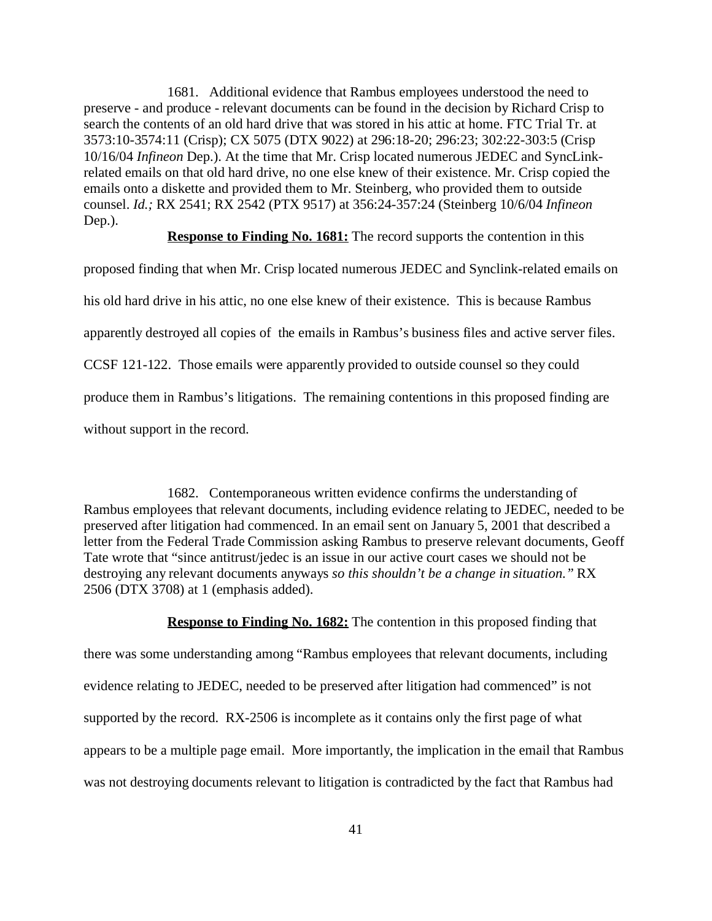1681. Additional evidence that Rambus employees understood the need to preserve - and produce - relevant documents can be found in the decision by Richard Crisp to search the contents of an old hard drive that was stored in his attic at home. FTC Trial Tr. at 3573:10-3574:11 (Crisp); CX 5075 (DTX 9022) at 296:18-20; 296:23; 302:22-303:5 (Crisp 10/16/04 *Infineon* Dep.). At the time that Mr. Crisp located numerous JEDEC and SyncLink-related emails on that old hard drive, no one else knew of their existence. Mr. Crisp copied the emails onto a diskette and provided them to Mr. Steinberg, who provided them to outside counsel. *Id.;* RX 2541; RX 2542 (PTX 9517) at 356:24-357:24 (Steinberg 10/6/04 *Infineon* Dep.).

**Response to Finding No. 1681:** The record supports the contention in this proposed finding that when Mr. Crisp located numerous JEDEC and Synclink-related emails on his old hard drive in his attic, no one else knew of their existence. This is because Rambus apparently destroyed all copies of the emails in Rambus's business files and active server files. CCSF 121-122. Those emails were apparently provided to outside counsel so they could produce them in Rambus's litigations. The remaining contentions in this proposed finding are without support in the record.

1682. Contemporaneous written evidence confirms the understanding of Rambus employees that relevant documents, including evidence relating to JEDEC, needed to be preserved after litigation had commenced. In an email sent on January 5, 2001 that described a letter from the Federal Trade Commission asking Rambus to preserve relevant documents, Geoff Tate wrote that "since antitrust/jedec is an issue in our active court cases we should not be destroying any relevant documents anyways *so this shouldn't be a change in situation."* RX 2506 (DTX 3708) at 1 (emphasis added).

**Response to Finding No. 1682:** The contention in this proposed finding that there was some understanding among "Rambus employees that relevant documents, including evidence relating to JEDEC, needed to be preserved after litigation had commenced" is not supported by the record. RX-2506 is incomplete as it contains only the first page of what appears to be a multiple page email. More importantly, the implication in the email that Rambus was not destroying documents relevant to litigation is contradicted by the fact that Rambus had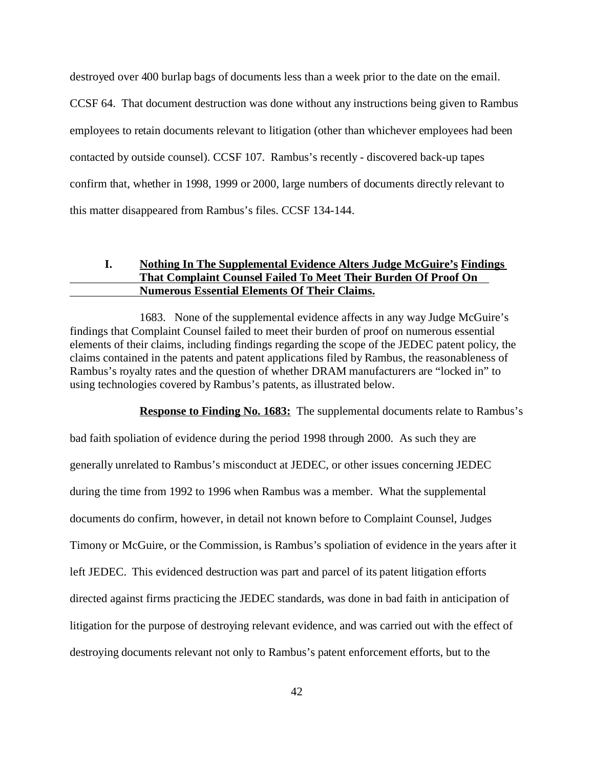destroyed over 400 burlap bags of documents less than a week prior to the date on the email. CCSF 64. That document destruction was done without any instructions being given to Rambus employees to retain documents relevant to litigation (other than whichever employees had been contacted by outside counsel). CCSF 107. Rambus's recently - discovered back-up tapes confirm that, whether in 1998, 1999 or 2000, large numbers of documents directly relevant to this matter disappeared from Rambus's files. CCSF 134-144.

## I. Nothing In The Supplemental Evidence Alters Judge McGuire's Findings That Complaint Counsel Failed To Meet Their Burden Of Proof On Numerous Essential Elements Of Their Claims.

1683. None of the supplemental evidence affects in any way Judge McGuire's findings that Complaint Counsel failed to meet their burden of proof on numerous essential elements of their claims, including findings regarding the scope of the JEDEC patent policy, the claims contained in the patents and patent applications filed by Rambus, the reasonableness of Rambus's royalty rates and the question of whether DRAM manufacturers are "locked in" to using technologies covered by Rambus's patents, as illustrated below.

**Response to Finding No. 1683:** The supplemental documents relate to Rambus's bad faith spoliation of evidence during the period 1998 through 2000. As such they are generally unrelated to Rambus's misconduct at JEDEC, or other issues concerning JEDEC during the time from 1992 to 1996 when Rambus was a member. What the supplemental documents do confirm, however, in detail not known before to Complaint Counsel, Judges Timony or McGuire, or the Commission, is Rambus's spoliation of evidence in the years after it left JEDEC. This evidenced destruction was part and parcel of its patent litigation efforts directed against firms practicing the JEDEC standards, was done in bad faith in anticipation of litigation for the purpose of destroying relevant evidence, and was carried out with the effect of destroying documents relevant not only to Rambus's patent enforcement efforts, but to the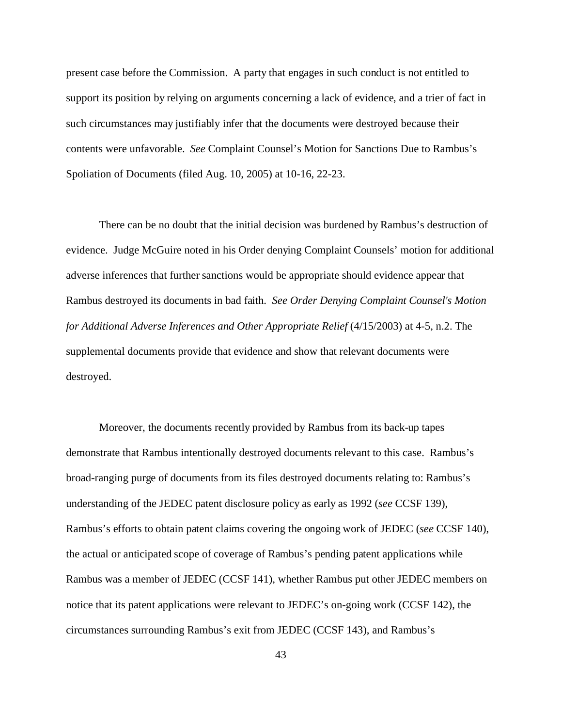present case before the Commission. A party that engages in such conduct is not entitled to support its position by relying on arguments concerning a lack of evidence, and a trier of fact in such circumstances may justifiably infer that the documents were destroyed because their contents were unfavorable. *See* Complaint Counsel's Motion for Sanctions Due to Rambus's Spoliation of Documents (filed Aug. 10, 2005) at 10-16, 22-23.

There can be no doubt that the initial decision was burdened by Rambus's destruction of evidence. Judge McGuire noted in his Order denying Complaint Counsels' motion for additional adverse inferences that further sanctions would be appropriate should evidence appear that Rambus destroyed its documents in bad faith. *See Order Denying Complaint Counsel's Motion for Additional Adverse Inferences and Other Appropriate Relief* (4/15/2003) at 4-5, n.2. The supplemental documents provide that evidence and show that relevant documents were destroyed.

Moreover, the documents recently provided by Rambus from its back-up tapes demonstrate that Rambus intentionally destroyed documents relevant to this case. Rambus's broad-ranging purge of documents from its files destroyed documents relating to: Rambus's understanding of the JEDEC patent disclosure policy as early as 1992 (*see* CCSF 139), Rambus's efforts to obtain patent claims covering the ongoing work of JEDEC (*see* CCSF 140), the actual or anticipated scope of coverage of Rambus's pending patent applications while Rambus was a member of JEDEC (CCSF 141), whether Rambus put other JEDEC members on notice that its patent applications were relevant to JEDEC's on-going work (CCSF 142), the circumstances surrounding Rambus's exit from JEDEC (CCSF 143), and Rambus's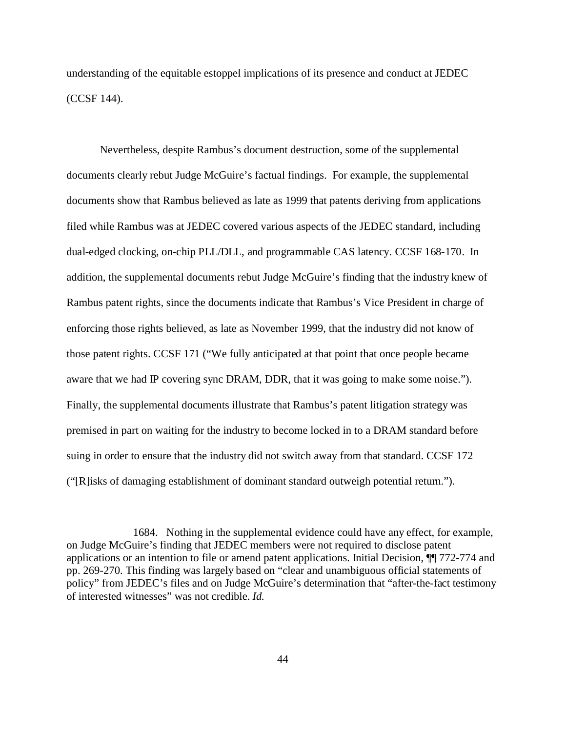understanding of the equitable estoppel implications of its presence and conduct at JEDEC (CCSF 144).

Nevertheless, despite Rambus's document destruction, some of the supplemental documents clearly rebut Judge McGuire's factual findings. For example, the supplemental documents show that Rambus believed as late as 1999 that patents deriving from applications filed while Rambus was at JEDEC covered various aspects of the JEDEC standard, including dual-edged clocking, on-chip PLL/DLL, and programmable CAS latency. CCSF 168-170. In addition, the supplemental documents rebut Judge McGuire's finding that the industry knew of Rambus patent rights, since the documents indicate that Rambus's Vice President in charge of enforcing those rights believed, as late as November 1999, that the industry did not know of those patent rights. CCSF 171 ("We fully anticipated at that point that once people became aware that we had IP covering sync DRAM, DDR, that it was going to make some noise."). Finally, the supplemental documents illustrate that Rambus's patent litigation strategy was premised in part on waiting for the industry to become locked in to a DRAM standard before suing in order to ensure that the industry did not switch away from that standard. CCSF 172 ("[R]isks of damaging establishment of dominant standard outweigh potential return.").

1684. Nothing in the supplemental evidence could have any effect, for example, on Judge McGuire's finding that JEDEC members were not required to disclose patent applications or an intention to file or amend patent applications. Initial Decision, ¶¶ 772-774 and pp. 269-270. This finding was largely based on "clear and unambiguous official statements of policy" from JEDEC's files and on Judge McGuire's determination that "after-the-fact testimony of interested witnesses" was not credible. *Id.*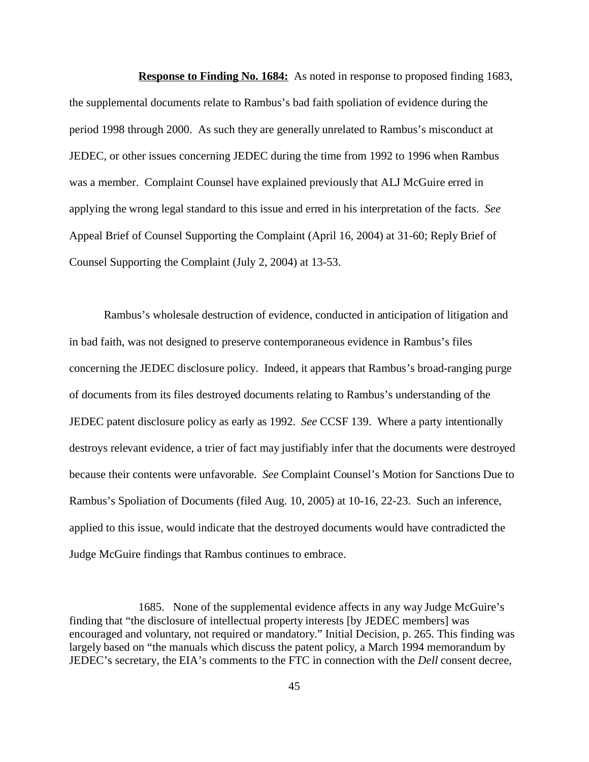**Response to Finding No. 1684:** As noted in response to proposed finding 1683, the supplemental documents relate to Rambus's bad faith spoliation of evidence during the period 1998 through 2000. As such they are generally unrelated to Rambus's misconduct at JEDEC, or other issues concerning JEDEC during the time from 1992 to 1996 when Rambus was a member. Complaint Counsel have explained previously that ALJ McGuire erred in applying the wrong legal standard to this issue and erred in his interpretation of the facts. *See* Appeal Brief of Counsel Supporting the Complaint (April 16, 2004) at 31-60; Reply Brief of Counsel Supporting the Complaint (July 2, 2004) at 13-53.

Rambus's wholesale destruction of evidence, conducted in anticipation of litigation and in bad faith, was not designed to preserve contemporaneous evidence in Rambus's files concerning the JEDEC disclosure policy. Indeed, it appears that Rambus's broad-ranging purge of documents from its files destroyed documents relating to Rambus's understanding of the JEDEC patent disclosure policy as early as 1992. *See* CCSF 139. Where a party intentionally destroys relevant evidence, a trier of fact may justifiably infer that the documents were destroyed because their contents were unfavorable. *See* Complaint Counsel's Motion for Sanctions Due to Rambus's Spoliation of Documents (filed Aug. 10, 2005) at 10-16, 22-23. Such an inference, applied to this issue, would indicate that the destroyed documents would have contradicted the Judge McGuire findings that Rambus continues to embrace.

1685. None of the supplemental evidence affects in any way Judge McGuire's finding that "the disclosure of intellectual property interests [by JEDEC members] was encouraged and voluntary, not required or mandatory." Initial Decision, p. 265. This finding was largely based on "the manuals which discuss the patent policy, a March 1994 memorandum by JEDEC's secretary, the EIA's comments to the FTC in connection with the *Dell* consent decree,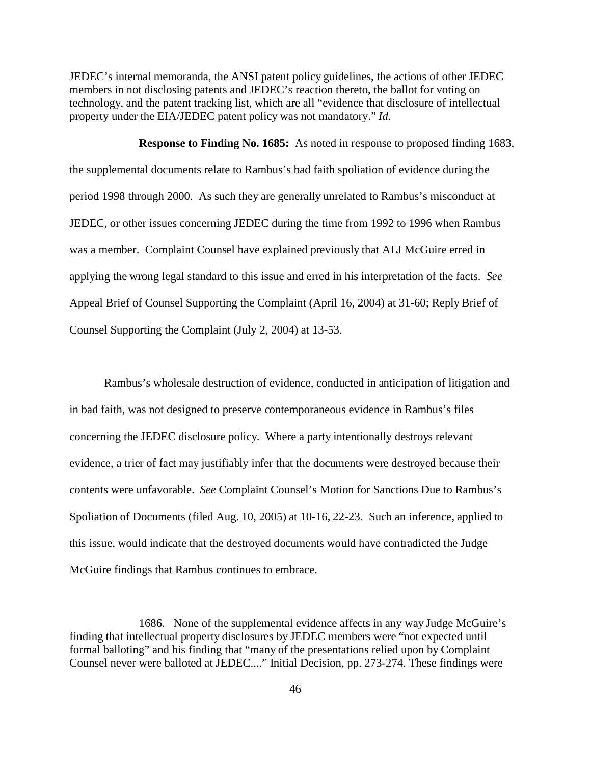JEDEC's internal memoranda, the ANSI patent policy guidelines, the actions of other JEDEC members in not disclosing patents and JEDEC's reaction thereto, the ballot for voting on technology, and the patent tracking list, which are all "evidence that disclosure of intellectual property under the EIA/JEDEC patent policy was not mandatory." *Id.*

**Response to Finding No. 1685:** As noted in response to proposed finding 1683, the supplemental documents relate to Rambus's bad faith spoliation of evidence during the period 1998 through 2000. As such they are generally unrelated to Rambus's misconduct at JEDEC, or other issues concerning JEDEC during the time from 1992 to 1996 when Rambus was a member. Complaint Counsel have explained previously that ALJ McGuire erred in applying the wrong legal standard to this issue and erred in his interpretation of the facts. *See* Appeal Brief of Counsel Supporting the Complaint (April 16, 2004) at 31-60; Reply Brief of Counsel Supporting the Complaint (July 2, 2004) at 13-53.

Rambus's wholesale destruction of evidence, conducted in anticipation of litigation and in bad faith, was not designed to preserve contemporaneous evidence in Rambus's files concerning the JEDEC disclosure policy. Where a party intentionally destroys relevant evidence, a trier of fact may justifiably infer that the documents were destroyed because their contents were unfavorable. *See* Complaint Counsel's Motion for Sanctions Due to Rambus's Spoliation of Documents (filed Aug. 10, 2005) at 10-16, 22-23. Such an inference, applied to this issue, would indicate that the destroyed documents would have contradicted the Judge McGuire findings that Rambus continues to embrace.

1686. None of the supplemental evidence affects in any way Judge McGuire's finding that intellectual property disclosures by JEDEC members were "not expected until formal balloting" and his finding that "many of the presentations relied upon by Complaint Counsel never were balloted at JEDEC...." Initial Decision, pp. 273-274. These findings were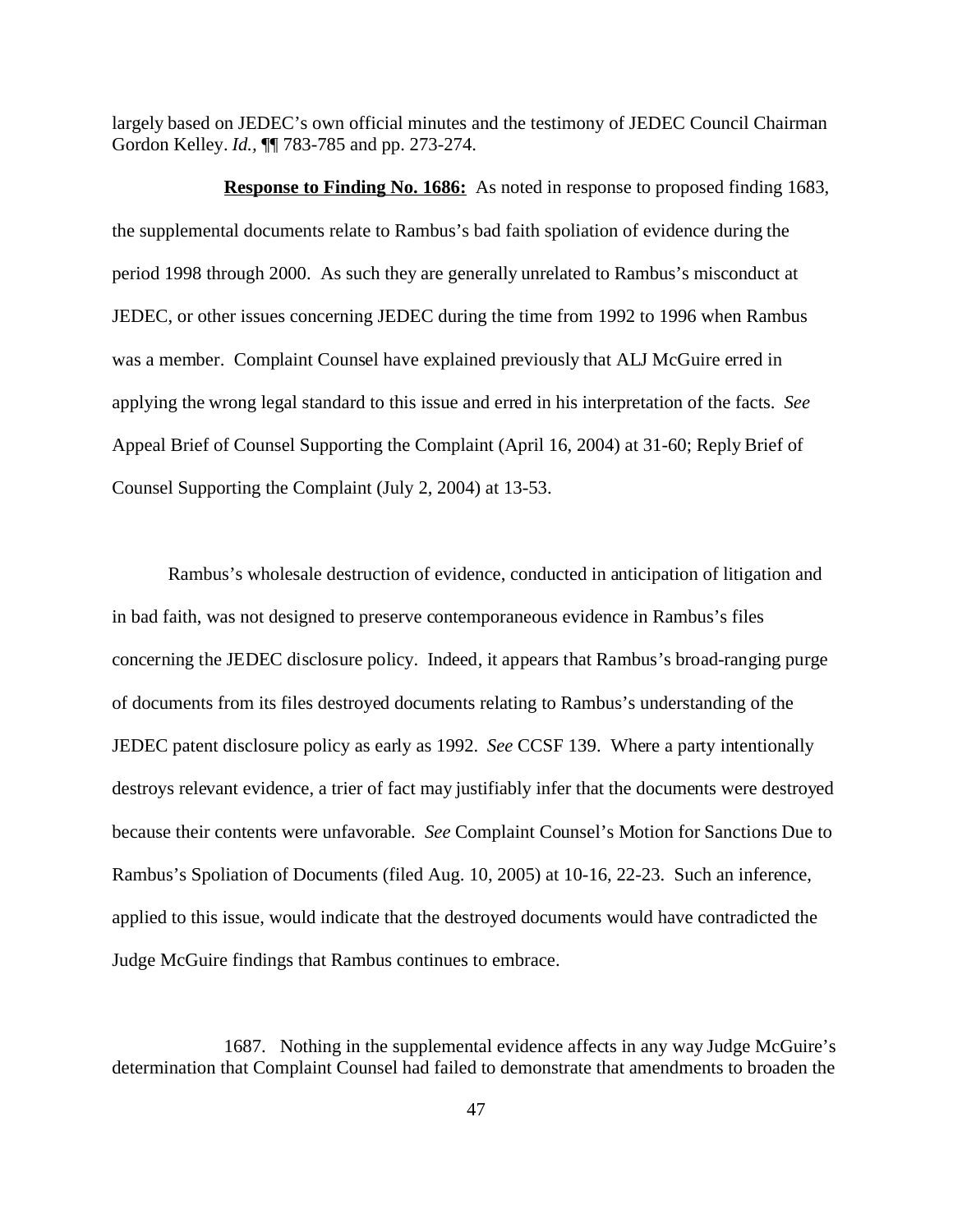largely based on JEDEC's own official minutes and the testimony of JEDEC Council Chairman Gordon Kelley. *Id.*, ¶¶ 783-785 and pp. 273-274.

**Response to Finding No. 1686:** As noted in response to proposed finding 1683, the supplemental documents relate to Rambus's bad faith spoliation of evidence during the period 1998 through 2000. As such they are generally unrelated to Rambus's misconduct at JEDEC, or other issues concerning JEDEC during the time from 1992 to 1996 when Rambus was a member. Complaint Counsel have explained previously that ALJ McGuire erred in applying the wrong legal standard to this issue and erred in his interpretation of the facts. *See* Appeal Brief of Counsel Supporting the Complaint (April 16, 2004) at 31-60; Reply Brief of Counsel Supporting the Complaint (July 2, 2004) at 13-53.

Rambus's wholesale destruction of evidence, conducted in anticipation of litigation and in bad faith, was not designed to preserve contemporaneous evidence in Rambus's files concerning the JEDEC disclosure policy. Indeed, it appears that Rambus's broad-ranging purge of documents from its files destroyed documents relating to Rambus's understanding of the JEDEC patent disclosure policy as early as 1992. *See* CCSF 139. Where a party intentionally destroys relevant evidence, a trier of fact may justifiably infer that the documents were destroyed because their contents were unfavorable. *See* Complaint Counsel's Motion for Sanctions Due to Rambus's Spoliation of Documents (filed Aug. 10, 2005) at 10-16, 22-23. Such an inference, applied to this issue, would indicate that the destroyed documents would have contradicted the Judge McGuire findings that Rambus continues to embrace.

1687. Nothing in the supplemental evidence affects in any way Judge McGuire's determination that Complaint Counsel had failed to demonstrate that amendments to broaden the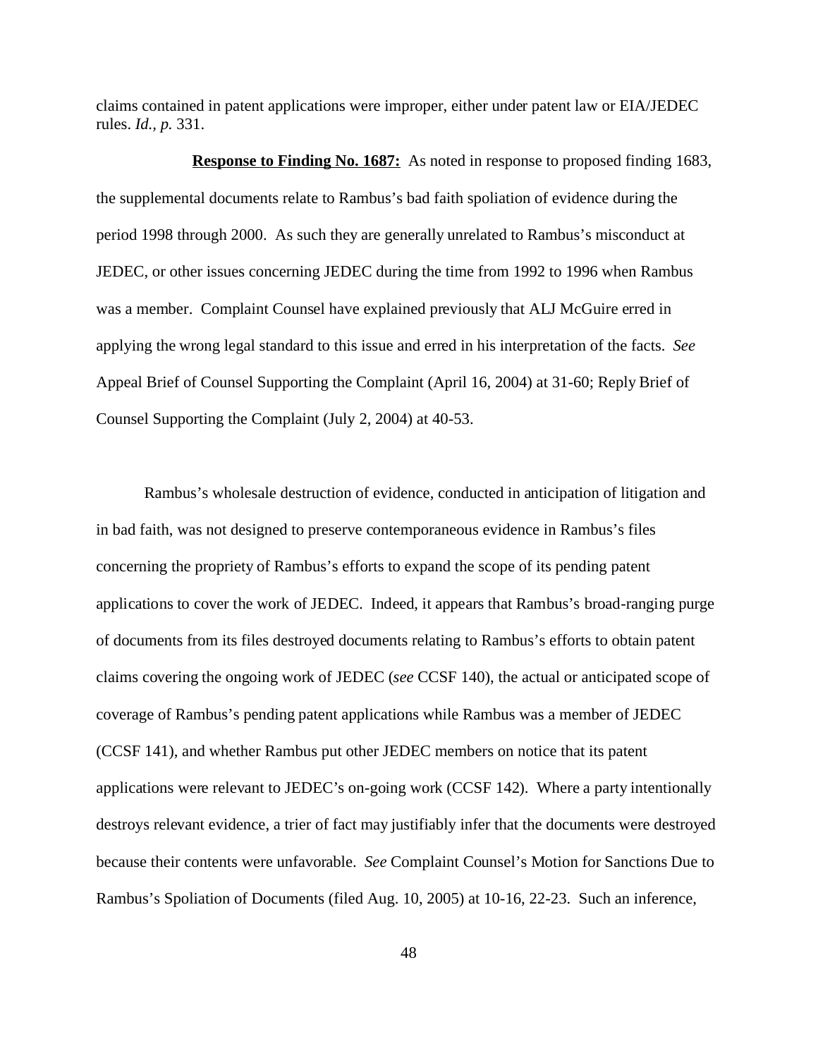claims contained in patent applications were improper, either under patent law or EIA/JEDEC rules. *Id., p.* 331.

**Response to Finding No. 1687:** As noted in response to proposed finding 1683, the supplemental documents relate to Rambus's bad faith spoliation of evidence during the period 1998 through 2000. As such they are generally unrelated to Rambus's misconduct at JEDEC, or other issues concerning JEDEC during the time from 1992 to 1996 when Rambus was a member. Complaint Counsel have explained previously that ALJ McGuire erred in applying the wrong legal standard to this issue and erred in his interpretation of the facts. *See* Appeal Brief of Counsel Supporting the Complaint (April 16, 2004) at 31-60; Reply Brief of Counsel Supporting the Complaint (July 2, 2004) at 40-53.

Rambus's wholesale destruction of evidence, conducted in anticipation of litigation and in bad faith, was not designed to preserve contemporaneous evidence in Rambus's files concerning the propriety of Rambus's efforts to expand the scope of its pending patent applications to cover the work of JEDEC. Indeed, it appears that Rambus's broad-ranging purge of documents from its files destroyed documents relating to Rambus's efforts to obtain patent claims covering the ongoing work of JEDEC (*see* CCSF 140), the actual or anticipated scope of coverage of Rambus's pending patent applications while Rambus was a member of JEDEC (CCSF 141), and whether Rambus put other JEDEC members on notice that its patent applications were relevant to JEDEC's on-going work (CCSF 142). Where a party intentionally destroys relevant evidence, a trier of fact may justifiably infer that the documents were destroyed because their contents were unfavorable. *See* Complaint Counsel's Motion for Sanctions Due to Rambus's Spoliation of Documents (filed Aug. 10, 2005) at 10-16, 22-23. Such an inference,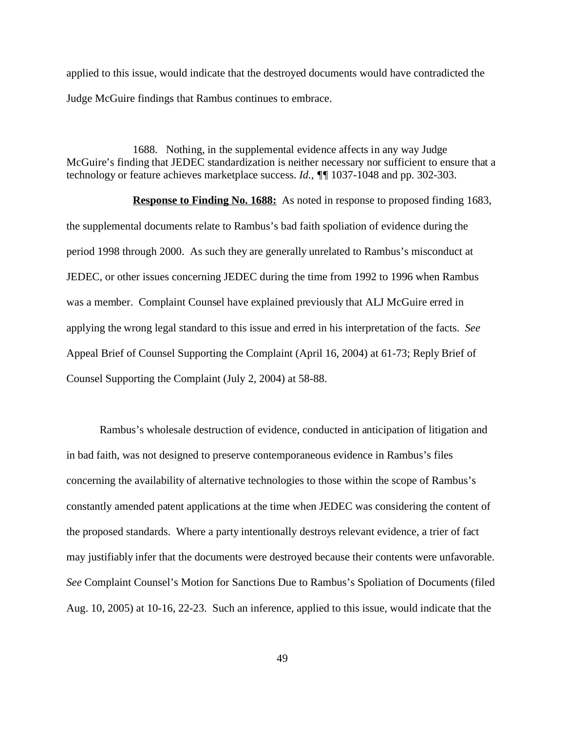applied to this issue, would indicate that the destroyed documents would have contradicted the Judge McGuire findings that Rambus continues to embrace.

> 1688. Nothing, in the supplemental evidence affects in any way Judge McGuire's finding that JEDEC standardization is neither necessary nor sufficient to ensure that a technology or feature achieves marketplace success. *Id.*, ¶¶ 1037-1048 and pp. 302-303.

**Response to Finding No. 1688:** As noted in response to proposed finding 1683, the supplemental documents relate to Rambus's bad faith spoliation of evidence during the period 1998 through 2000. As such they are generally unrelated to Rambus's misconduct at JEDEC, or other issues concerning JEDEC during the time from 1992 to 1996 when Rambus was a member. Complaint Counsel have explained previously that ALJ McGuire erred in applying the wrong legal standard to this issue and erred in his interpretation of the facts. *See* Appeal Brief of Counsel Supporting the Complaint (April 16, 2004) at 61-73; Reply Brief of Counsel Supporting the Complaint (July 2, 2004) at 58-88.

Rambus's wholesale destruction of evidence, conducted in anticipation of litigation and in bad faith, was not designed to preserve contemporaneous evidence in Rambus's files concerning the availability of alternative technologies to those within the scope of Rambus's constantly amended patent applications at the time when JEDEC was considering the content of the proposed standards. Where a party intentionally destroys relevant evidence, a trier of fact may justifiably infer that the documents were destroyed because their contents were unfavorable. *See* Complaint Counsel's Motion for Sanctions Due to Rambus's Spoliation of Documents (filed Aug. 10, 2005) at 10-16, 22-23. Such an inference, applied to this issue, would indicate that the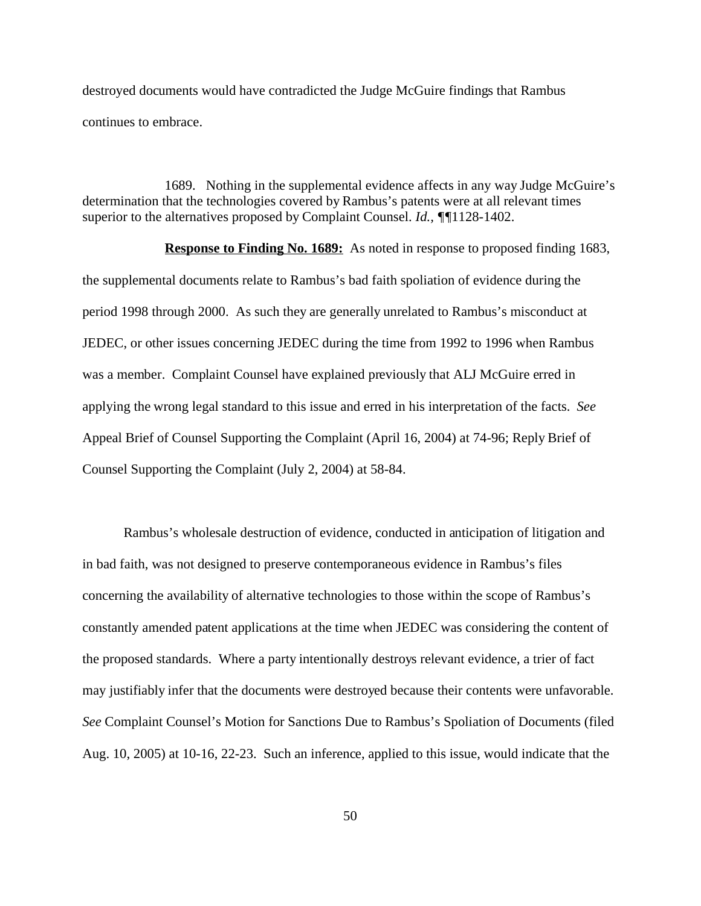destroyed documents would have contradicted the Judge McGuire findings that Rambus continues to embrace.

1689. Nothing in the supplemental evidence affects in any way Judge McGuire's determination that the technologies covered by Rambus's patents were at all relevant times superior to the alternatives proposed by Complaint Counsel. *Id.*, ¶¶1128-1402.

**Response to Finding No. 1689:** As noted in response to proposed finding 1683, the supplemental documents relate to Rambus's bad faith spoliation of evidence during the period 1998 through 2000. As such they are generally unrelated to Rambus's misconduct at JEDEC, or other issues concerning JEDEC during the time from 1992 to 1996 when Rambus was a member. Complaint Counsel have explained previously that ALJ McGuire erred in applying the wrong legal standard to this issue and erred in his interpretation of the facts. *See* Appeal Brief of Counsel Supporting the Complaint (April 16, 2004) at 74-96; Reply Brief of Counsel Supporting the Complaint (July 2, 2004) at 58-84.

Rambus's wholesale destruction of evidence, conducted in anticipation of litigation and in bad faith, was not designed to preserve contemporaneous evidence in Rambus's files concerning the availability of alternative technologies to those within the scope of Rambus's constantly amended patent applications at the time when JEDEC was considering the content of the proposed standards. Where a party intentionally destroys relevant evidence, a trier of fact may justifiably infer that the documents were destroyed because their contents were unfavorable. *See* Complaint Counsel's Motion for Sanctions Due to Rambus's Spoliation of Documents (filed Aug. 10, 2005) at 10-16, 22-23. Such an inference, applied to this issue, would indicate that the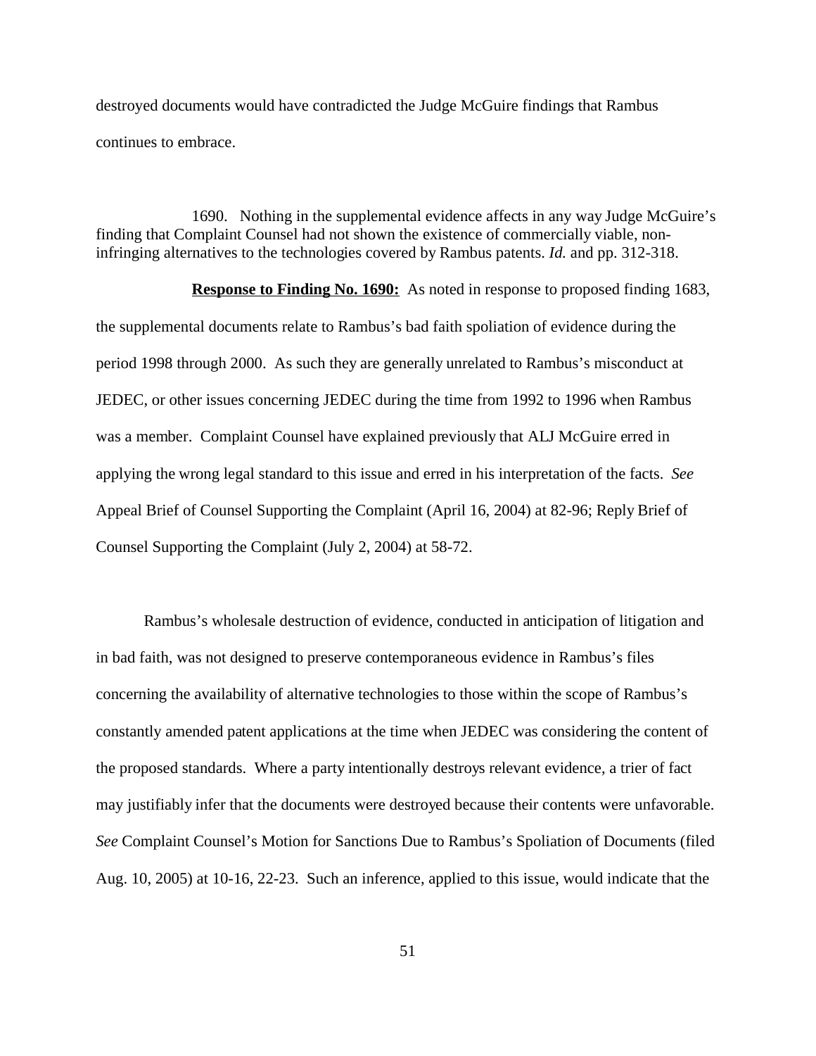destroyed documents would have contradicted the Judge McGuire findings that Rambus continues to embrace.

1690. Nothing in the supplemental evidence affects in any way Judge McGuire's finding that Complaint Counsel had not shown the existence of commercially viable, non-infringing alternatives to the technologies covered by Rambus patents. *Id.* and pp. 312-318.

**Response to Finding No. 1690:** As noted in response to proposed finding 1683, the supplemental documents relate to Rambus's bad faith spoliation of evidence during the period 1998 through 2000. As such they are generally unrelated to Rambus's misconduct at JEDEC, or other issues concerning JEDEC during the time from 1992 to 1996 when Rambus was a member. Complaint Counsel have explained previously that ALJ McGuire erred in applying the wrong legal standard to this issue and erred in his interpretation of the facts. *See* Appeal Brief of Counsel Supporting the Complaint (April 16, 2004) at 82-96; Reply Brief of Counsel Supporting the Complaint (July 2, 2004) at 58-72.

Rambus's wholesale destruction of evidence, conducted in anticipation of litigation and in bad faith, was not designed to preserve contemporaneous evidence in Rambus's files concerning the availability of alternative technologies to those within the scope of Rambus's constantly amended patent applications at the time when JEDEC was considering the content of the proposed standards. Where a party intentionally destroys relevant evidence, a trier of fact may justifiably infer that the documents were destroyed because their contents were unfavorable. *See* Complaint Counsel's Motion for Sanctions Due to Rambus's Spoliation of Documents (filed Aug. 10, 2005) at 10-16, 22-23. Such an inference, applied to this issue, would indicate that the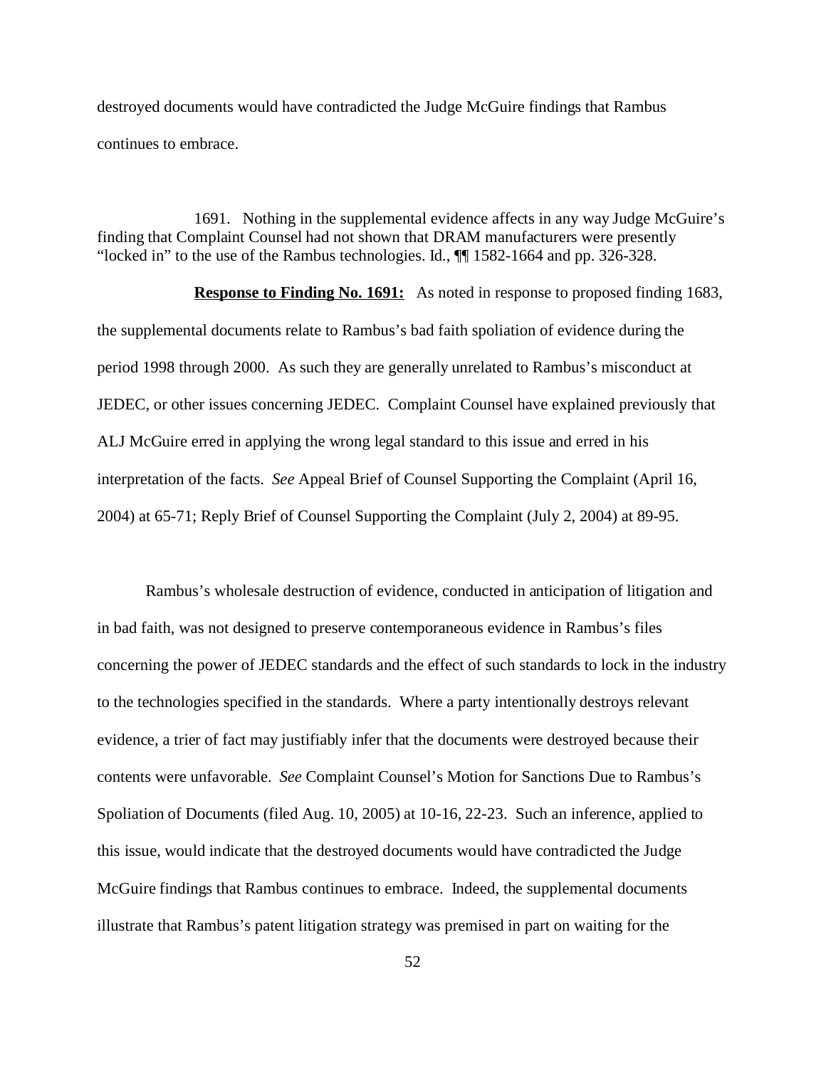destroyed documents would have contradicted the Judge McGuire findings that Rambus continues to embrace.

1691. Nothing in the supplemental evidence affects in any way Judge McGuire's finding that Complaint Counsel had not shown that DRAM manufacturers were presently "locked in" to the use of the Rambus technologies. Id., ¶¶ 1582-1664 and pp. 326-328.

**Response to Finding No. 1691:** As noted in response to proposed finding 1683, the supplemental documents relate to Rambus's bad faith spoliation of evidence during the period 1998 through 2000. As such they are generally unrelated to Rambus's misconduct at JEDEC, or other issues concerning JEDEC. Complaint Counsel have explained previously that ALJ McGuire erred in applying the wrong legal standard to this issue and erred in his interpretation of the facts. *See* Appeal Brief of Counsel Supporting the Complaint (April 16, 2004) at 65-71; Reply Brief of Counsel Supporting the Complaint (July 2, 2004) at 89-95.

Rambus's wholesale destruction of evidence, conducted in anticipation of litigation and in bad faith, was not designed to preserve contemporaneous evidence in Rambus's files concerning the power of JEDEC standards and the effect of such standards to lock in the industry to the technologies specified in the standards. Where a party intentionally destroys relevant evidence, a trier of fact may justifiably infer that the documents were destroyed because their contents were unfavorable. *See* Complaint Counsel's Motion for Sanctions Due to Rambus's Spoliation of Documents (filed Aug. 10, 2005) at 10-16, 22-23. Such an inference, applied to this issue, would indicate that the destroyed documents would have contradicted the Judge McGuire findings that Rambus continues to embrace. Indeed, the supplemental documents illustrate that Rambus's patent litigation strategy was premised in part on waiting for the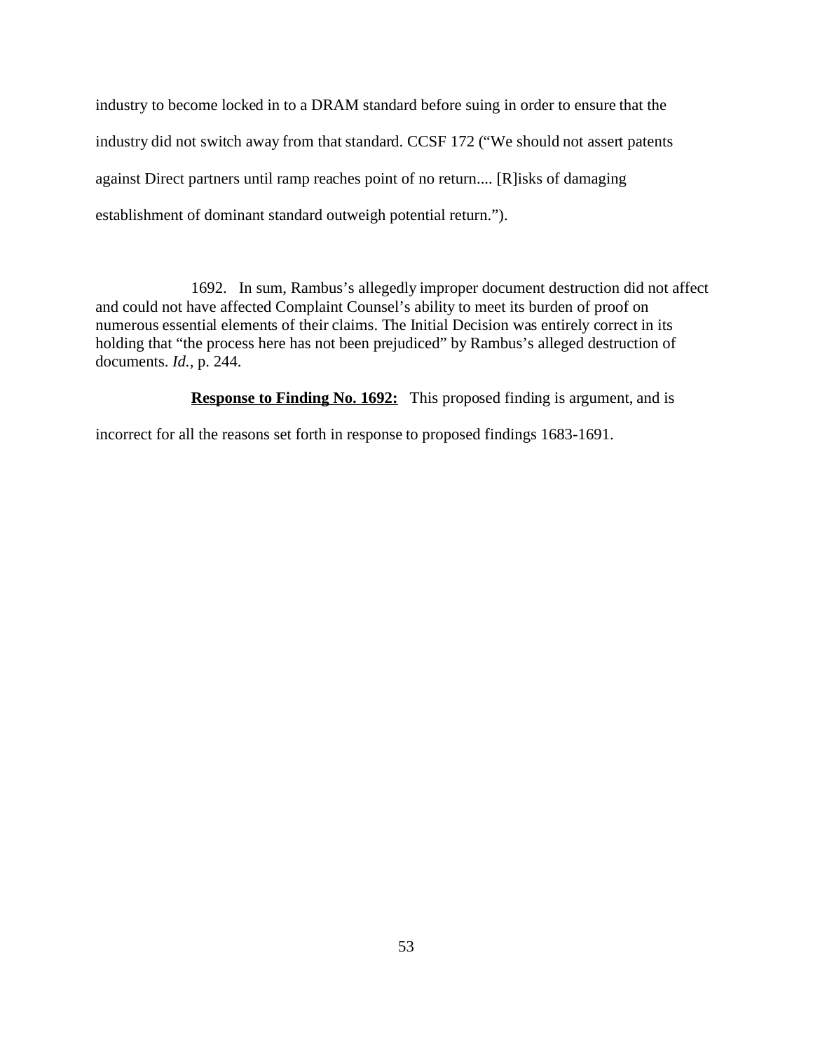industry to become locked in to a DRAM standard before suing in order to ensure that the industry did not switch away from that standard. CCSF 172 ("We should not assert patents against Direct partners until ramp reaches point of no return.... [R]isks of damaging establishment of dominant standard outweigh potential return.").

1692. In sum, Rambus's allegedly improper document destruction did not affect and could not have affected Complaint Counsel's ability to meet its burden of proof on numerous essential elements of their claims. The Initial Decision was entirely correct in its holding that "the process here has not been prejudiced" by Rambus's alleged destruction of documents. *Id.*, p. 244.

**Response to Finding No. 1692:** This proposed finding is argument, and is incorrect for all the reasons set forth in response to proposed findings 1683-1691.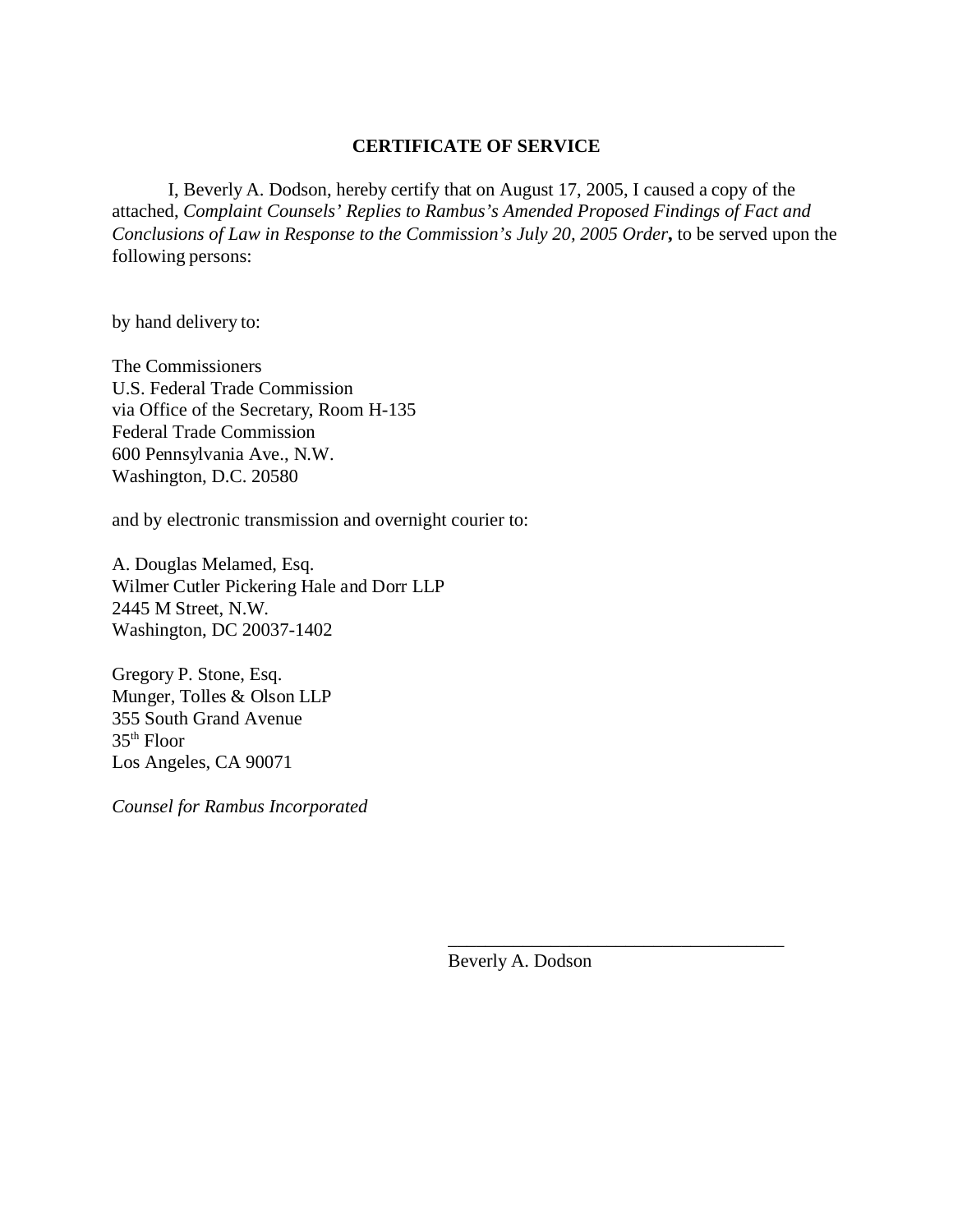## CERTIFICATE OF SERVICE

I, Beverly A. Dodson, hereby certify that on August 17, 2005, I caused a copy of the attached, *Complaint Counsels' Replies to Rambus's Amended Proposed Findings of Fact and Conclusions of Law in Response to the Commission's July 20, 2005 Order***,** to be served upon the following persons:

by hand delivery to:

The Commissioners
U.S. Federal Trade Commission
via Office of the Secretary, Room H-135
Federal Trade Commission
600 Pennsylvania Ave., N.W.
Washington, D.C. 20580

and by electronic transmission and overnight courier to:

A. Douglas Melamed, Esq.
Wilmer Cutler Pickering Hale and Dorr LLP
2445 M Street, N.W.
Washington, DC 20037-1402

Gregory P. Stone, Esq.
Munger, Tolles & Olson LLP
355 South Grand Avenue
35th Floor
Los Angeles, CA 90071

*Counsel for Rambus Incorporated*

\_\_\_\_\_\_\_\_\_\_\_\_\_\_\_\_\_\_\_\_\_\_\_\_\_\_\_\_\_\_\_\_\_\_\_\_\_
Beverly A. Dodson